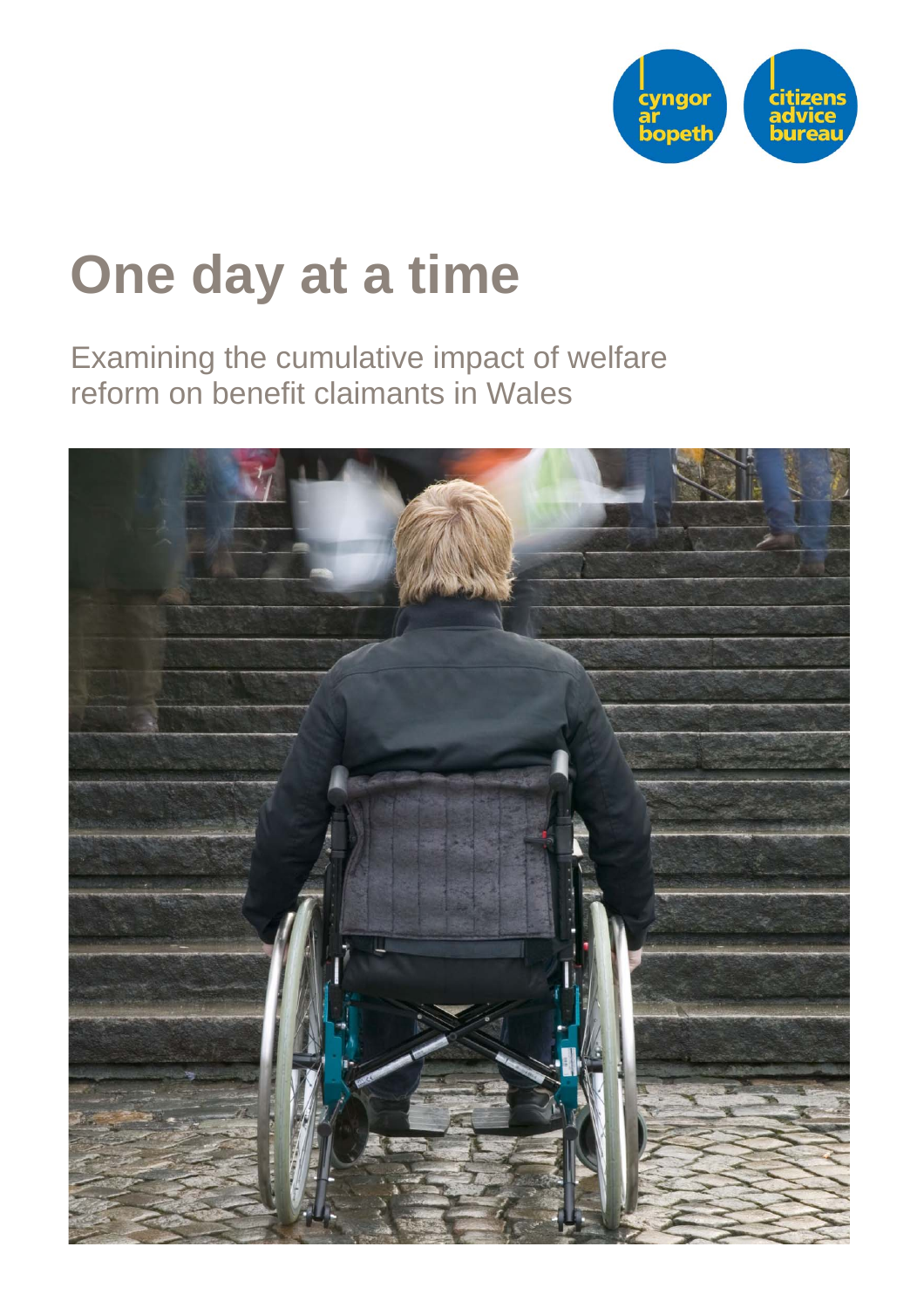cyngor ar bopeth

citizens advice bureau

# One day at a time

Examining the cumulative impact of welfare reform on benefit claimants in Wales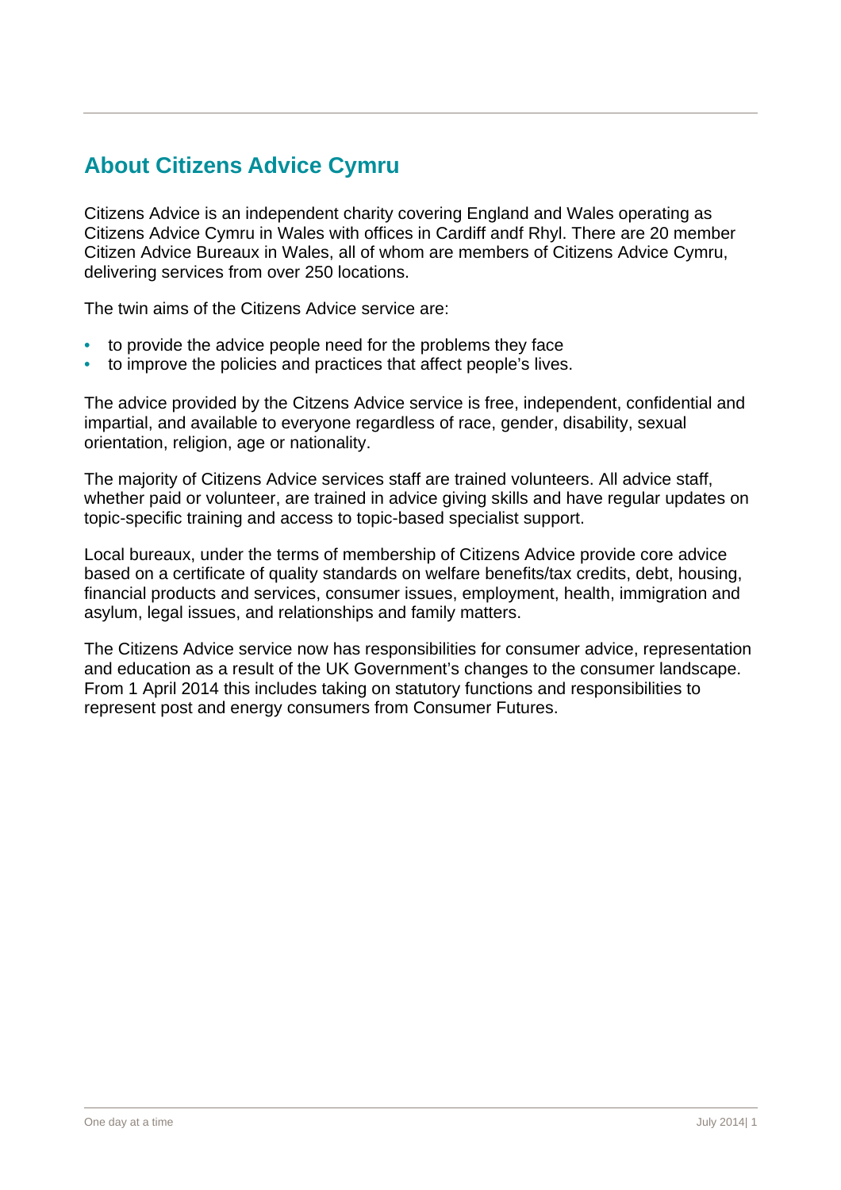## About Citizens Advice Cymru

Citizens Advice is an independent charity covering England and Wales operating as Citizens Advice Cymru in Wales with offices in Cardiff andf Rhyl. There are 20 member Citizen Advice Bureaux in Wales, all of whom are members of Citizens Advice Cymru, delivering services from over 250 locations.

The twin aims of the Citizens Advice service are:

- to provide the advice people need for the problems they face
- to improve the policies and practices that affect people's lives.

The advice provided by the Citzens Advice service is free, independent, confidential and impartial, and available to everyone regardless of race, gender, disability, sexual orientation, religion, age or nationality.

The majority of Citizens Advice services staff are trained volunteers. All advice staff, whether paid or volunteer, are trained in advice giving skills and have regular updates on topic-specific training and access to topic-based specialist support.

Local bureaux, under the terms of membership of Citizens Advice provide core advice based on a certificate of quality standards on welfare benefits/tax credits, debt, housing, financial products and services, consumer issues, employment, health, immigration and asylum, legal issues, and relationships and family matters.

The Citizens Advice service now has responsibilities for consumer advice, representation and education as a result of the UK Government's changes to the consumer landscape. From 1 April 2014 this includes taking on statutory functions and responsibilities to represent post and energy consumers from Consumer Futures.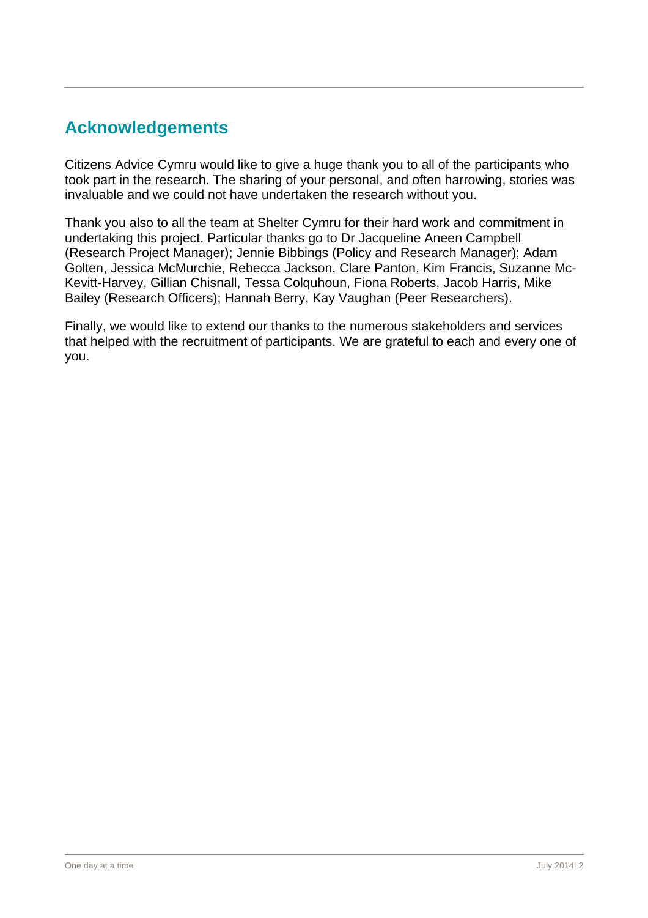## Acknowledgements

Citizens Advice Cymru would like to give a huge thank you to all of the participants who took part in the research. The sharing of your personal, and often harrowing, stories was invaluable and we could not have undertaken the research without you.

Thank you also to all the team at Shelter Cymru for their hard work and commitment in undertaking this project. Particular thanks go to Dr Jacqueline Aneen Campbell (Research Project Manager); Jennie Bibbings (Policy and Research Manager); Adam Golten, Jessica McMurchie, Rebecca Jackson, Clare Panton, Kim Francis, Suzanne Mc-Kevitt-Harvey, Gillian Chisnall, Tessa Colquhoun, Fiona Roberts, Jacob Harris, Mike Bailey (Research Officers); Hannah Berry, Kay Vaughan (Peer Researchers).

Finally, we would like to extend our thanks to the numerous stakeholders and services that helped with the recruitment of participants. We are grateful to each and every one of you.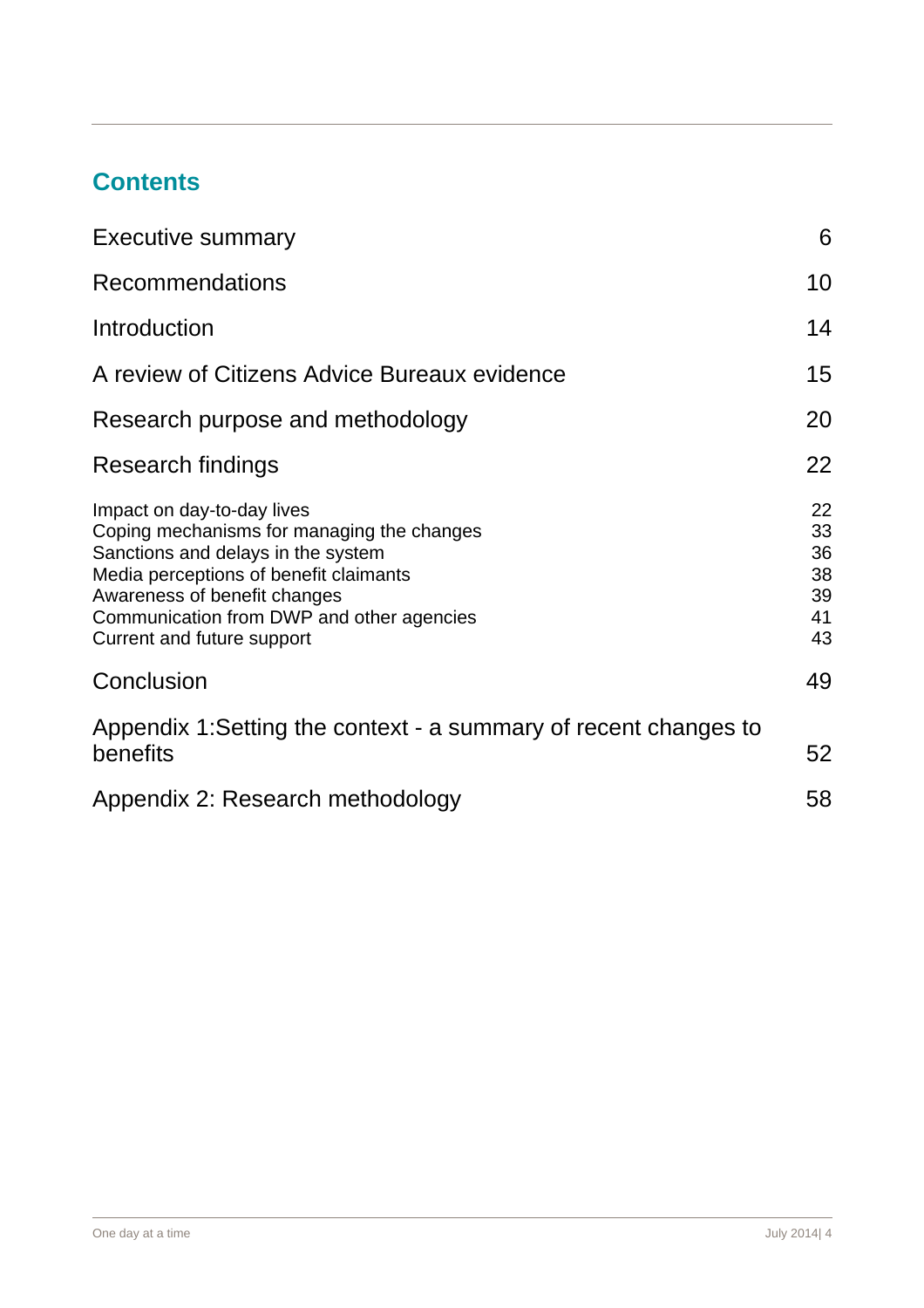## Contents

| | |
|---|---|
| Executive summary | 6 |
| Recommendations | 10 |
| Introduction | 14 |
| A review of Citizens Advice Bureaux evidence | 15 |
| Research purpose and methodology | 20 |
| Research findings | 22 |
| Impact on day-to-day lives | 22 |
| Coping mechanisms for managing the changes | 33 |
| Sanctions and delays in the system | 36 |
| Media perceptions of benefit claimants | 38 |
| Awareness of benefit changes | 39 |
| Communication from DWP and other agencies | 41 |
| Current and future support | 43 |
| Conclusion | 49 |
| Appendix 1:Setting the context - a summary of recent changes to benefits | 52 |
| Appendix 2: Research methodology | 58 |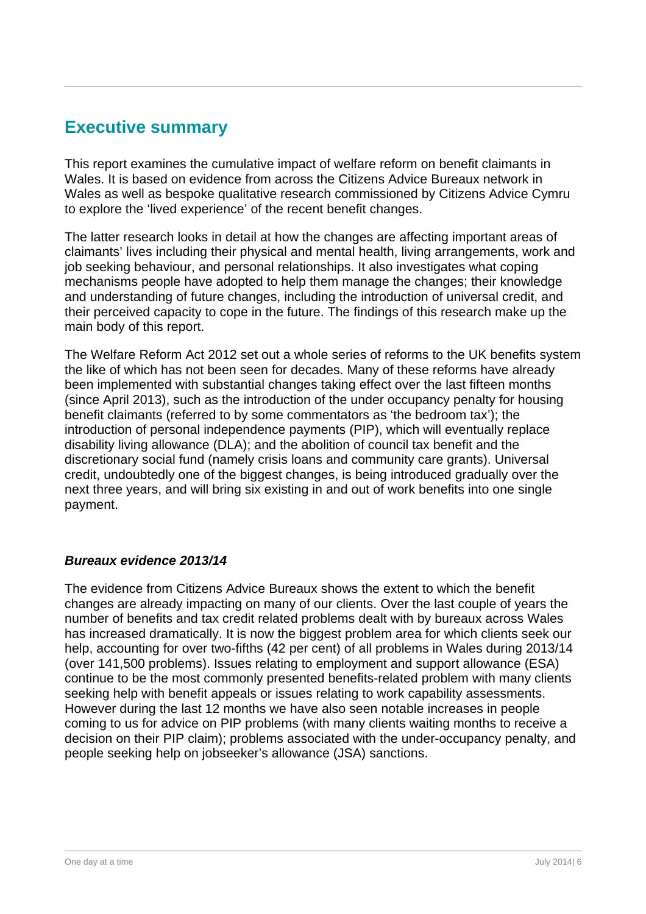## Executive summary

This report examines the cumulative impact of welfare reform on benefit claimants in Wales. It is based on evidence from across the Citizens Advice Bureaux network in Wales as well as bespoke qualitative research commissioned by Citizens Advice Cymru to explore the 'lived experience' of the recent benefit changes.

The latter research looks in detail at how the changes are affecting important areas of claimants' lives including their physical and mental health, living arrangements, work and job seeking behaviour, and personal relationships. It also investigates what coping mechanisms people have adopted to help them manage the changes; their knowledge and understanding of future changes, including the introduction of universal credit, and their perceived capacity to cope in the future. The findings of this research make up the main body of this report.

The Welfare Reform Act 2012 set out a whole series of reforms to the UK benefits system the like of which has not been seen for decades. Many of these reforms have already been implemented with substantial changes taking effect over the last fifteen months (since April 2013), such as the introduction of the under occupancy penalty for housing benefit claimants (referred to by some commentators as 'the bedroom tax'); the introduction of personal independence payments (PIP), which will eventually replace disability living allowance (DLA); and the abolition of council tax benefit and the discretionary social fund (namely crisis loans and community care grants). Universal credit, undoubtedly one of the biggest changes, is being introduced gradually over the next three years, and will bring six existing in and out of work benefits into one single payment.

### *Bureaux evidence 2013/14*

The evidence from Citizens Advice Bureaux shows the extent to which the benefit changes are already impacting on many of our clients. Over the last couple of years the number of benefits and tax credit related problems dealt with by bureaux across Wales has increased dramatically. It is now the biggest problem area for which clients seek our help, accounting for over two-fifths (42 per cent) of all problems in Wales during 2013/14 (over 141,500 problems). Issues relating to employment and support allowance (ESA) continue to be the most commonly presented benefits-related problem with many clients seeking help with benefit appeals or issues relating to work capability assessments. However during the last 12 months we have also seen notable increases in people coming to us for advice on PIP problems (with many clients waiting months to receive a decision on their PIP claim); problems associated with the under-occupancy penalty, and people seeking help on jobseeker's allowance (JSA) sanctions.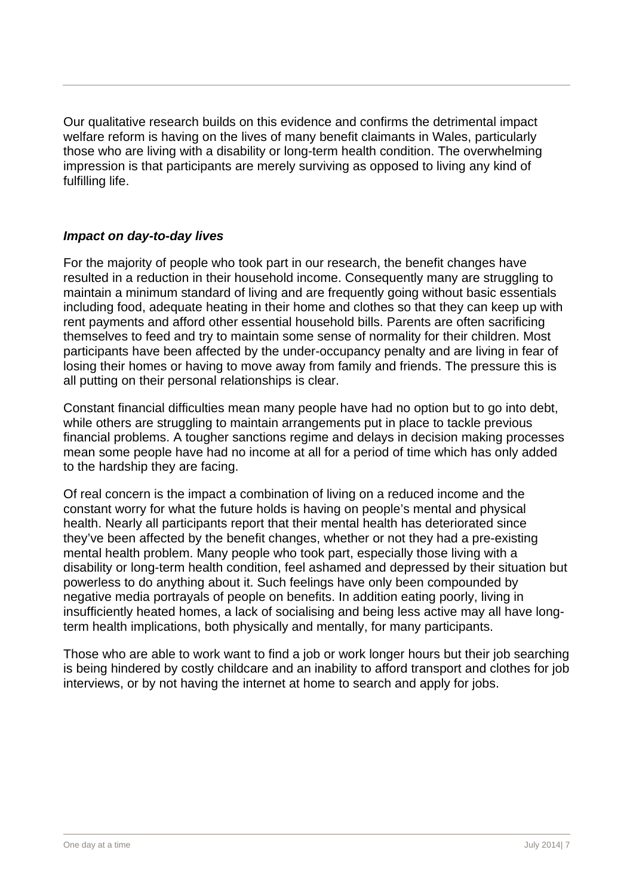Our qualitative research builds on this evidence and confirms the detrimental impact welfare reform is having on the lives of many benefit claimants in Wales, particularly those who are living with a disability or long-term health condition. The overwhelming impression is that participants are merely surviving as opposed to living any kind of fulfilling life.

### *Impact on day-to-day lives*

For the majority of people who took part in our research, the benefit changes have resulted in a reduction in their household income. Consequently many are struggling to maintain a minimum standard of living and are frequently going without basic essentials including food, adequate heating in their home and clothes so that they can keep up with rent payments and afford other essential household bills. Parents are often sacrificing themselves to feed and try to maintain some sense of normality for their children. Most participants have been affected by the under-occupancy penalty and are living in fear of losing their homes or having to move away from family and friends. The pressure this is all putting on their personal relationships is clear.

Constant financial difficulties mean many people have had no option but to go into debt, while others are struggling to maintain arrangements put in place to tackle previous financial problems. A tougher sanctions regime and delays in decision making processes mean some people have had no income at all for a period of time which has only added to the hardship they are facing.

Of real concern is the impact a combination of living on a reduced income and the constant worry for what the future holds is having on people's mental and physical health. Nearly all participants report that their mental health has deteriorated since they've been affected by the benefit changes, whether or not they had a pre-existing mental health problem. Many people who took part, especially those living with a disability or long-term health condition, feel ashamed and depressed by their situation but powerless to do anything about it. Such feelings have only been compounded by negative media portrayals of people on benefits. In addition eating poorly, living in insufficiently heated homes, a lack of socialising and being less active may all have long-term health implications, both physically and mentally, for many participants.

Those who are able to work want to find a job or work longer hours but their job searching is being hindered by costly childcare and an inability to afford transport and clothes for job interviews, or by not having the internet at home to search and apply for jobs.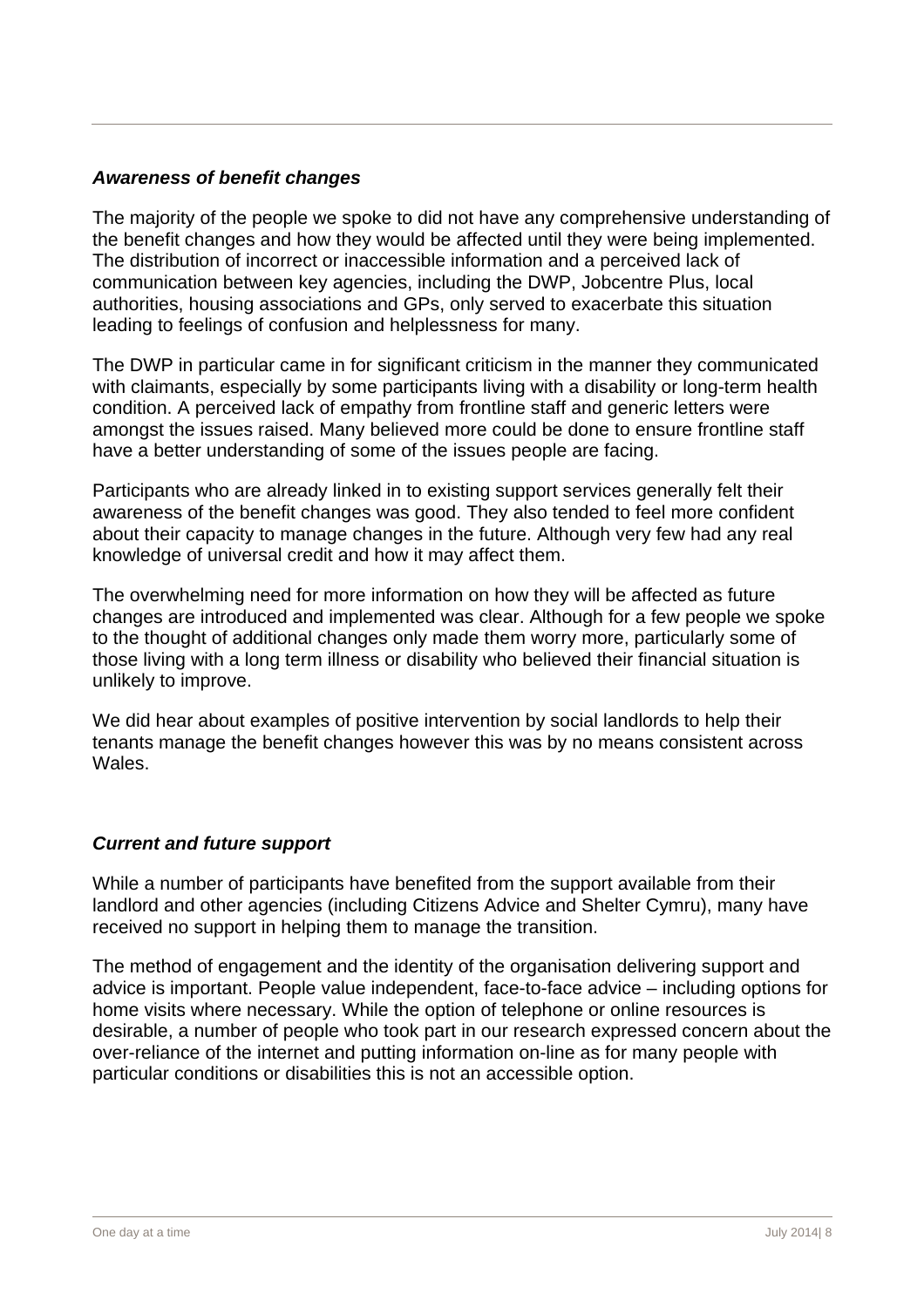### *Awareness of benefit changes*

The majority of the people we spoke to did not have any comprehensive understanding of the benefit changes and how they would be affected until they were being implemented. The distribution of incorrect or inaccessible information and a perceived lack of communication between key agencies, including the DWP, Jobcentre Plus, local authorities, housing associations and GPs, only served to exacerbate this situation leading to feelings of confusion and helplessness for many.

The DWP in particular came in for significant criticism in the manner they communicated with claimants, especially by some participants living with a disability or long-term health condition. A perceived lack of empathy from frontline staff and generic letters were amongst the issues raised. Many believed more could be done to ensure frontline staff have a better understanding of some of the issues people are facing.

Participants who are already linked in to existing support services generally felt their awareness of the benefit changes was good. They also tended to feel more confident about their capacity to manage changes in the future. Although very few had any real knowledge of universal credit and how it may affect them.

The overwhelming need for more information on how they will be affected as future changes are introduced and implemented was clear. Although for a few people we spoke to the thought of additional changes only made them worry more, particularly some of those living with a long term illness or disability who believed their financial situation is unlikely to improve.

We did hear about examples of positive intervention by social landlords to help their tenants manage the benefit changes however this was by no means consistent across Wales.

### *Current and future support*

While a number of participants have benefited from the support available from their landlord and other agencies (including Citizens Advice and Shelter Cymru), many have received no support in helping them to manage the transition.

The method of engagement and the identity of the organisation delivering support and advice is important. People value independent, face-to-face advice – including options for home visits where necessary. While the option of telephone or online resources is desirable, a number of people who took part in our research expressed concern about the over-reliance of the internet and putting information on-line as for many people with particular conditions or disabilities this is not an accessible option.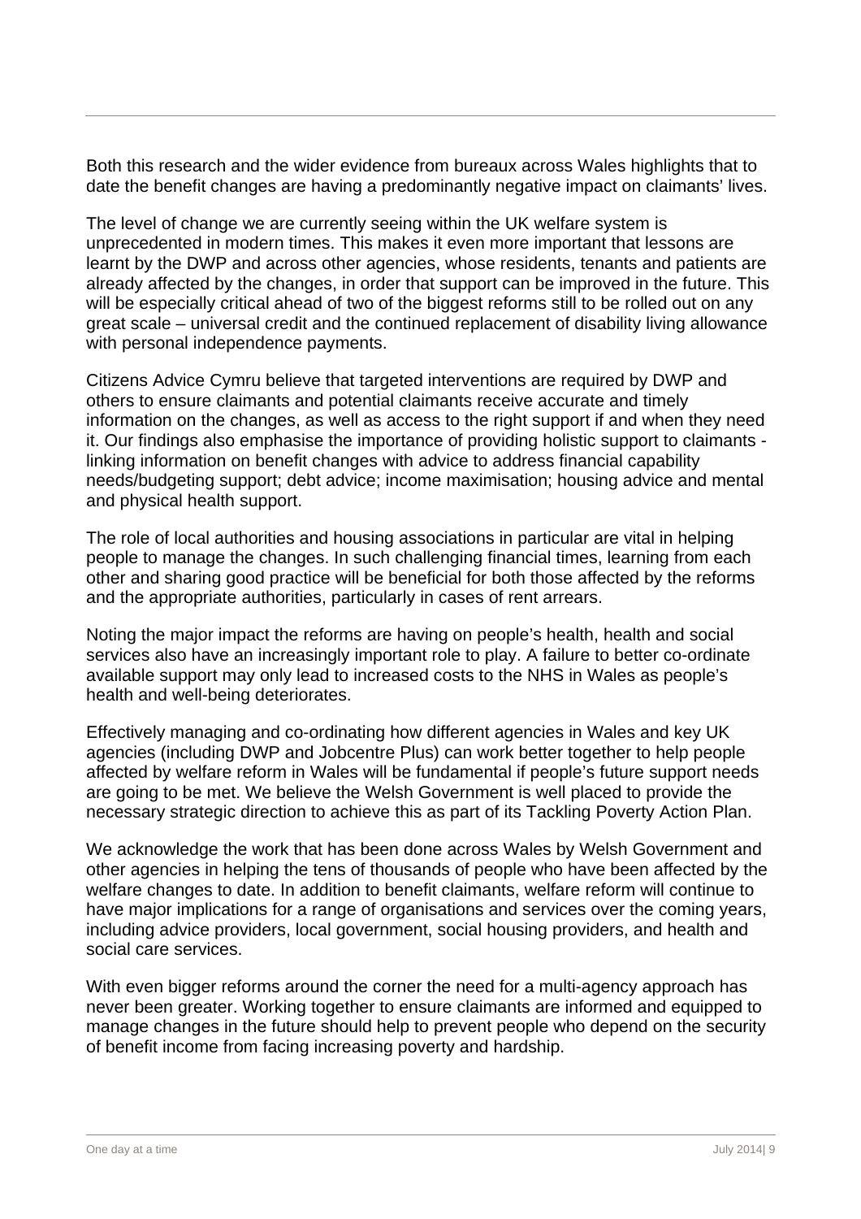Both this research and the wider evidence from bureaux across Wales highlights that to date the benefit changes are having a predominantly negative impact on claimants' lives.

The level of change we are currently seeing within the UK welfare system is unprecedented in modern times. This makes it even more important that lessons are learnt by the DWP and across other agencies, whose residents, tenants and patients are already affected by the changes, in order that support can be improved in the future. This will be especially critical ahead of two of the biggest reforms still to be rolled out on any great scale – universal credit and the continued replacement of disability living allowance with personal independence payments.

Citizens Advice Cymru believe that targeted interventions are required by DWP and others to ensure claimants and potential claimants receive accurate and timely information on the changes, as well as access to the right support if and when they need it. Our findings also emphasise the importance of providing holistic support to claimants - linking information on benefit changes with advice to address financial capability needs/budgeting support; debt advice; income maximisation; housing advice and mental and physical health support.

The role of local authorities and housing associations in particular are vital in helping people to manage the changes. In such challenging financial times, learning from each other and sharing good practice will be beneficial for both those affected by the reforms and the appropriate authorities, particularly in cases of rent arrears.

Noting the major impact the reforms are having on people's health, health and social services also have an increasingly important role to play. A failure to better co-ordinate available support may only lead to increased costs to the NHS in Wales as people's health and well-being deteriorates.

Effectively managing and co-ordinating how different agencies in Wales and key UK agencies (including DWP and Jobcentre Plus) can work better together to help people affected by welfare reform in Wales will be fundamental if people's future support needs are going to be met. We believe the Welsh Government is well placed to provide the necessary strategic direction to achieve this as part of its Tackling Poverty Action Plan.

We acknowledge the work that has been done across Wales by Welsh Government and other agencies in helping the tens of thousands of people who have been affected by the welfare changes to date. In addition to benefit claimants, welfare reform will continue to have major implications for a range of organisations and services over the coming years, including advice providers, local government, social housing providers, and health and social care services.

With even bigger reforms around the corner the need for a multi-agency approach has never been greater. Working together to ensure claimants are informed and equipped to manage changes in the future should help to prevent people who depend on the security of benefit income from facing increasing poverty and hardship.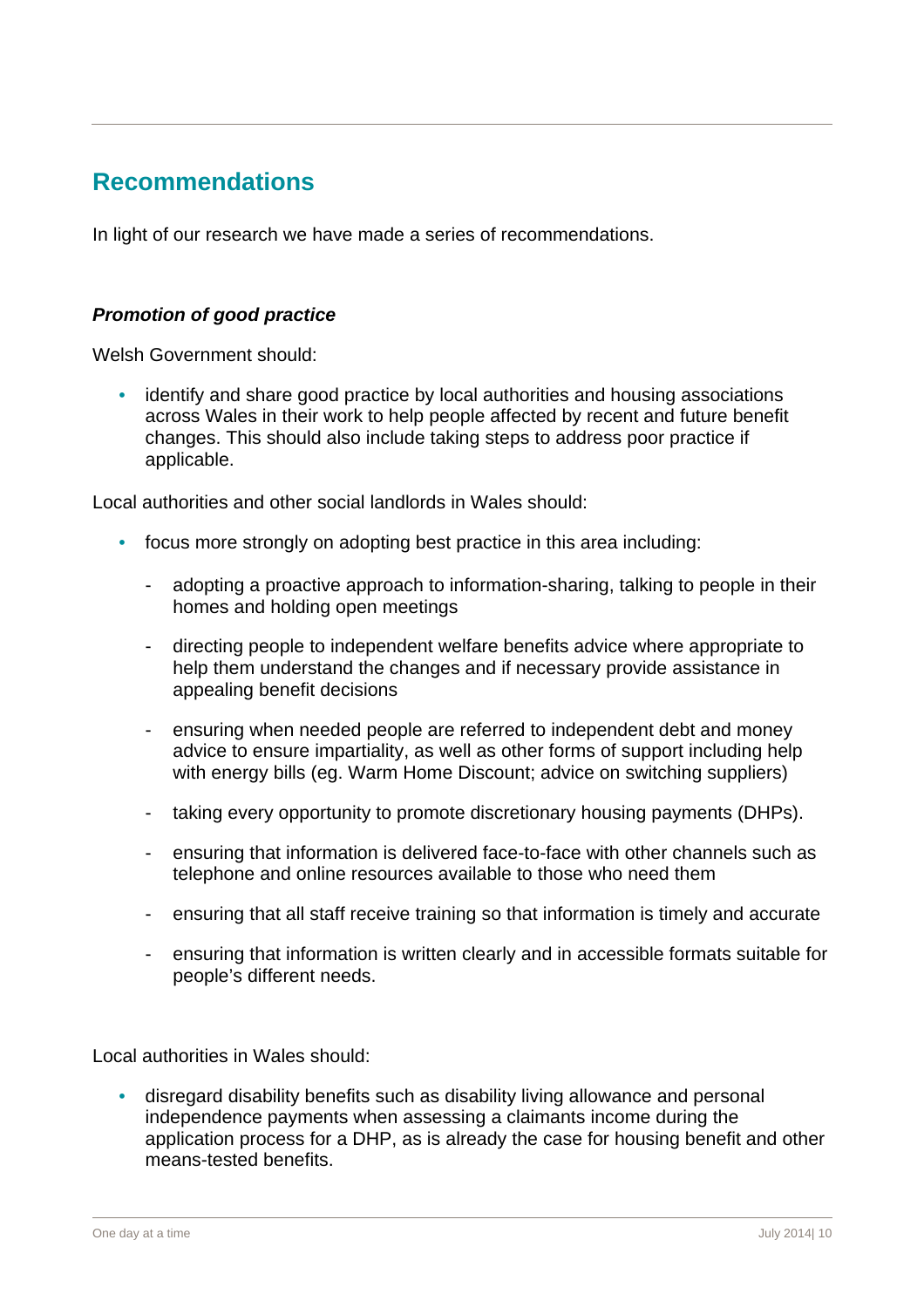## Recommendations

In light of our research we have made a series of recommendations.

### ***Promotion of good practice***

Welsh Government should:

- identify and share good practice by local authorities and housing associations across Wales in their work to help people affected by recent and future benefit changes. This should also include taking steps to address poor practice if applicable.

Local authorities and other social landlords in Wales should:

- focus more strongly on adopting best practice in this area including:
  - adopting a proactive approach to information-sharing, talking to people in their homes and holding open meetings
  - directing people to independent welfare benefits advice where appropriate to help them understand the changes and if necessary provide assistance in appealing benefit decisions
  - ensuring when needed people are referred to independent debt and money advice to ensure impartiality, as well as other forms of support including help with energy bills (eg. Warm Home Discount; advice on switching suppliers)
  - taking every opportunity to promote discretionary housing payments (DHPs).
  - ensuring that information is delivered face-to-face with other channels such as telephone and online resources available to those who need them
  - ensuring that all staff receive training so that information is timely and accurate
  - ensuring that information is written clearly and in accessible formats suitable for people's different needs.

Local authorities in Wales should:

- disregard disability benefits such as disability living allowance and personal independence payments when assessing a claimants income during the application process for a DHP, as is already the case for housing benefit and other means-tested benefits.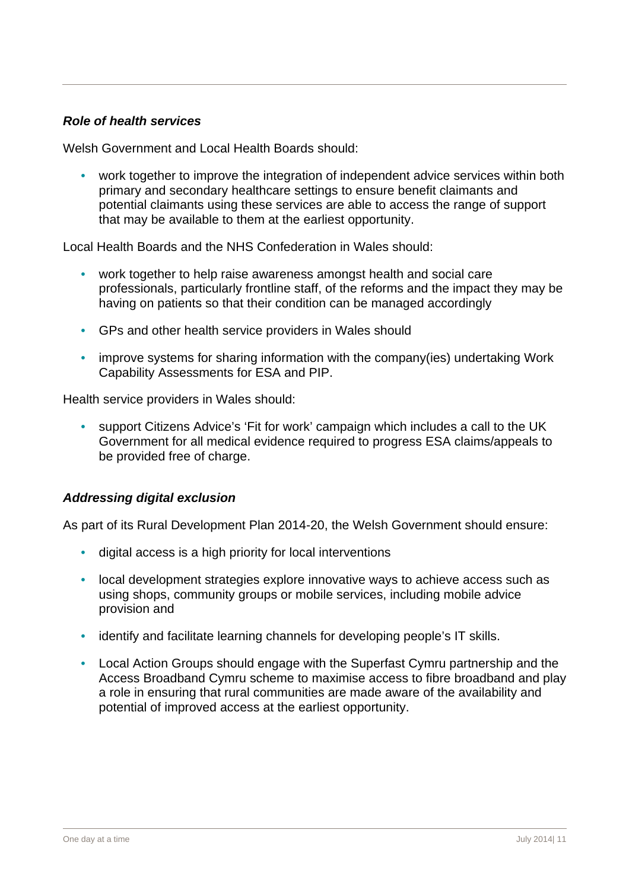***Role of health services***

Welsh Government and Local Health Boards should:

- work together to improve the integration of independent advice services within both primary and secondary healthcare settings to ensure benefit claimants and potential claimants using these services are able to access the range of support that may be available to them at the earliest opportunity.

Local Health Boards and the NHS Confederation in Wales should:

- work together to help raise awareness amongst health and social care professionals, particularly frontline staff, of the reforms and the impact they may be having on patients so that their condition can be managed accordingly
- GPs and other health service providers in Wales should
- improve systems for sharing information with the company(ies) undertaking Work Capability Assessments for ESA and PIP.

Health service providers in Wales should:

- support Citizens Advice's 'Fit for work' campaign which includes a call to the UK Government for all medical evidence required to progress ESA claims/appeals to be provided free of charge.

***Addressing digital exclusion***

As part of its Rural Development Plan 2014-20, the Welsh Government should ensure:

- digital access is a high priority for local interventions
- local development strategies explore innovative ways to achieve access such as using shops, community groups or mobile services, including mobile advice provision and
- identify and facilitate learning channels for developing people's IT skills.
- Local Action Groups should engage with the Superfast Cymru partnership and the Access Broadband Cymru scheme to maximise access to fibre broadband and play a role in ensuring that rural communities are made aware of the availability and potential of improved access at the earliest opportunity.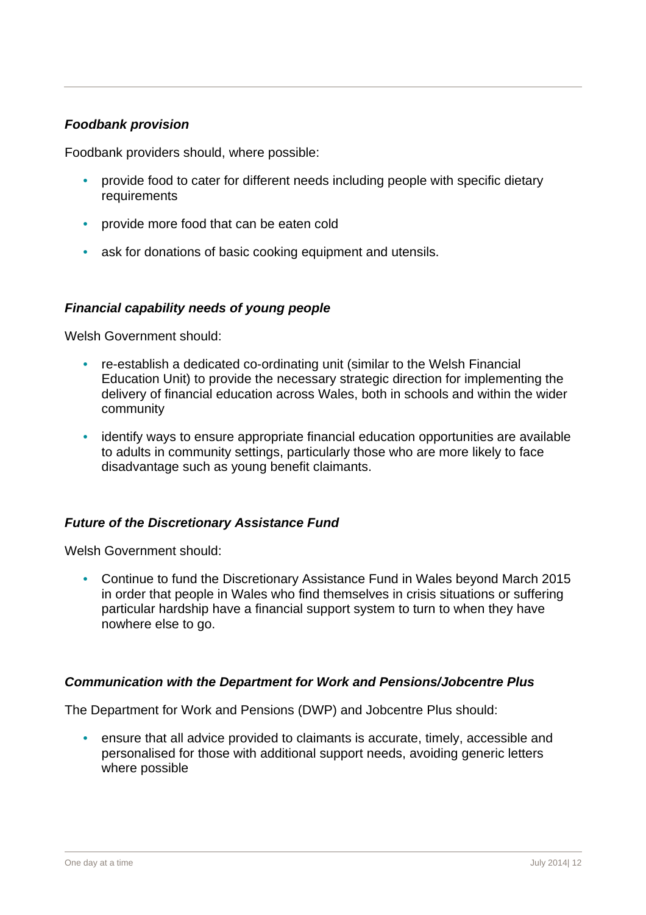### *Foodbank provision*

Foodbank providers should, where possible:

- provide food to cater for different needs including people with specific dietary requirements
- provide more food that can be eaten cold
- ask for donations of basic cooking equipment and utensils.

### *Financial capability needs of young people*

Welsh Government should:

- re-establish a dedicated co-ordinating unit (similar to the Welsh Financial Education Unit) to provide the necessary strategic direction for implementing the delivery of financial education across Wales, both in schools and within the wider community
- identify ways to ensure appropriate financial education opportunities are available to adults in community settings, particularly those who are more likely to face disadvantage such as young benefit claimants.

### *Future of the Discretionary Assistance Fund*

Welsh Government should:

- Continue to fund the Discretionary Assistance Fund in Wales beyond March 2015 in order that people in Wales who find themselves in crisis situations or suffering particular hardship have a financial support system to turn to when they have nowhere else to go.

### *Communication with the Department for Work and Pensions/Jobcentre Plus*

The Department for Work and Pensions (DWP) and Jobcentre Plus should:

- ensure that all advice provided to claimants is accurate, timely, accessible and personalised for those with additional support needs, avoiding generic letters where possible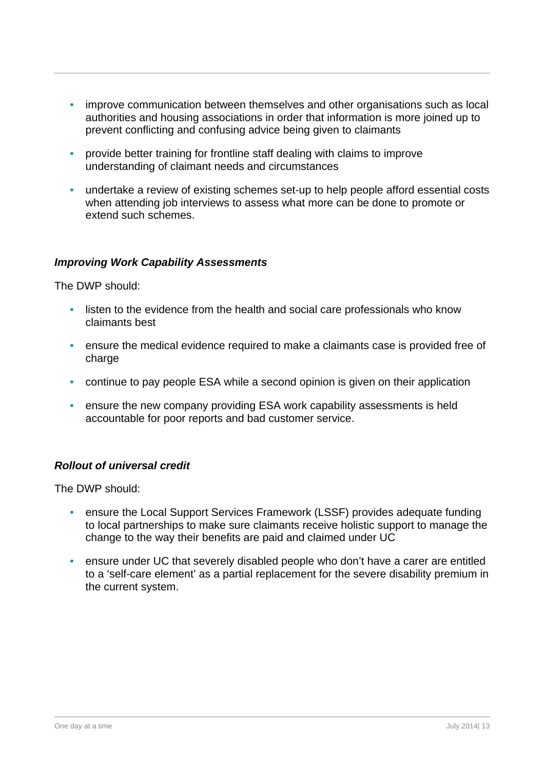- improve communication between themselves and other organisations such as local authorities and housing associations in order that information is more joined up to prevent conflicting and confusing advice being given to claimants
- provide better training for frontline staff dealing with claims to improve understanding of claimant needs and circumstances
- undertake a review of existing schemes set-up to help people afford essential costs when attending job interviews to assess what more can be done to promote or extend such schemes.

***Improving Work Capability Assessments***

The DWP should:

- listen to the evidence from the health and social care professionals who know claimants best
- ensure the medical evidence required to make a claimants case is provided free of charge
- continue to pay people ESA while a second opinion is given on their application
- ensure the new company providing ESA work capability assessments is held accountable for poor reports and bad customer service.

***Rollout of universal credit***

The DWP should:

- ensure the Local Support Services Framework (LSSF) provides adequate funding to local partnerships to make sure claimants receive holistic support to manage the change to the way their benefits are paid and claimed under UC
- ensure under UC that severely disabled people who don't have a carer are entitled to a 'self-care element' as a partial replacement for the severe disability premium in the current system.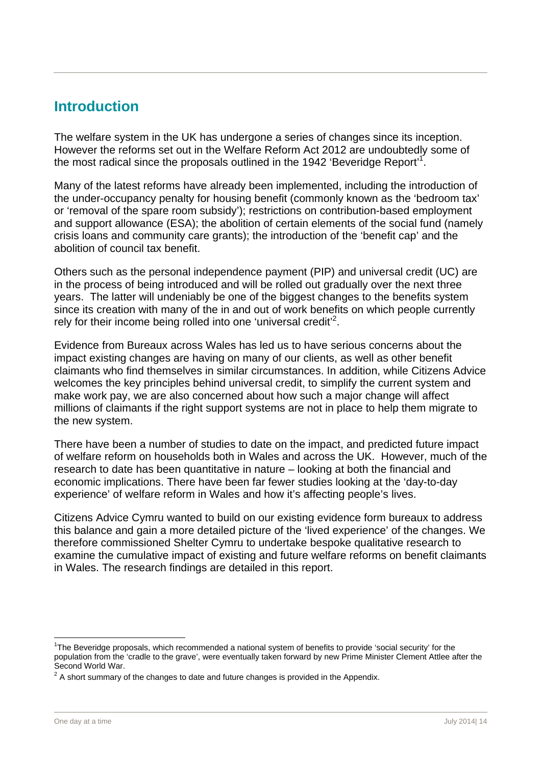## Introduction

The welfare system in the UK has undergone a series of changes since its inception. However the reforms set out in the Welfare Reform Act 2012 are undoubtedly some of the most radical since the proposals outlined in the 1942 'Beveridge Report'[1].

Many of the latest reforms have already been implemented, including the introduction of the under-occupancy penalty for housing benefit (commonly known as the 'bedroom tax' or 'removal of the spare room subsidy'); restrictions on contribution-based employment and support allowance (ESA); the abolition of certain elements of the social fund (namely crisis loans and community care grants); the introduction of the 'benefit cap' and the abolition of council tax benefit.

Others such as the personal independence payment (PIP) and universal credit (UC) are in the process of being introduced and will be rolled out gradually over the next three years. The latter will undeniably be one of the biggest changes to the benefits system since its creation with many of the in and out of work benefits on which people currently rely for their income being rolled into one 'universal credit'[2].

Evidence from Bureaux across Wales has led us to have serious concerns about the impact existing changes are having on many of our clients, as well as other benefit claimants who find themselves in similar circumstances. In addition, while Citizens Advice welcomes the key principles behind universal credit, to simplify the current system and make work pay, we are also concerned about how such a major change will affect millions of claimants if the right support systems are not in place to help them migrate to the new system.

There have been a number of studies to date on the impact, and predicted future impact of welfare reform on households both in Wales and across the UK. However, much of the research to date has been quantitative in nature – looking at both the financial and economic implications. There have been far fewer studies looking at the 'day-to-day experience' of welfare reform in Wales and how it's affecting people's lives.

Citizens Advice Cymru wanted to build on our existing evidence form bureaux to address this balance and gain a more detailed picture of the 'lived experience' of the changes. We therefore commissioned Shelter Cymru to undertake bespoke qualitative research to examine the cumulative impact of existing and future welfare reforms on benefit claimants in Wales. The research findings are detailed in this report.

---

[1] The Beveridge proposals, which recommended a national system of benefits to provide 'social security' for the population from the 'cradle to the grave', were eventually taken forward by new Prime Minister Clement Attlee after the Second World War.

[2] A short summary of the changes to date and future changes is provided in the Appendix.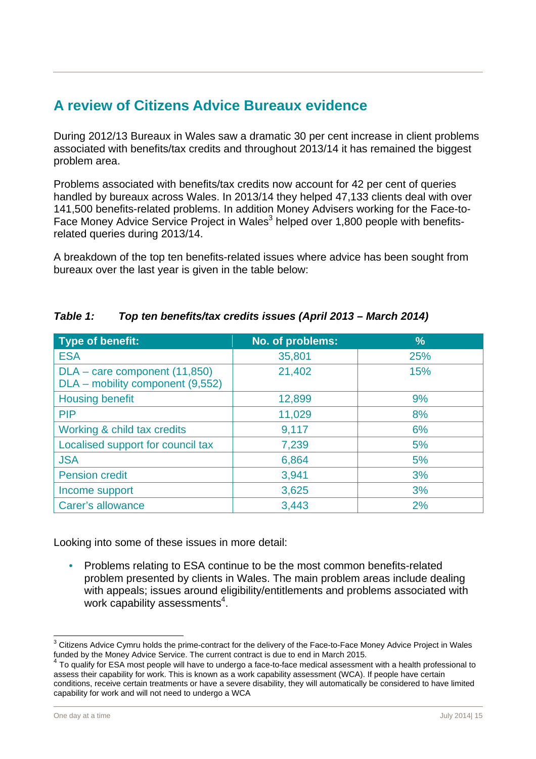## A review of Citizens Advice Bureaux evidence

During 2012/13 Bureaux in Wales saw a dramatic 30 per cent increase in client problems associated with benefits/tax credits and throughout 2013/14 it has remained the biggest problem area.

Problems associated with benefits/tax credits now account for 42 per cent of queries handled by bureaux across Wales. In 2013/14 they helped 47,133 clients deal with over 141,500 benefits-related problems. In addition Money Advisers working for the Face-to-Face Money Advice Service Project in Wales[3] helped over 1,800 people with benefits-related queries during 2013/14.

A breakdown of the top ten benefits-related issues where advice has been sought from bureaux over the last year is given in the table below:

***Table 1: Top ten benefits/tax credits issues (April 2013 – March 2014)***

| Type of benefit: | No. of problems: | % |
|---|---|---|
| ESA | 35,801 | 25% |
| DLA – care component (11,850)<br>DLA – mobility component (9,552) | 21,402 | 15% |
| Housing benefit | 12,899 | 9% |
| PIP | 11,029 | 8% |
| Working & child tax credits | 9,117 | 6% |
| Localised support for council tax | 7,239 | 5% |
| JSA | 6,864 | 5% |
| Pension credit | 3,941 | 3% |
| Income support | 3,625 | 3% |
| Carer's allowance | 3,443 | 2% |

Looking into some of these issues in more detail:

- Problems relating to ESA continue to be the most common benefits-related problem presented by clients in Wales. The main problem areas include dealing with appeals; issues around eligibility/entitlements and problems associated with work capability assessments[4].

---

[3] Citizens Advice Cymru holds the prime-contract for the delivery of the Face-to-Face Money Advice Project in Wales funded by the Money Advice Service. The current contract is due to end in March 2015.

[4] To qualify for ESA most people will have to undergo a face-to-face medical assessment with a health professional to assess their capability for work. This is known as a work capability assessment (WCA). If people have certain conditions, receive certain treatments or have a severe disability, they will automatically be considered to have limited capability for work and will not need to undergo a WCA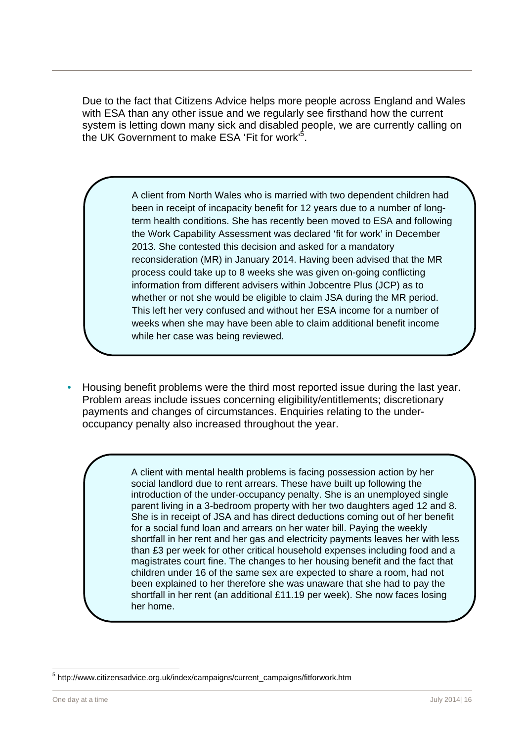Due to the fact that Citizens Advice helps more people across England and Wales with ESA than any other issue and we regularly see firsthand how the current system is letting down many sick and disabled people, we are currently calling on the UK Government to make ESA 'Fit for work'[5].

> A client from North Wales who is married with two dependent children had been in receipt of incapacity benefit for 12 years due to a number of long-term health conditions. She has recently been moved to ESA and following the Work Capability Assessment was declared 'fit for work' in December 2013. She contested this decision and asked for a mandatory reconsideration (MR) in January 2014. Having been advised that the MR process could take up to 8 weeks she was given on-going conflicting information from different advisers within Jobcentre Plus (JCP) as to whether or not she would be eligible to claim JSA during the MR period. This left her very confused and without her ESA income for a number of weeks when she may have been able to claim additional benefit income while her case was being reviewed.

- Housing benefit problems were the third most reported issue during the last year. Problem areas include issues concerning eligibility/entitlements; discretionary payments and changes of circumstances. Enquiries relating to the under-occupancy penalty also increased throughout the year.

> A client with mental health problems is facing possession action by her social landlord due to rent arrears. These have built up following the introduction of the under-occupancy penalty. She is an unemployed single parent living in a 3-bedroom property with her two daughters aged 12 and 8. She is in receipt of JSA and has direct deductions coming out of her benefit for a social fund loan and arrears on her water bill. Paying the weekly shortfall in her rent and her gas and electricity payments leaves her with less than £3 per week for other critical household expenses including food and a magistrates court fine. The changes to her housing benefit and the fact that children under 16 of the same sex are expected to share a room, had not been explained to her therefore she was unaware that she had to pay the shortfall in her rent (an additional £11.19 per week). She now faces losing her home.

[5] http://www.citizensadvice.org.uk/index/campaigns/current_campaigns/fitforwork.htm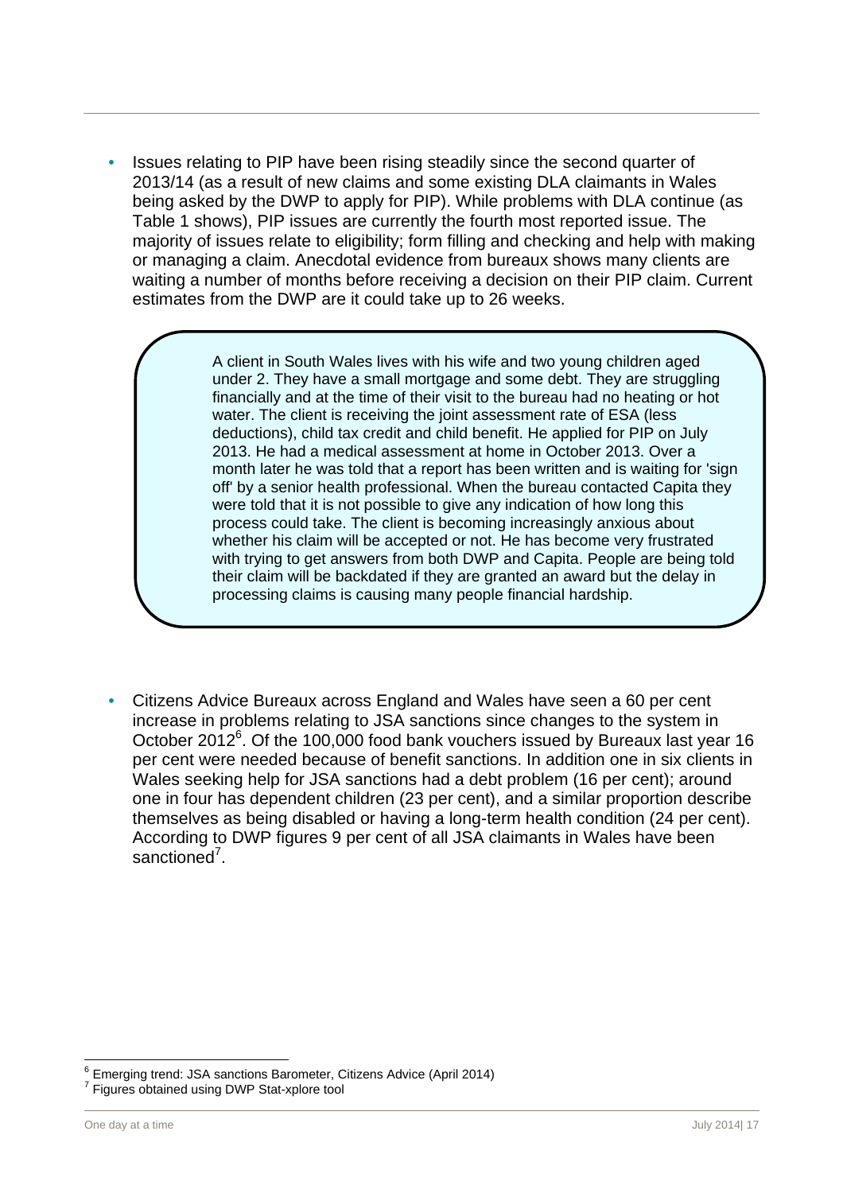- Issues relating to PIP have been rising steadily since the second quarter of 2013/14 (as a result of new claims and some existing DLA claimants in Wales being asked by the DWP to apply for PIP). While problems with DLA continue (as Table 1 shows), PIP issues are currently the fourth most reported issue. The majority of issues relate to eligibility; form filling and checking and help with making or managing a claim. Anecdotal evidence from bureaux shows many clients are waiting a number of months before receiving a decision on their PIP claim. Current estimates from the DWP are it could take up to 26 weeks.

> A client in South Wales lives with his wife and two young children aged under 2. They have a small mortgage and some debt. They are struggling financially and at the time of their visit to the bureau had no heating or hot water. The client is receiving the joint assessment rate of ESA (less deductions), child tax credit and child benefit. He applied for PIP on July 2013. He had a medical assessment at home in October 2013. Over a month later he was told that a report has been written and is waiting for 'sign off' by a senior health professional. When the bureau contacted Capita they were told that it is not possible to give any indication of how long this process could take. The client is becoming increasingly anxious about whether his claim will be accepted or not. He has become very frustrated with trying to get answers from both DWP and Capita. People are being told their claim will be backdated if they are granted an award but the delay in processing claims is causing many people financial hardship.

- Citizens Advice Bureaux across England and Wales have seen a 60 per cent increase in problems relating to JSA sanctions since changes to the system in October 2012[6]. Of the 100,000 food bank vouchers issued by Bureaux last year 16 per cent were needed because of benefit sanctions. In addition one in six clients in Wales seeking help for JSA sanctions had a debt problem (16 per cent); around one in four has dependent children (23 per cent), and a similar proportion describe themselves as being disabled or having a long-term health condition (24 per cent). According to DWP figures 9 per cent of all JSA claimants in Wales have been sanctioned[7].

---

[6] Emerging trend: JSA sanctions Barometer, Citizens Advice (April 2014)

[7] Figures obtained using DWP Stat-xplore tool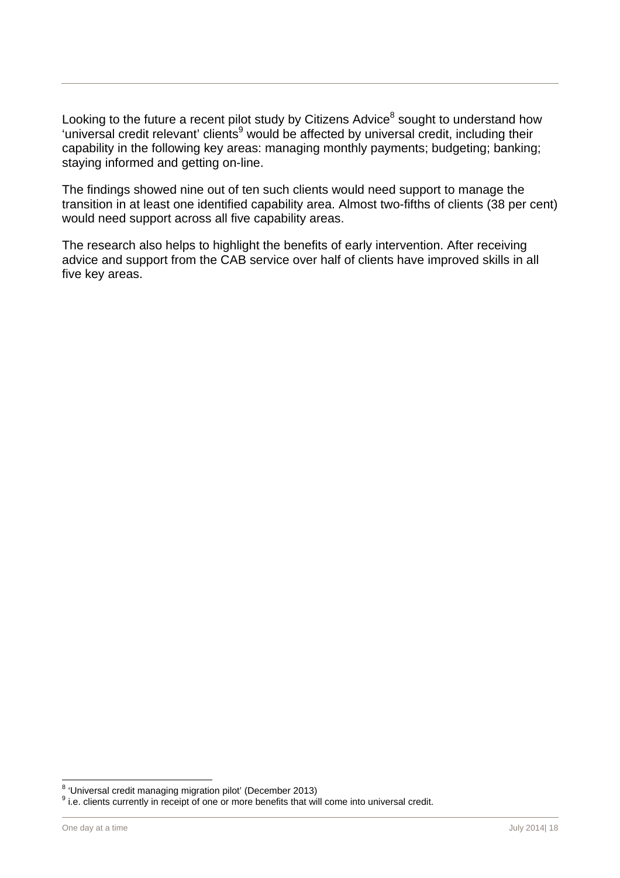Looking to the future a recent pilot study by Citizens Advice[8] sought to understand how 'universal credit relevant' clients[9] would be affected by universal credit, including their capability in the following key areas: managing monthly payments; budgeting; banking; staying informed and getting on-line.

The findings showed nine out of ten such clients would need support to manage the transition in at least one identified capability area. Almost two-fifths of clients (38 per cent) would need support across all five capability areas.

The research also helps to highlight the benefits of early intervention. After receiving advice and support from the CAB service over half of clients have improved skills in all five key areas.

[8] 'Universal credit managing migration pilot' (December 2013)

[9] i.e. clients currently in receipt of one or more benefits that will come into universal credit.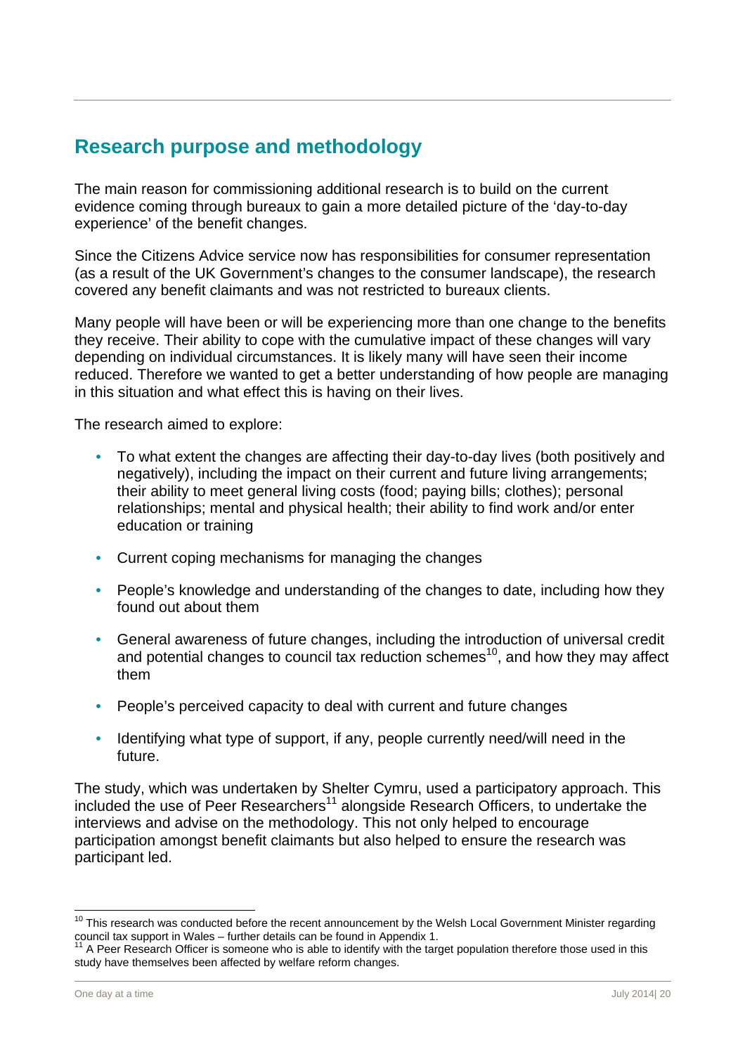## Research purpose and methodology

The main reason for commissioning additional research is to build on the current evidence coming through bureaux to gain a more detailed picture of the 'day-to-day experience' of the benefit changes.

Since the Citizens Advice service now has responsibilities for consumer representation (as a result of the UK Government's changes to the consumer landscape), the research covered any benefit claimants and was not restricted to bureaux clients.

Many people will have been or will be experiencing more than one change to the benefits they receive. Their ability to cope with the cumulative impact of these changes will vary depending on individual circumstances. It is likely many will have seen their income reduced. Therefore we wanted to get a better understanding of how people are managing in this situation and what effect this is having on their lives.

The research aimed to explore:

- To what extent the changes are affecting their day-to-day lives (both positively and negatively), including the impact on their current and future living arrangements; their ability to meet general living costs (food; paying bills; clothes); personal relationships; mental and physical health; their ability to find work and/or enter education or training
- Current coping mechanisms for managing the changes
- People's knowledge and understanding of the changes to date, including how they found out about them
- General awareness of future changes, including the introduction of universal credit and potential changes to council tax reduction schemes[10], and how they may affect them
- People's perceived capacity to deal with current and future changes
- Identifying what type of support, if any, people currently need/will need in the future.

The study, which was undertaken by Shelter Cymru, used a participatory approach. This included the use of Peer Researchers[11] alongside Research Officers, to undertake the interviews and advise on the methodology. This not only helped to encourage participation amongst benefit claimants but also helped to ensure the research was participant led.

[10] This research was conducted before the recent announcement by the Welsh Local Government Minister regarding council tax support in Wales – further details can be found in Appendix 1.

[11] A Peer Research Officer is someone who is able to identify with the target population therefore those used in this study have themselves been affected by welfare reform changes.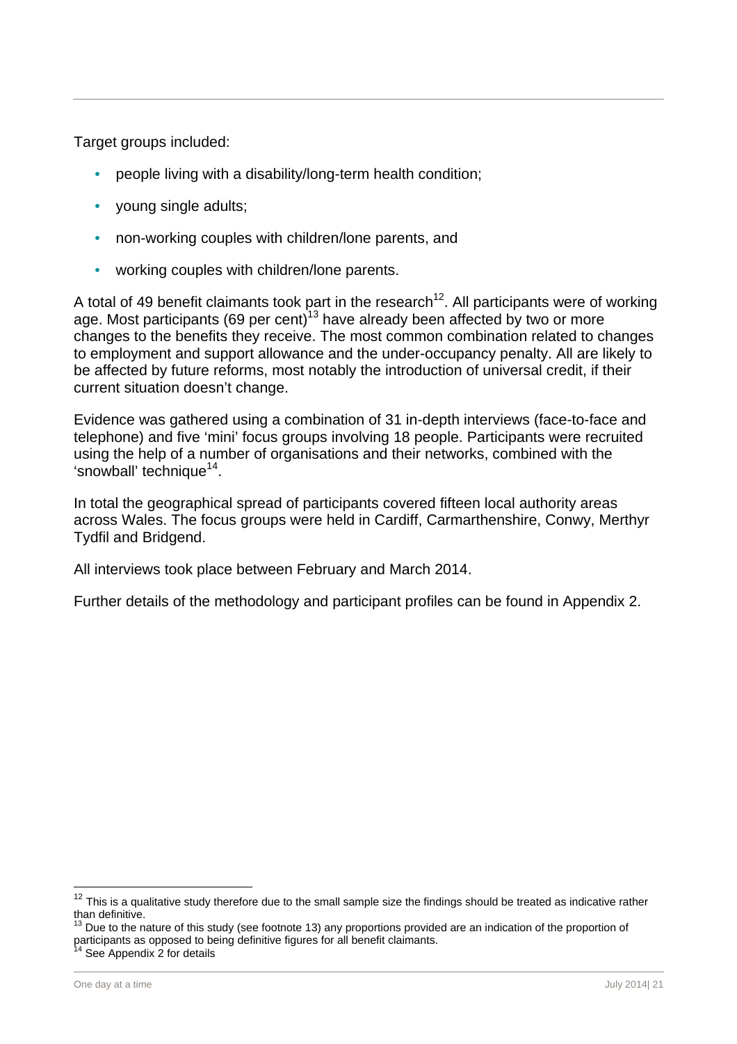Target groups included:

- people living with a disability/long-term health condition;
- young single adults;
- non-working couples with children/lone parents, and
- working couples with children/lone parents.

A total of 49 benefit claimants took part in the research[12]. All participants were of working age. Most participants (69 per cent)[13] have already been affected by two or more changes to the benefits they receive. The most common combination related to changes to employment and support allowance and the under-occupancy penalty. All are likely to be affected by future reforms, most notably the introduction of universal credit, if their current situation doesn't change.

Evidence was gathered using a combination of 31 in-depth interviews (face-to-face and telephone) and five 'mini' focus groups involving 18 people. Participants were recruited using the help of a number of organisations and their networks, combined with the 'snowball' technique[14].

In total the geographical spread of participants covered fifteen local authority areas across Wales. The focus groups were held in Cardiff, Carmarthenshire, Conwy, Merthyr Tydfil and Bridgend.

All interviews took place between February and March 2014.

Further details of the methodology and participant profiles can be found in Appendix 2.

---

[12] This is a qualitative study therefore due to the small sample size the findings should be treated as indicative rather than definitive.

[13] Due to the nature of this study (see footnote 13) any proportions provided are an indication of the proportion of participants as opposed to being definitive figures for all benefit claimants.

[14] See Appendix 2 for details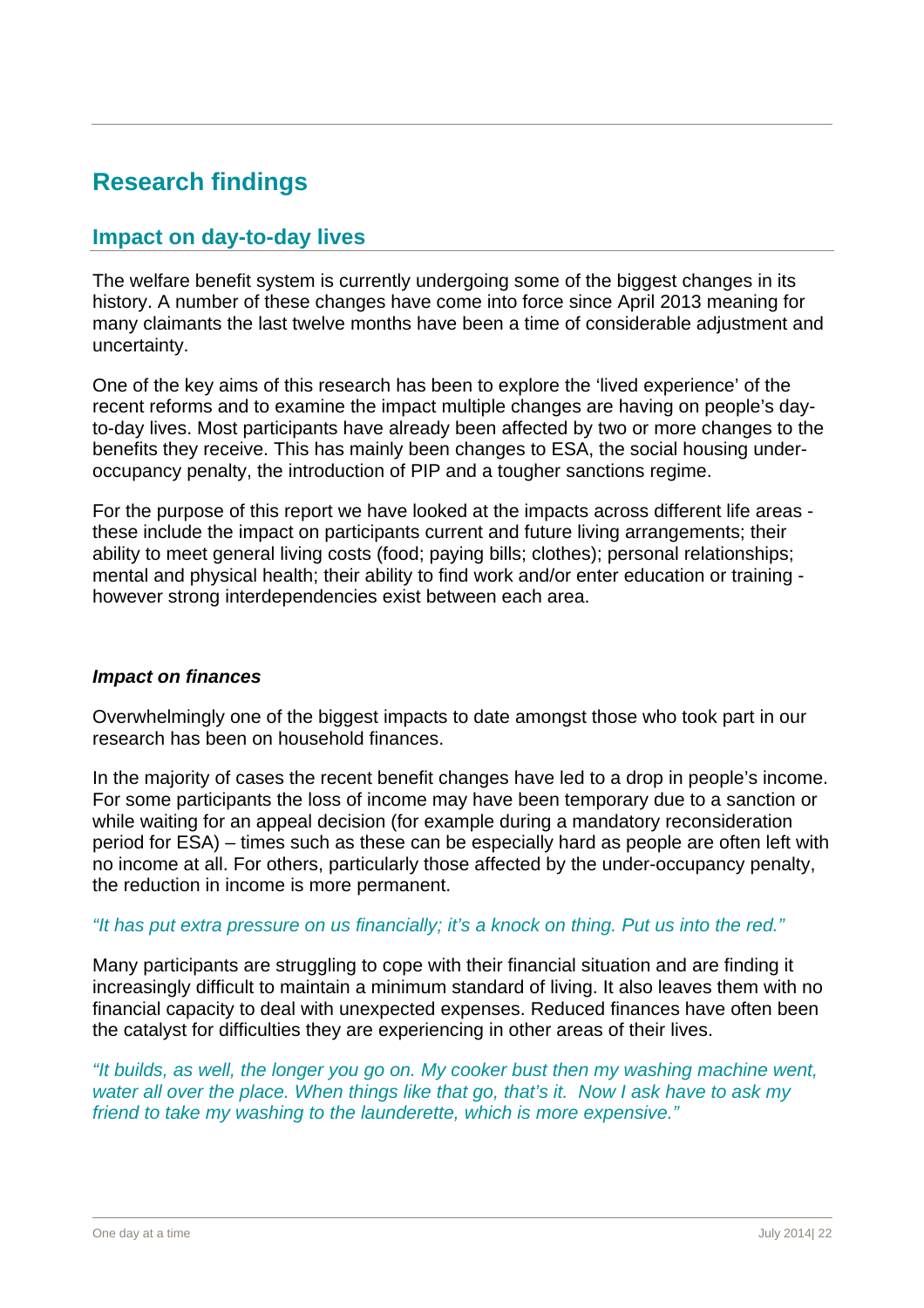# Research findings

## Impact on day-to-day lives

The welfare benefit system is currently undergoing some of the biggest changes in its history. A number of these changes have come into force since April 2013 meaning for many claimants the last twelve months have been a time of considerable adjustment and uncertainty.

One of the key aims of this research has been to explore the 'lived experience' of the recent reforms and to examine the impact multiple changes are having on people's day-to-day lives. Most participants have already been affected by two or more changes to the benefits they receive. This has mainly been changes to ESA, the social housing under-occupancy penalty, the introduction of PIP and a tougher sanctions regime.

For the purpose of this report we have looked at the impacts across different life areas - these include the impact on participants current and future living arrangements; their ability to meet general living costs (food; paying bills; clothes); personal relationships; mental and physical health; their ability to find work and/or enter education or training - however strong interdependencies exist between each area.

### *Impact on finances*

Overwhelmingly one of the biggest impacts to date amongst those who took part in our research has been on household finances.

In the majority of cases the recent benefit changes have led to a drop in people's income. For some participants the loss of income may have been temporary due to a sanction or while waiting for an appeal decision (for example during a mandatory reconsideration period for ESA) – times such as these can be especially hard as people are often left with no income at all. For others, particularly those affected by the under-occupancy penalty, the reduction in income is more permanent.

*"It has put extra pressure on us financially; it's a knock on thing. Put us into the red."*

Many participants are struggling to cope with their financial situation and are finding it increasingly difficult to maintain a minimum standard of living. It also leaves them with no financial capacity to deal with unexpected expenses. Reduced finances have often been the catalyst for difficulties they are experiencing in other areas of their lives.

*"It builds, as well, the longer you go on. My cooker bust then my washing machine went, water all over the place. When things like that go, that's it. Now I ask have to ask my friend to take my washing to the launderette, which is more expensive."*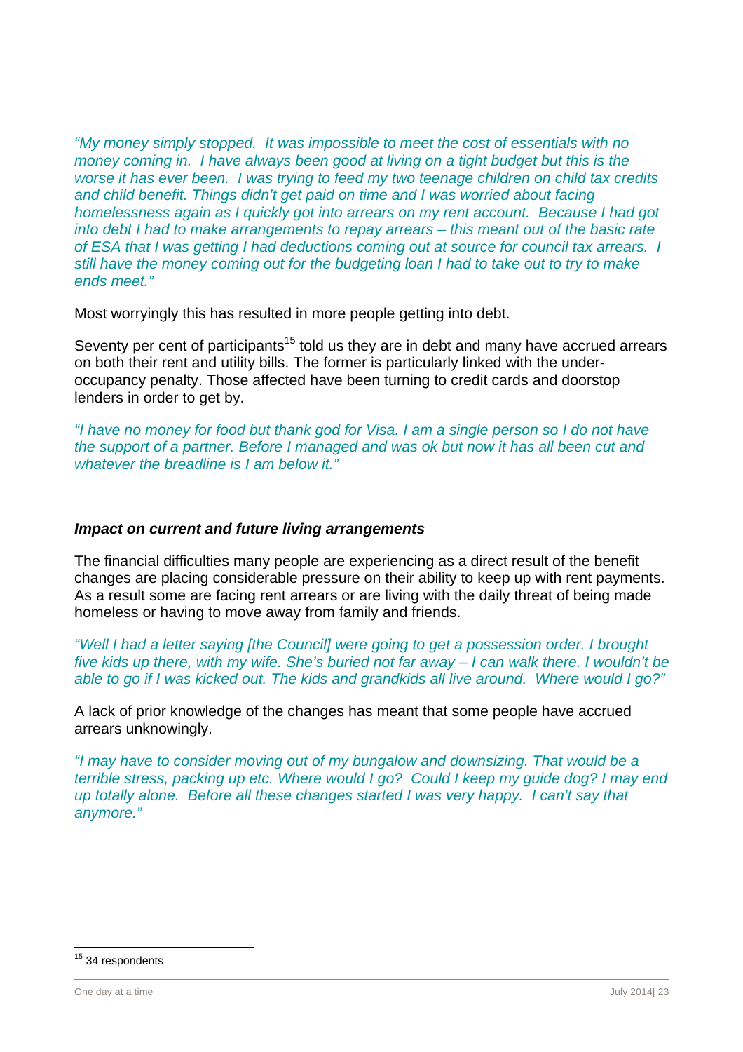*"My money simply stopped. It was impossible to meet the cost of essentials with no money coming in. I have always been good at living on a tight budget but this is the worse it has ever been. I was trying to feed my two teenage children on child tax credits and child benefit. Things didn't get paid on time and I was worried about facing homelessness again as I quickly got into arrears on my rent account. Because I had got into debt I had to make arrangements to repay arrears – this meant out of the basic rate of ESA that I was getting I had deductions coming out at source for council tax arrears. I still have the money coming out for the budgeting loan I had to take out to try to make ends meet."*

Most worryingly this has resulted in more people getting into debt.

Seventy per cent of participants[15] told us they are in debt and many have accrued arrears on both their rent and utility bills. The former is particularly linked with the under-occupancy penalty. Those affected have been turning to credit cards and doorstop lenders in order to get by.

*"I have no money for food but thank god for Visa. I am a single person so I do not have the support of a partner. Before I managed and was ok but now it has all been cut and whatever the breadline is I am below it."*

### *Impact on current and future living arrangements*

The financial difficulties many people are experiencing as a direct result of the benefit changes are placing considerable pressure on their ability to keep up with rent payments. As a result some are facing rent arrears or are living with the daily threat of being made homeless or having to move away from family and friends.

*"Well I had a letter saying [the Council] were going to get a possession order. I brought five kids up there, with my wife. She's buried not far away – I can walk there. I wouldn't be able to go if I was kicked out. The kids and grandkids all live around. Where would I go?"*

A lack of prior knowledge of the changes has meant that some people have accrued arrears unknowingly.

*"I may have to consider moving out of my bungalow and downsizing. That would be a terrible stress, packing up etc. Where would I go? Could I keep my guide dog? I may end up totally alone. Before all these changes started I was very happy. I can't say that anymore."*

---

[15] 34 respondents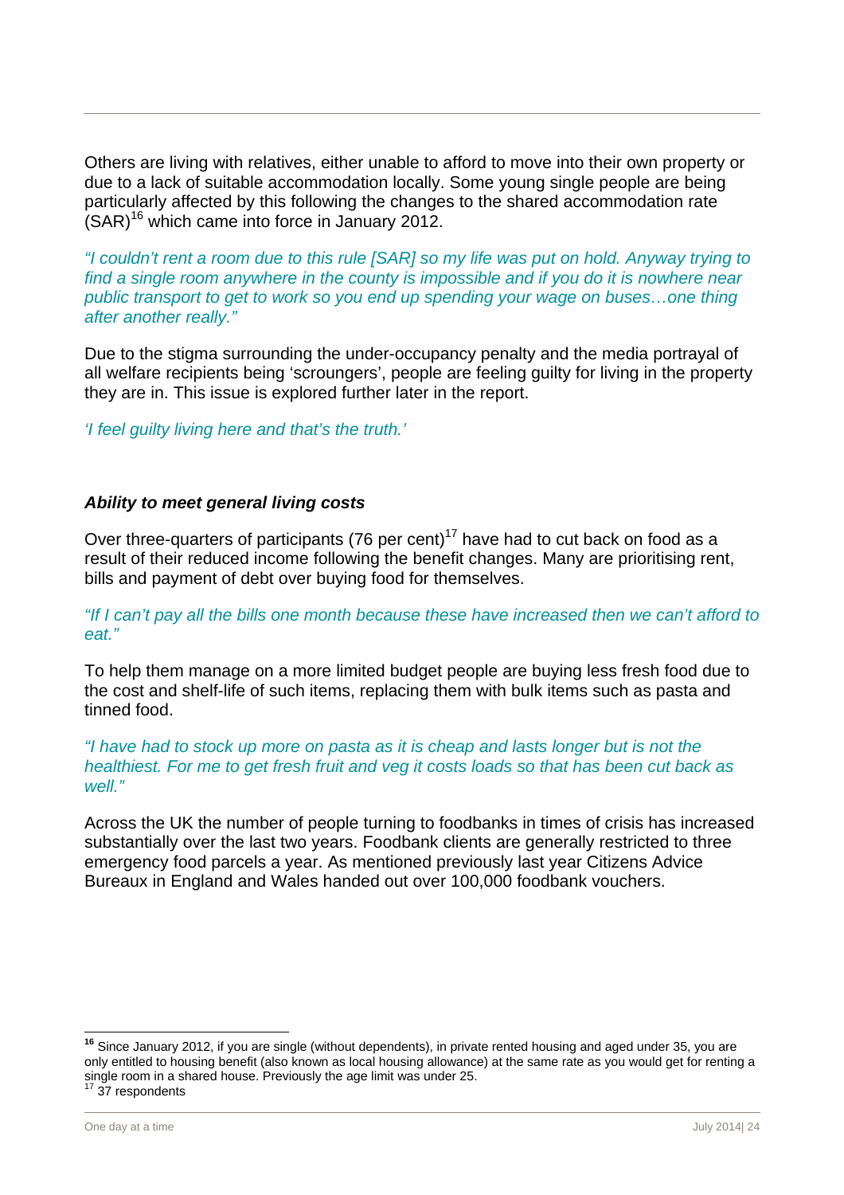Others are living with relatives, either unable to afford to move into their own property or due to a lack of suitable accommodation locally. Some young single people are being particularly affected by this following the changes to the shared accommodation rate (SAR)[16] which came into force in January 2012.

*"I couldn't rent a room due to this rule [SAR] so my life was put on hold. Anyway trying to find a single room anywhere in the county is impossible and if you do it is nowhere near public transport to get to work so you end up spending your wage on buses…one thing after another really."*

Due to the stigma surrounding the under-occupancy penalty and the media portrayal of all welfare recipients being 'scroungers', people are feeling guilty for living in the property they are in. This issue is explored further later in the report.

*'I feel guilty living here and that's the truth.'*

### *Ability to meet general living costs*

Over three-quarters of participants (76 per cent)[17] have had to cut back on food as a result of their reduced income following the benefit changes. Many are prioritising rent, bills and payment of debt over buying food for themselves.

*"If I can't pay all the bills one month because these have increased then we can't afford to eat."*

To help them manage on a more limited budget people are buying less fresh food due to the cost and shelf-life of such items, replacing them with bulk items such as pasta and tinned food.

*"I have had to stock up more on pasta as it is cheap and lasts longer but is not the healthiest. For me to get fresh fruit and veg it costs loads so that has been cut back as well."*

Across the UK the number of people turning to foodbanks in times of crisis has increased substantially over the last two years. Foodbank clients are generally restricted to three emergency food parcels a year. As mentioned previously last year Citizens Advice Bureaux in England and Wales handed out over 100,000 foodbank vouchers.

---

[16] Since January 2012, if you are single (without dependents), in private rented housing and aged under 35, you are only entitled to housing benefit (also known as local housing allowance) at the same rate as you would get for renting a single room in a shared house. Previously the age limit was under 25.

[17] 37 respondents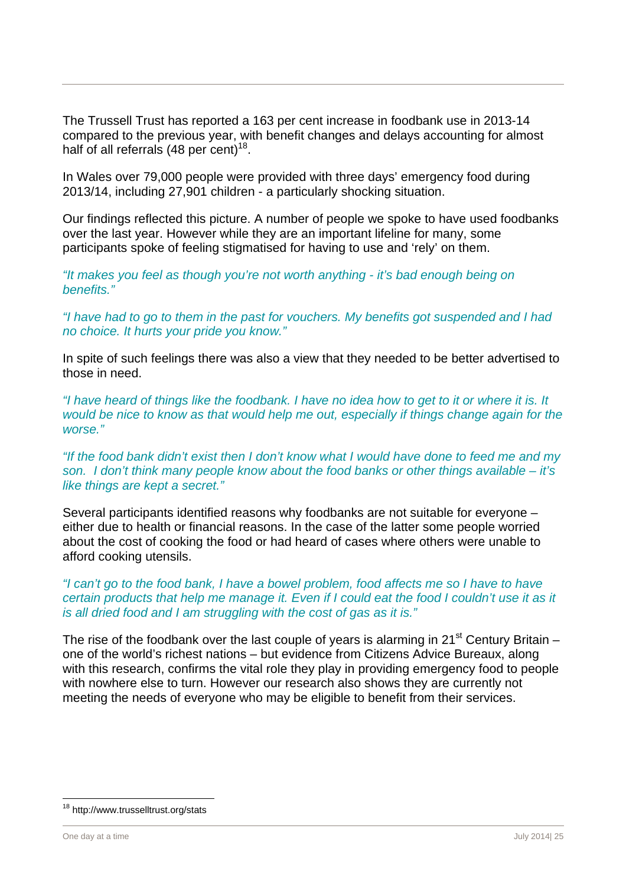The Trussell Trust has reported a 163 per cent increase in foodbank use in 2013-14 compared to the previous year, with benefit changes and delays accounting for almost half of all referrals (48 per cent)[18].

In Wales over 79,000 people were provided with three days' emergency food during 2013/14, including 27,901 children - a particularly shocking situation.

Our findings reflected this picture. A number of people we spoke to have used foodbanks over the last year. However while they are an important lifeline for many, some participants spoke of feeling stigmatised for having to use and 'rely' on them.

*"It makes you feel as though you're not worth anything - it's bad enough being on benefits."*

*"I have had to go to them in the past for vouchers. My benefits got suspended and I had no choice. It hurts your pride you know."*

In spite of such feelings there was also a view that they needed to be better advertised to those in need.

*"I have heard of things like the foodbank. I have no idea how to get to it or where it is. It would be nice to know as that would help me out, especially if things change again for the worse."*

*"If the food bank didn't exist then I don't know what I would have done to feed me and my son. I don't think many people know about the food banks or other things available – it's like things are kept a secret."*

Several participants identified reasons why foodbanks are not suitable for everyone – either due to health or financial reasons. In the case of the latter some people worried about the cost of cooking the food or had heard of cases where others were unable to afford cooking utensils.

*"I can't go to the food bank, I have a bowel problem, food affects me so I have to have certain products that help me manage it. Even if I could eat the food I couldn't use it as it is all dried food and I am struggling with the cost of gas as it is."*

The rise of the foodbank over the last couple of years is alarming in 21st Century Britain – one of the world's richest nations – but evidence from Citizens Advice Bureaux, along with this research, confirms the vital role they play in providing emergency food to people with nowhere else to turn. However our research also shows they are currently not meeting the needs of everyone who may be eligible to benefit from their services.

[18] http://www.trusselltrust.org/stats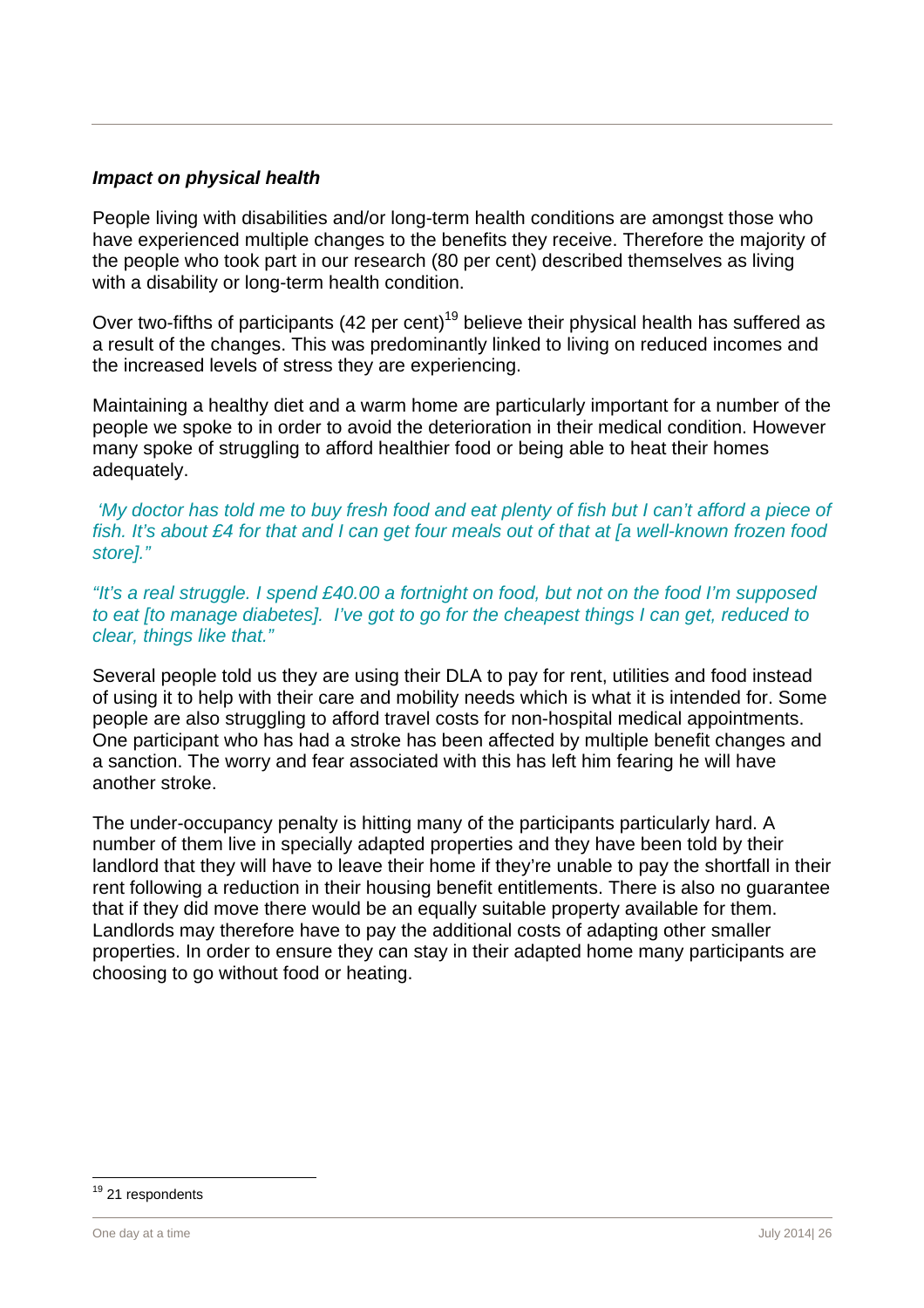***Impact on physical health***

People living with disabilities and/or long-term health conditions are amongst those who have experienced multiple changes to the benefits they receive. Therefore the majority of the people who took part in our research (80 per cent) described themselves as living with a disability or long-term health condition.

Over two-fifths of participants (42 per cent)[19] believe their physical health has suffered as a result of the changes. This was predominantly linked to living on reduced incomes and the increased levels of stress they are experiencing.

Maintaining a healthy diet and a warm home are particularly important for a number of the people we spoke to in order to avoid the deterioration in their medical condition. However many spoke of struggling to afford healthier food or being able to heat their homes adequately.

*'My doctor has told me to buy fresh food and eat plenty of fish but I can't afford a piece of fish. It's about £4 for that and I can get four meals out of that at [a well-known frozen food store]."*

*"It's a real struggle. I spend £40.00 a fortnight on food, but not on the food I'm supposed to eat [to manage diabetes]. I've got to go for the cheapest things I can get, reduced to clear, things like that."*

Several people told us they are using their DLA to pay for rent, utilities and food instead of using it to help with their care and mobility needs which is what it is intended for. Some people are also struggling to afford travel costs for non-hospital medical appointments. One participant who has had a stroke has been affected by multiple benefit changes and a sanction. The worry and fear associated with this has left him fearing he will have another stroke.

The under-occupancy penalty is hitting many of the participants particularly hard. A number of them live in specially adapted properties and they have been told by their landlord that they will have to leave their home if they're unable to pay the shortfall in their rent following a reduction in their housing benefit entitlements. There is also no guarantee that if they did move there would be an equally suitable property available for them. Landlords may therefore have to pay the additional costs of adapting other smaller properties. In order to ensure they can stay in their adapted home many participants are choosing to go without food or heating.

[19] 21 respondents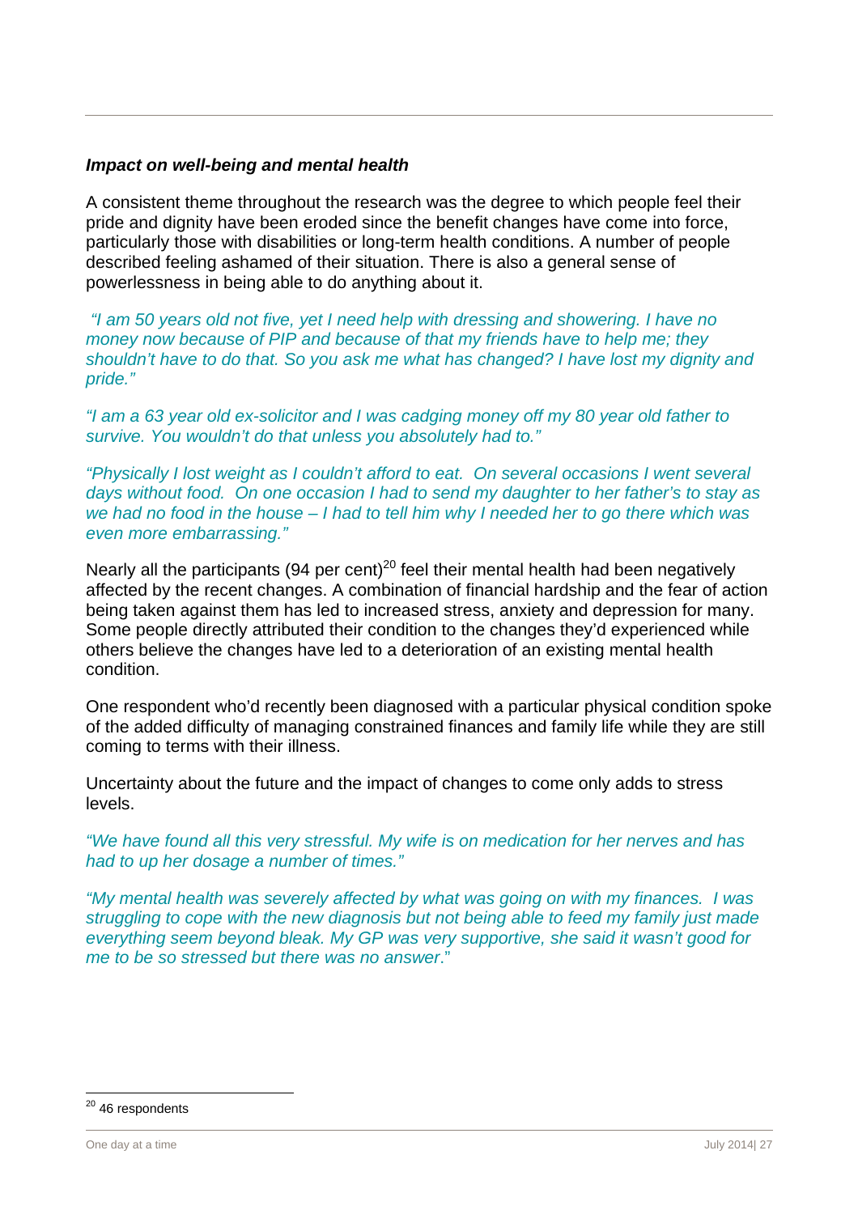***Impact on well-being and mental health***

A consistent theme throughout the research was the degree to which people feel their pride and dignity have been eroded since the benefit changes have come into force, particularly those with disabilities or long-term health conditions. A number of people described feeling ashamed of their situation. There is also a general sense of powerlessness in being able to do anything about it.

*"I am 50 years old not five, yet I need help with dressing and showering. I have no money now because of PIP and because of that my friends have to help me; they shouldn't have to do that. So you ask me what has changed? I have lost my dignity and pride."*

*"I am a 63 year old ex-solicitor and I was cadging money off my 80 year old father to survive. You wouldn't do that unless you absolutely had to."*

*"Physically I lost weight as I couldn't afford to eat. On several occasions I went several days without food. On one occasion I had to send my daughter to her father's to stay as we had no food in the house – I had to tell him why I needed her to go there which was even more embarrassing."*

Nearly all the participants (94 per cent)[20] feel their mental health had been negatively affected by the recent changes. A combination of financial hardship and the fear of action being taken against them has led to increased stress, anxiety and depression for many. Some people directly attributed their condition to the changes they'd experienced while others believe the changes have led to a deterioration of an existing mental health condition.

One respondent who'd recently been diagnosed with a particular physical condition spoke of the added difficulty of managing constrained finances and family life while they are still coming to terms with their illness.

Uncertainty about the future and the impact of changes to come only adds to stress levels.

*"We have found all this very stressful. My wife is on medication for her nerves and has had to up her dosage a number of times."*

*"My mental health was severely affected by what was going on with my finances. I was struggling to cope with the new diagnosis but not being able to feed my family just made everything seem beyond bleak. My GP was very supportive, she said it wasn't good for me to be so stressed but there was no answer."*

[20] 46 respondents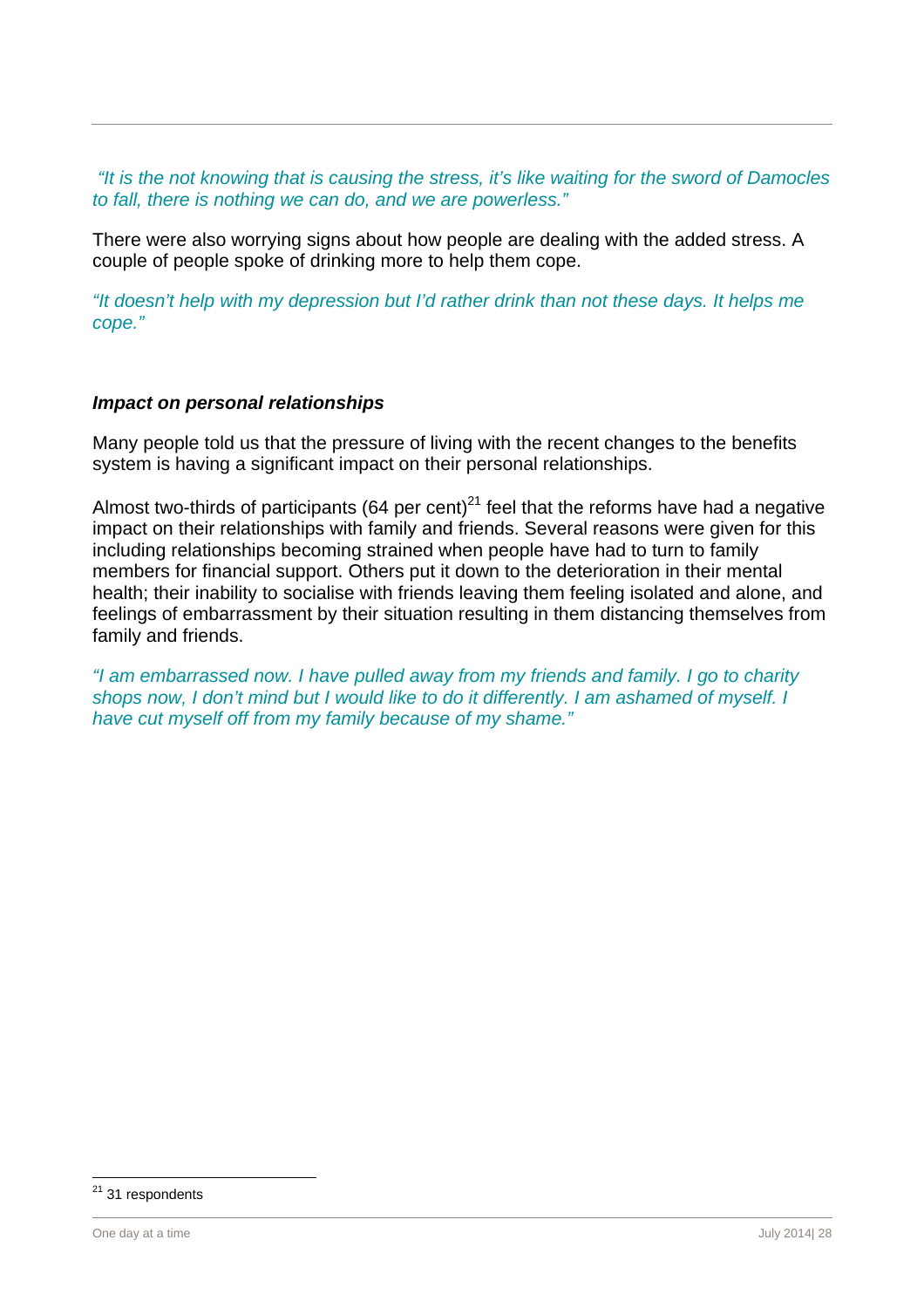*"It is the not knowing that is causing the stress, it's like waiting for the sword of Damocles to fall, there is nothing we can do, and we are powerless."*

There were also worrying signs about how people are dealing with the added stress. A couple of people spoke of drinking more to help them cope.

*"It doesn't help with my depression but I'd rather drink than not these days. It helps me cope."*

### *Impact on personal relationships*

Many people told us that the pressure of living with the recent changes to the benefits system is having a significant impact on their personal relationships.

Almost two-thirds of participants (64 per cent)[21] feel that the reforms have had a negative impact on their relationships with family and friends. Several reasons were given for this including relationships becoming strained when people have had to turn to family members for financial support. Others put it down to the deterioration in their mental health; their inability to socialise with friends leaving them feeling isolated and alone, and feelings of embarrassment by their situation resulting in them distancing themselves from family and friends.

*"I am embarrassed now. I have pulled away from my friends and family. I go to charity shops now, I don't mind but I would like to do it differently. I am ashamed of myself. I have cut myself off from my family because of my shame."*

[21] 31 respondents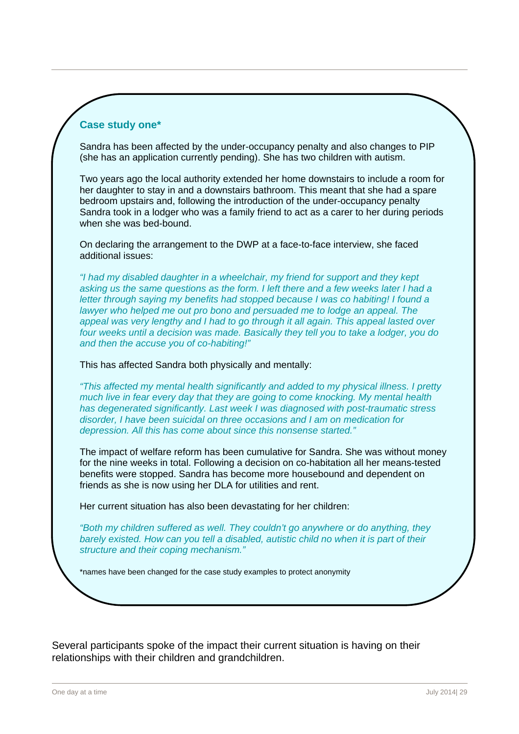### Case study one*

Sandra has been affected by the under-occupancy penalty and also changes to PIP (she has an application currently pending). She has two children with autism.

Two years ago the local authority extended her home downstairs to include a room for her daughter to stay in and a downstairs bathroom. This meant that she had a spare bedroom upstairs and, following the introduction of the under-occupancy penalty Sandra took in a lodger who was a family friend to act as a carer to her during periods when she was bed-bound.

On declaring the arrangement to the DWP at a face-to-face interview, she faced additional issues:

*"I had my disabled daughter in a wheelchair, my friend for support and they kept asking us the same questions as the form. I left there and a few weeks later I had a letter through saying my benefits had stopped because I was co habiting! I found a lawyer who helped me out pro bono and persuaded me to lodge an appeal. The appeal was very lengthy and I had to go through it all again. This appeal lasted over four weeks until a decision was made. Basically they tell you to take a lodger, you do and then the accuse you of co-habiting!"*

This has affected Sandra both physically and mentally:

*"This affected my mental health significantly and added to my physical illness. I pretty much live in fear every day that they are going to come knocking. My mental health has degenerated significantly. Last week I was diagnosed with post-traumatic stress disorder, I have been suicidal on three occasions and I am on medication for depression. All this has come about since this nonsense started."*

The impact of welfare reform has been cumulative for Sandra. She was without money for the nine weeks in total. Following a decision on co-habitation all her means-tested benefits were stopped. Sandra has become more housebound and dependent on friends as she is now using her DLA for utilities and rent.

Her current situation has also been devastating for her children:

*"Both my children suffered as well. They couldn't go anywhere or do anything, they barely existed. How can you tell a disabled, autistic child no when it is part of their structure and their coping mechanism."*

*names have been changed for the case study examples to protect anonymity

Several participants spoke of the impact their current situation is having on their relationships with their children and grandchildren.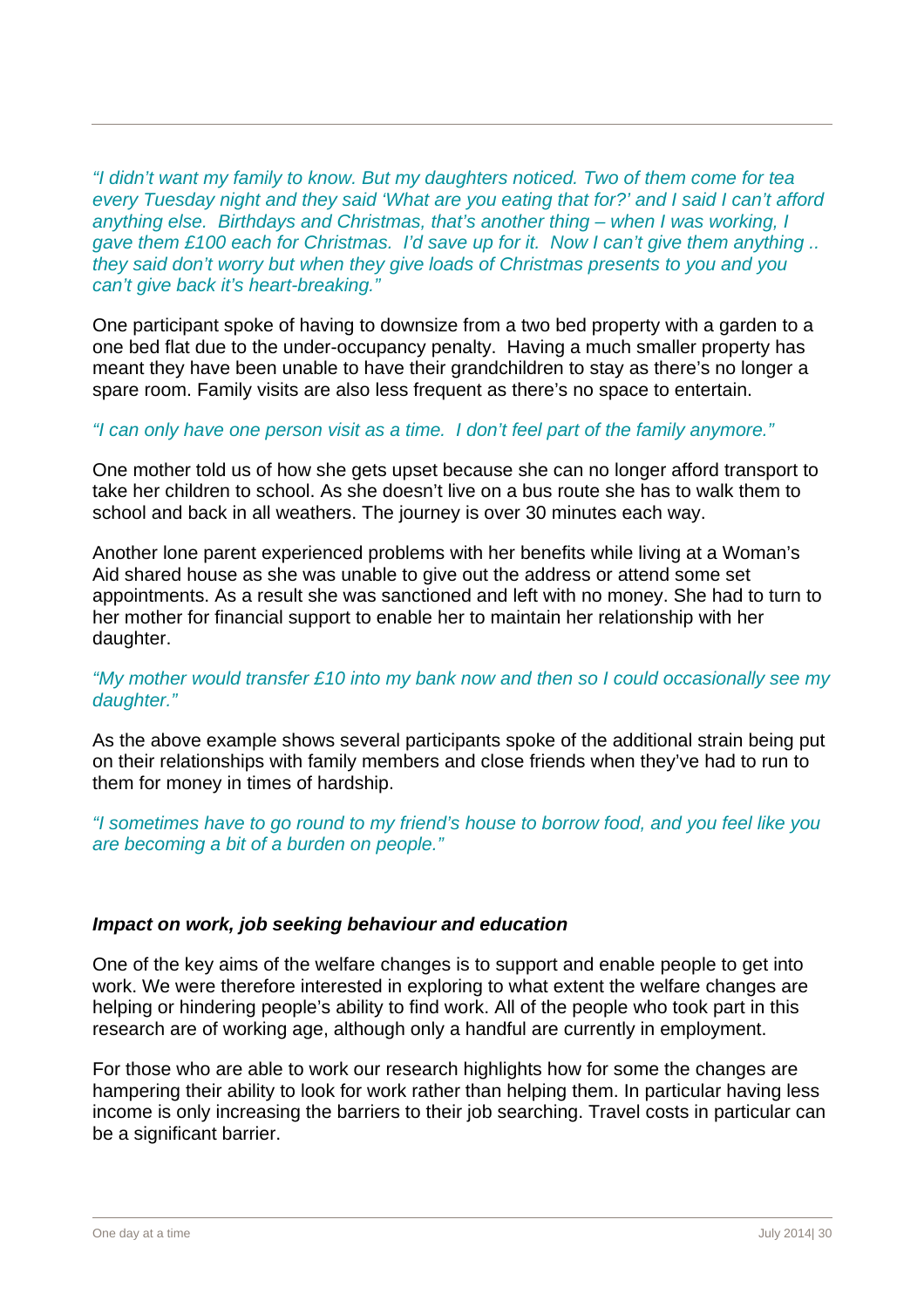*"I didn't want my family to know. But my daughters noticed. Two of them come for tea every Tuesday night and they said 'What are you eating that for?' and I said I can't afford anything else. Birthdays and Christmas, that's another thing – when I was working, I gave them £100 each for Christmas. I'd save up for it. Now I can't give them anything .. they said don't worry but when they give loads of Christmas presents to you and you can't give back it's heart-breaking."*

One participant spoke of having to downsize from a two bed property with a garden to a one bed flat due to the under-occupancy penalty. Having a much smaller property has meant they have been unable to have their grandchildren to stay as there's no longer a spare room. Family visits are also less frequent as there's no space to entertain.

*"I can only have one person visit as a time. I don't feel part of the family anymore."*

One mother told us of how she gets upset because she can no longer afford transport to take her children to school. As she doesn't live on a bus route she has to walk them to school and back in all weathers. The journey is over 30 minutes each way.

Another lone parent experienced problems with her benefits while living at a Woman's Aid shared house as she was unable to give out the address or attend some set appointments. As a result she was sanctioned and left with no money. She had to turn to her mother for financial support to enable her to maintain her relationship with her daughter.

*"My mother would transfer £10 into my bank now and then so I could occasionally see my daughter."*

As the above example shows several participants spoke of the additional strain being put on their relationships with family members and close friends when they've had to run to them for money in times of hardship.

*"I sometimes have to go round to my friend's house to borrow food, and you feel like you are becoming a bit of a burden on people."*

### *Impact on work, job seeking behaviour and education*

One of the key aims of the welfare changes is to support and enable people to get into work. We were therefore interested in exploring to what extent the welfare changes are helping or hindering people's ability to find work. All of the people who took part in this research are of working age, although only a handful are currently in employment.

For those who are able to work our research highlights how for some the changes are hampering their ability to look for work rather than helping them. In particular having less income is only increasing the barriers to their job searching. Travel costs in particular can be a significant barrier.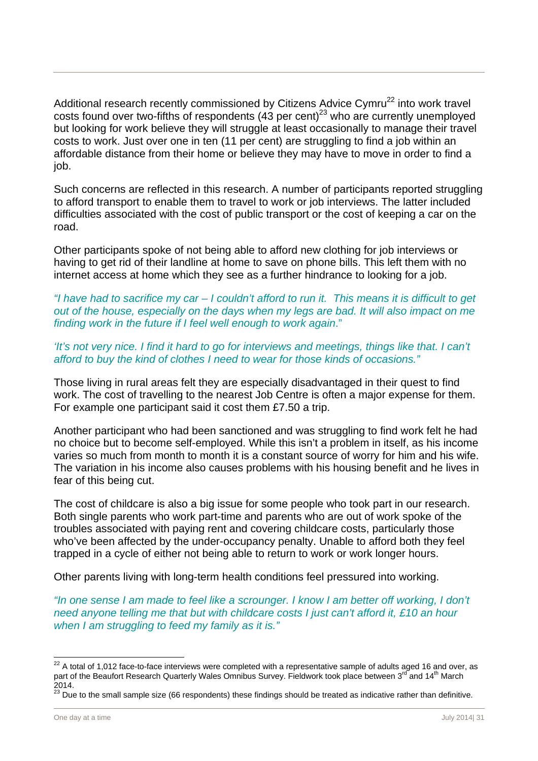Additional research recently commissioned by Citizens Advice Cymru[22] into work travel costs found over two-fifths of respondents (43 per cent)[23] who are currently unemployed but looking for work believe they will struggle at least occasionally to manage their travel costs to work. Just over one in ten (11 per cent) are struggling to find a job within an affordable distance from their home or believe they may have to move in order to find a job.

Such concerns are reflected in this research. A number of participants reported struggling to afford transport to enable them to travel to work or job interviews. The latter included difficulties associated with the cost of public transport or the cost of keeping a car on the road.

Other participants spoke of not being able to afford new clothing for job interviews or having to get rid of their landline at home to save on phone bills. This left them with no internet access at home which they see as a further hindrance to looking for a job.

*"I have had to sacrifice my car – I couldn't afford to run it. This means it is difficult to get out of the house, especially on the days when my legs are bad. It will also impact on me finding work in the future if I feel well enough to work again*."

*'It's not very nice. I find it hard to go for interviews and meetings, things like that. I can't afford to buy the kind of clothes I need to wear for those kinds of occasions."*

Those living in rural areas felt they are especially disadvantaged in their quest to find work. The cost of travelling to the nearest Job Centre is often a major expense for them. For example one participant said it cost them £7.50 a trip.

Another participant who had been sanctioned and was struggling to find work felt he had no choice but to become self-employed. While this isn't a problem in itself, as his income varies so much from month to month it is a constant source of worry for him and his wife. The variation in his income also causes problems with his housing benefit and he lives in fear of this being cut.

The cost of childcare is also a big issue for some people who took part in our research. Both single parents who work part-time and parents who are out of work spoke of the troubles associated with paying rent and covering childcare costs, particularly those who've been affected by the under-occupancy penalty. Unable to afford both they feel trapped in a cycle of either not being able to return to work or work longer hours.

Other parents living with long-term health conditions feel pressured into working.

*"In one sense I am made to feel like a scrounger. I know I am better off working, I don't need anyone telling me that but with childcare costs I just can't afford it, £10 an hour when I am struggling to feed my family as it is."*

---

[22] A total of 1,012 face-to-face interviews were completed with a representative sample of adults aged 16 and over, as part of the Beaufort Research Quarterly Wales Omnibus Survey. Fieldwork took place between 3rd and 14th March 2014.

[23] Due to the small sample size (66 respondents) these findings should be treated as indicative rather than definitive.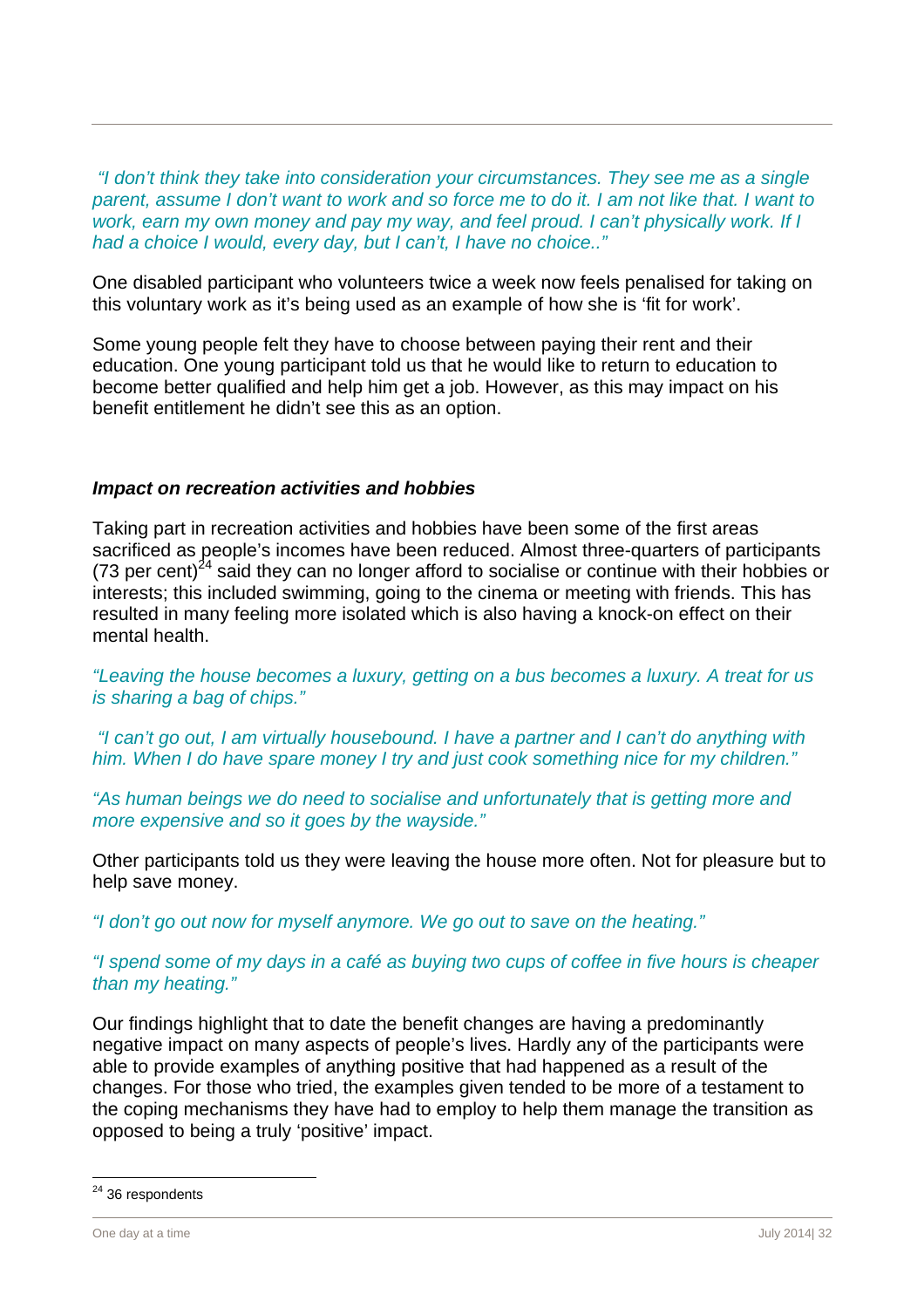*"I don't think they take into consideration your circumstances. They see me as a single parent, assume I don't want to work and so force me to do it. I am not like that. I want to work, earn my own money and pay my way, and feel proud. I can't physically work. If I had a choice I would, every day, but I can't, I have no choice.."*

One disabled participant who volunteers twice a week now feels penalised for taking on this voluntary work as it's being used as an example of how she is 'fit for work'.

Some young people felt they have to choose between paying their rent and their education. One young participant told us that he would like to return to education to become better qualified and help him get a job. However, as this may impact on his benefit entitlement he didn't see this as an option.

***Impact on recreation activities and hobbies***

Taking part in recreation activities and hobbies have been some of the first areas sacrificed as people's incomes have been reduced. Almost three-quarters of participants (73 per cent)[24] said they can no longer afford to socialise or continue with their hobbies or interests; this included swimming, going to the cinema or meeting with friends. This has resulted in many feeling more isolated which is also having a knock-on effect on their mental health.

*"Leaving the house becomes a luxury, getting on a bus becomes a luxury. A treat for us is sharing a bag of chips."*

*"I can't go out, I am virtually housebound. I have a partner and I can't do anything with him. When I do have spare money I try and just cook something nice for my children."*

*"As human beings we do need to socialise and unfortunately that is getting more and more expensive and so it goes by the wayside."*

Other participants told us they were leaving the house more often. Not for pleasure but to help save money.

*"I don't go out now for myself anymore. We go out to save on the heating."*

*"I spend some of my days in a café as buying two cups of coffee in five hours is cheaper than my heating."*

Our findings highlight that to date the benefit changes are having a predominantly negative impact on many aspects of people's lives. Hardly any of the participants were able to provide examples of anything positive that had happened as a result of the changes. For those who tried, the examples given tended to be more of a testament to the coping mechanisms they have had to employ to help them manage the transition as opposed to being a truly 'positive' impact.

[24] 36 respondents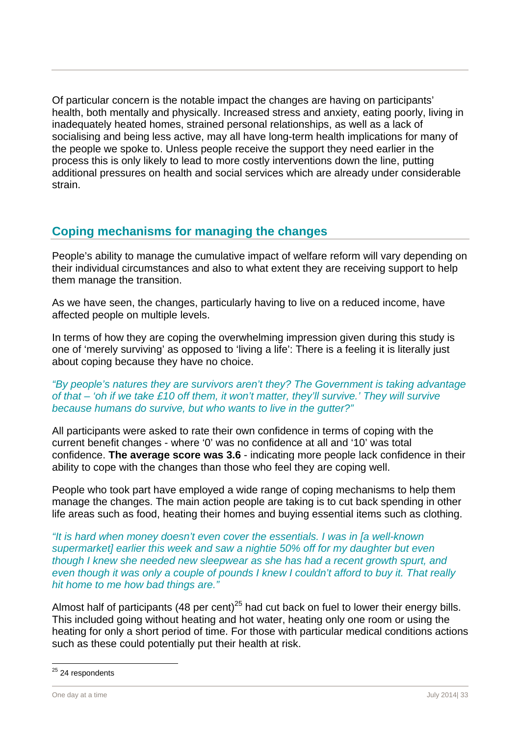Of particular concern is the notable impact the changes are having on participants' health, both mentally and physically. Increased stress and anxiety, eating poorly, living in inadequately heated homes, strained personal relationships, as well as a lack of socialising and being less active, may all have long-term health implications for many of the people we spoke to. Unless people receive the support they need earlier in the process this is only likely to lead to more costly interventions down the line, putting additional pressures on health and social services which are already under considerable strain.

## Coping mechanisms for managing the changes

People's ability to manage the cumulative impact of welfare reform will vary depending on their individual circumstances and also to what extent they are receiving support to help them manage the transition.

As we have seen, the changes, particularly having to live on a reduced income, have affected people on multiple levels.

In terms of how they are coping the overwhelming impression given during this study is one of 'merely surviving' as opposed to 'living a life': There is a feeling it is literally just about coping because they have no choice.

*"By people's natures they are survivors aren't they? The Government is taking advantage of that – 'oh if we take £10 off them, it won't matter, they'll survive.' They will survive because humans do survive, but who wants to live in the gutter?"*

All participants were asked to rate their own confidence in terms of coping with the current benefit changes - where '0' was no confidence at all and '10' was total confidence. **The average score was 3.6** - indicating more people lack confidence in their ability to cope with the changes than those who feel they are coping well.

People who took part have employed a wide range of coping mechanisms to help them manage the changes. The main action people are taking is to cut back spending in other life areas such as food, heating their homes and buying essential items such as clothing.

*"It is hard when money doesn't even cover the essentials. I was in [a well-known supermarket] earlier this week and saw a nightie 50% off for my daughter but even though I knew she needed new sleepwear as she has had a recent growth spurt, and even though it was only a couple of pounds I knew I couldn't afford to buy it. That really hit home to me how bad things are."*

Almost half of participants (48 per cent)[25] had cut back on fuel to lower their energy bills. This included going without heating and hot water, heating only one room or using the heating for only a short period of time. For those with particular medical conditions actions such as these could potentially put their health at risk.

[25] 24 respondents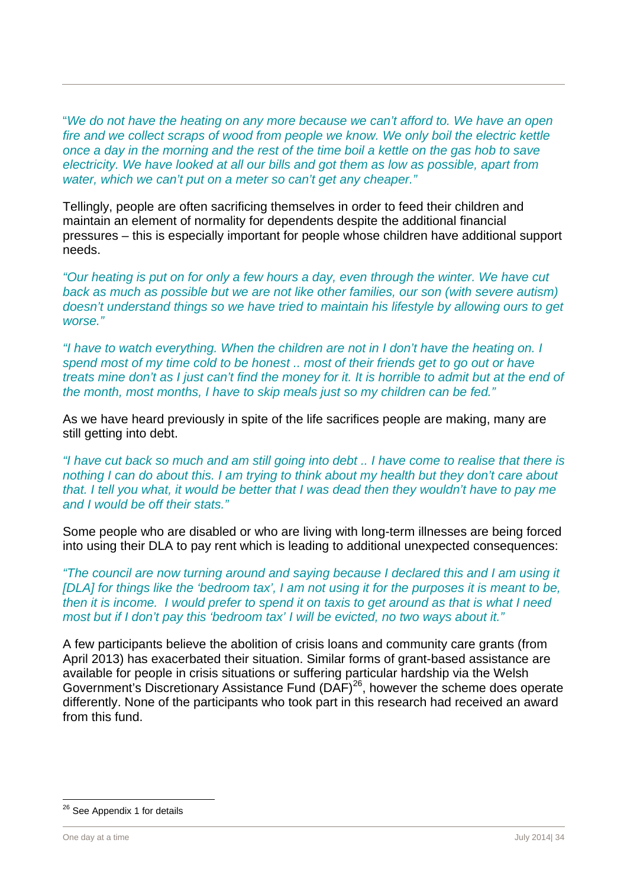"*We do not have the heating on any more because we can't afford to. We have an open fire and we collect scraps of wood from people we know. We only boil the electric kettle once a day in the morning and the rest of the time boil a kettle on the gas hob to save electricity. We have looked at all our bills and got them as low as possible, apart from water, which we can't put on a meter so can't get any cheaper."*

Tellingly, people are often sacrificing themselves in order to feed their children and maintain an element of normality for dependents despite the additional financial pressures – this is especially important for people whose children have additional support needs.

*"Our heating is put on for only a few hours a day, even through the winter. We have cut back as much as possible but we are not like other families, our son (with severe autism) doesn't understand things so we have tried to maintain his lifestyle by allowing ours to get worse."*

*"I have to watch everything. When the children are not in I don't have the heating on. I spend most of my time cold to be honest .. most of their friends get to go out or have treats mine don't as I just can't find the money for it. It is horrible to admit but at the end of the month, most months, I have to skip meals just so my children can be fed."*

As we have heard previously in spite of the life sacrifices people are making, many are still getting into debt.

*"I have cut back so much and am still going into debt .. I have come to realise that there is nothing I can do about this. I am trying to think about my health but they don't care about that. I tell you what, it would be better that I was dead then they wouldn't have to pay me and I would be off their stats."*

Some people who are disabled or who are living with long-term illnesses are being forced into using their DLA to pay rent which is leading to additional unexpected consequences:

*"The council are now turning around and saying because I declared this and I am using it [DLA] for things like the 'bedroom tax', I am not using it for the purposes it is meant to be, then it is income. I would prefer to spend it on taxis to get around as that is what I need most but if I don't pay this 'bedroom tax' I will be evicted, no two ways about it."*

A few participants believe the abolition of crisis loans and community care grants (from April 2013) has exacerbated their situation. Similar forms of grant-based assistance are available for people in crisis situations or suffering particular hardship via the Welsh Government's Discretionary Assistance Fund (DAF)[26], however the scheme does operate differently. None of the participants who took part in this research had received an award from this fund.

[26] See Appendix 1 for details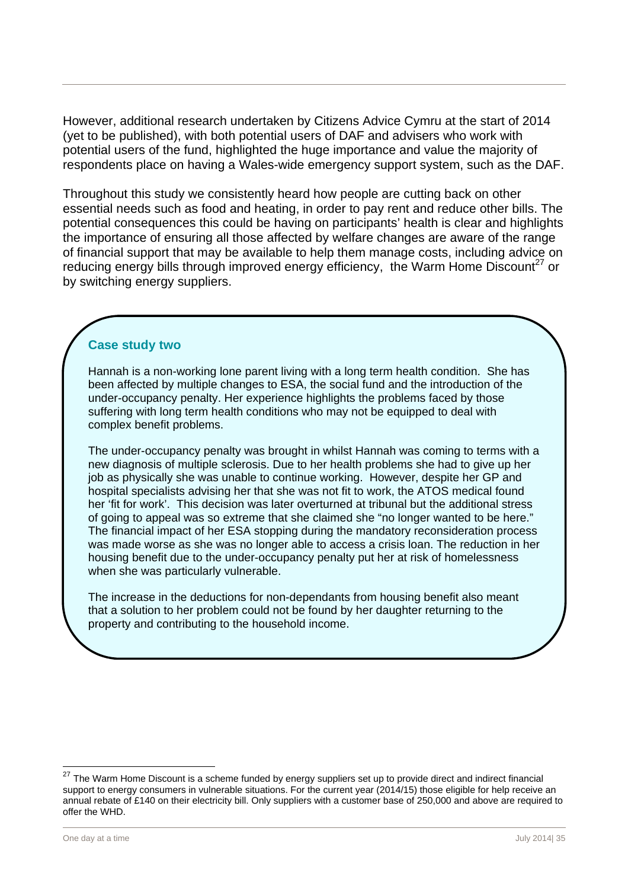However, additional research undertaken by Citizens Advice Cymru at the start of 2014 (yet to be published), with both potential users of DAF and advisers who work with potential users of the fund, highlighted the huge importance and value the majority of respondents place on having a Wales-wide emergency support system, such as the DAF.

Throughout this study we consistently heard how people are cutting back on other essential needs such as food and heating, in order to pay rent and reduce other bills. The potential consequences this could be having on participants' health is clear and highlights the importance of ensuring all those affected by welfare changes are aware of the range of financial support that may be available to help them manage costs, including advice on reducing energy bills through improved energy efficiency, the Warm Home Discount[27] or by switching energy suppliers.

### Case study two

Hannah is a non-working lone parent living with a long term health condition. She has been affected by multiple changes to ESA, the social fund and the introduction of the under-occupancy penalty. Her experience highlights the problems faced by those suffering with long term health conditions who may not be equipped to deal with complex benefit problems.

The under-occupancy penalty was brought in whilst Hannah was coming to terms with a new diagnosis of multiple sclerosis. Due to her health problems she had to give up her job as physically she was unable to continue working. However, despite her GP and hospital specialists advising her that she was not fit to work, the ATOS medical found her 'fit for work'. This decision was later overturned at tribunal but the additional stress of going to appeal was so extreme that she claimed she "no longer wanted to be here." The financial impact of her ESA stopping during the mandatory reconsideration process was made worse as she was no longer able to access a crisis loan. The reduction in her housing benefit due to the under-occupancy penalty put her at risk of homelessness when she was particularly vulnerable.

The increase in the deductions for non-dependants from housing benefit also meant that a solution to her problem could not be found by her daughter returning to the property and contributing to the household income.

---

[27] The Warm Home Discount is a scheme funded by energy suppliers set up to provide direct and indirect financial support to energy consumers in vulnerable situations. For the current year (2014/15) those eligible for help receive an annual rebate of £140 on their electricity bill. Only suppliers with a customer base of 250,000 and above are required to offer the WHD.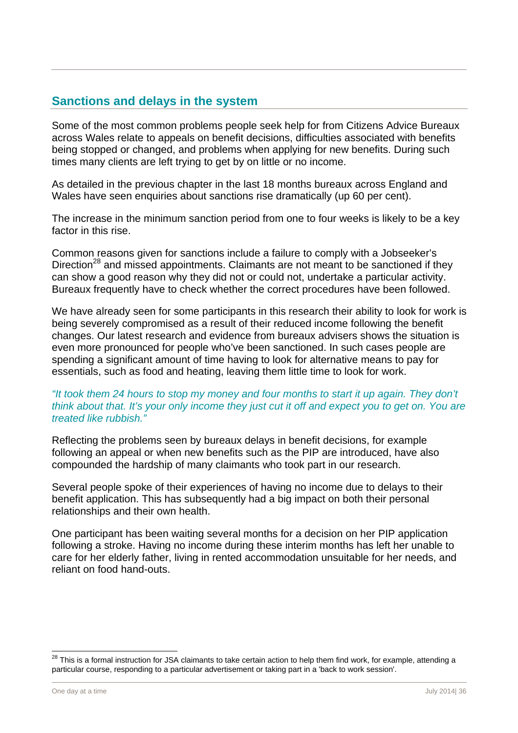## Sanctions and delays in the system

Some of the most common problems people seek help for from Citizens Advice Bureaux across Wales relate to appeals on benefit decisions, difficulties associated with benefits being stopped or changed, and problems when applying for new benefits. During such times many clients are left trying to get by on little or no income.

As detailed in the previous chapter in the last 18 months bureaux across England and Wales have seen enquiries about sanctions rise dramatically (up 60 per cent).

The increase in the minimum sanction period from one to four weeks is likely to be a key factor in this rise.

Common reasons given for sanctions include a failure to comply with a Jobseeker's Direction[28] and missed appointments. Claimants are not meant to be sanctioned if they can show a good reason why they did not or could not, undertake a particular activity. Bureaux frequently have to check whether the correct procedures have been followed.

We have already seen for some participants in this research their ability to look for work is being severely compromised as a result of their reduced income following the benefit changes. Our latest research and evidence from bureaux advisers shows the situation is even more pronounced for people who've been sanctioned. In such cases people are spending a significant amount of time having to look for alternative means to pay for essentials, such as food and heating, leaving them little time to look for work.

*"It took them 24 hours to stop my money and four months to start it up again. They don't think about that. It's your only income they just cut it off and expect you to get on. You are treated like rubbish."*

Reflecting the problems seen by bureaux delays in benefit decisions, for example following an appeal or when new benefits such as the PIP are introduced, have also compounded the hardship of many claimants who took part in our research.

Several people spoke of their experiences of having no income due to delays to their benefit application. This has subsequently had a big impact on both their personal relationships and their own health.

One participant has been waiting several months for a decision on her PIP application following a stroke. Having no income during these interim months has left her unable to care for her elderly father, living in rented accommodation unsuitable for her needs, and reliant on food hand-outs.

[28] This is a formal instruction for JSA claimants to take certain action to help them find work, for example, attending a particular course, responding to a particular advertisement or taking part in a 'back to work session'.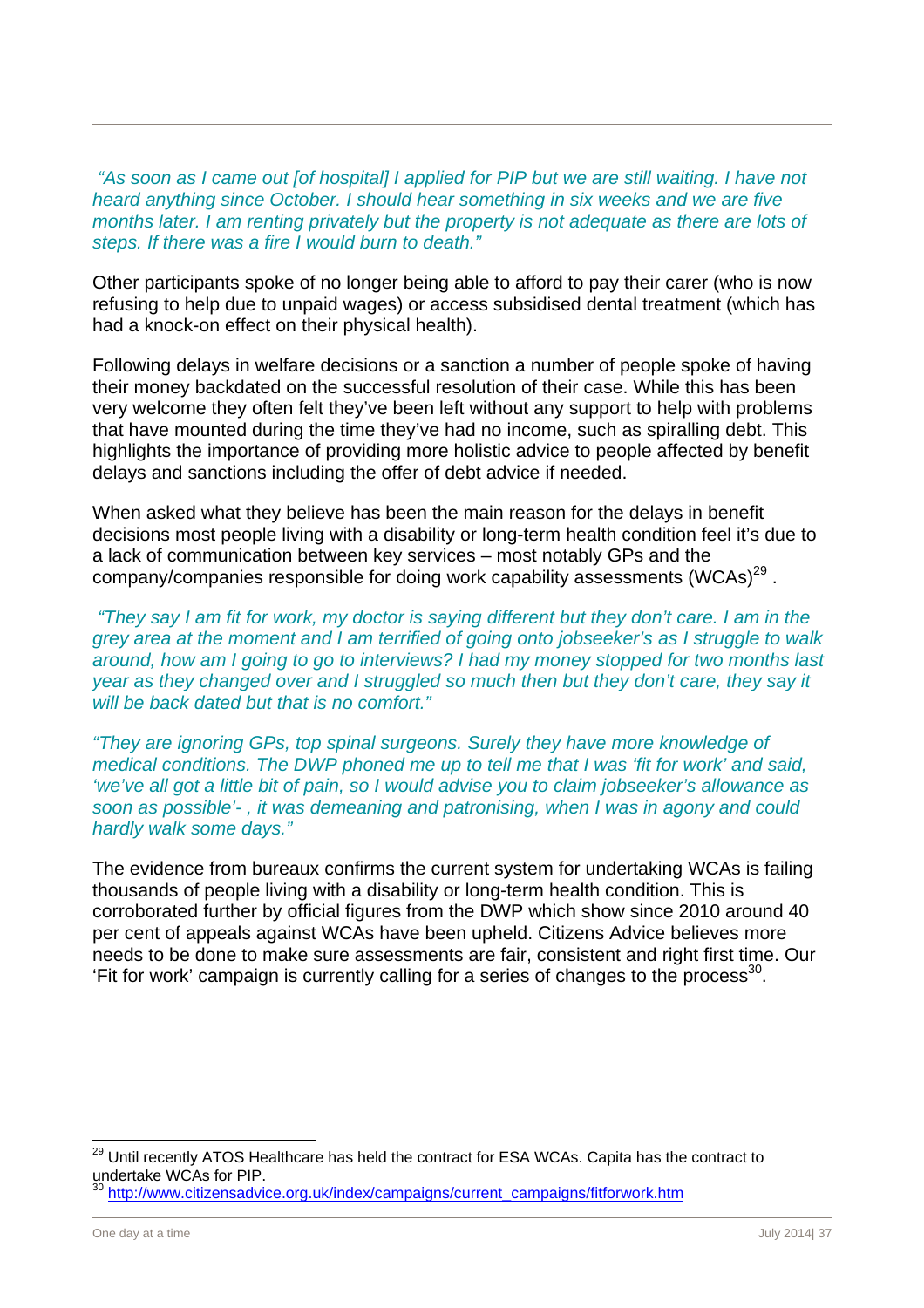*"As soon as I came out [of hospital] I applied for PIP but we are still waiting. I have not heard anything since October. I should hear something in six weeks and we are five months later. I am renting privately but the property is not adequate as there are lots of steps. If there was a fire I would burn to death."*

Other participants spoke of no longer being able to afford to pay their carer (who is now refusing to help due to unpaid wages) or access subsidised dental treatment (which has had a knock-on effect on their physical health).

Following delays in welfare decisions or a sanction a number of people spoke of having their money backdated on the successful resolution of their case. While this has been very welcome they often felt they've been left without any support to help with problems that have mounted during the time they've had no income, such as spiralling debt. This highlights the importance of providing more holistic advice to people affected by benefit delays and sanctions including the offer of debt advice if needed.

When asked what they believe has been the main reason for the delays in benefit decisions most people living with a disability or long-term health condition feel it's due to a lack of communication between key services – most notably GPs and the company/companies responsible for doing work capability assessments (WCAs)[29] .

*"They say I am fit for work, my doctor is saying different but they don't care. I am in the grey area at the moment and I am terrified of going onto jobseeker's as I struggle to walk around, how am I going to go to interviews? I had my money stopped for two months last year as they changed over and I struggled so much then but they don't care, they say it will be back dated but that is no comfort."*

*"They are ignoring GPs, top spinal surgeons. Surely they have more knowledge of medical conditions. The DWP phoned me up to tell me that I was 'fit for work' and said, 'we've all got a little bit of pain, so I would advise you to claim jobseeker's allowance as soon as possible'- , it was demeaning and patronising, when I was in agony and could hardly walk some days."*

The evidence from bureaux confirms the current system for undertaking WCAs is failing thousands of people living with a disability or long-term health condition. This is corroborated further by official figures from the DWP which show since 2010 around 40 per cent of appeals against WCAs have been upheld. Citizens Advice believes more needs to be done to make sure assessments are fair, consistent and right first time. Our 'Fit for work' campaign is currently calling for a series of changes to the process[30].

---

[29] Until recently ATOS Healthcare has held the contract for ESA WCAs. Capita has the contract to undertake WCAs for PIP.

[30] http://www.citizensadvice.org.uk/index/campaigns/current_campaigns/fitforwork.htm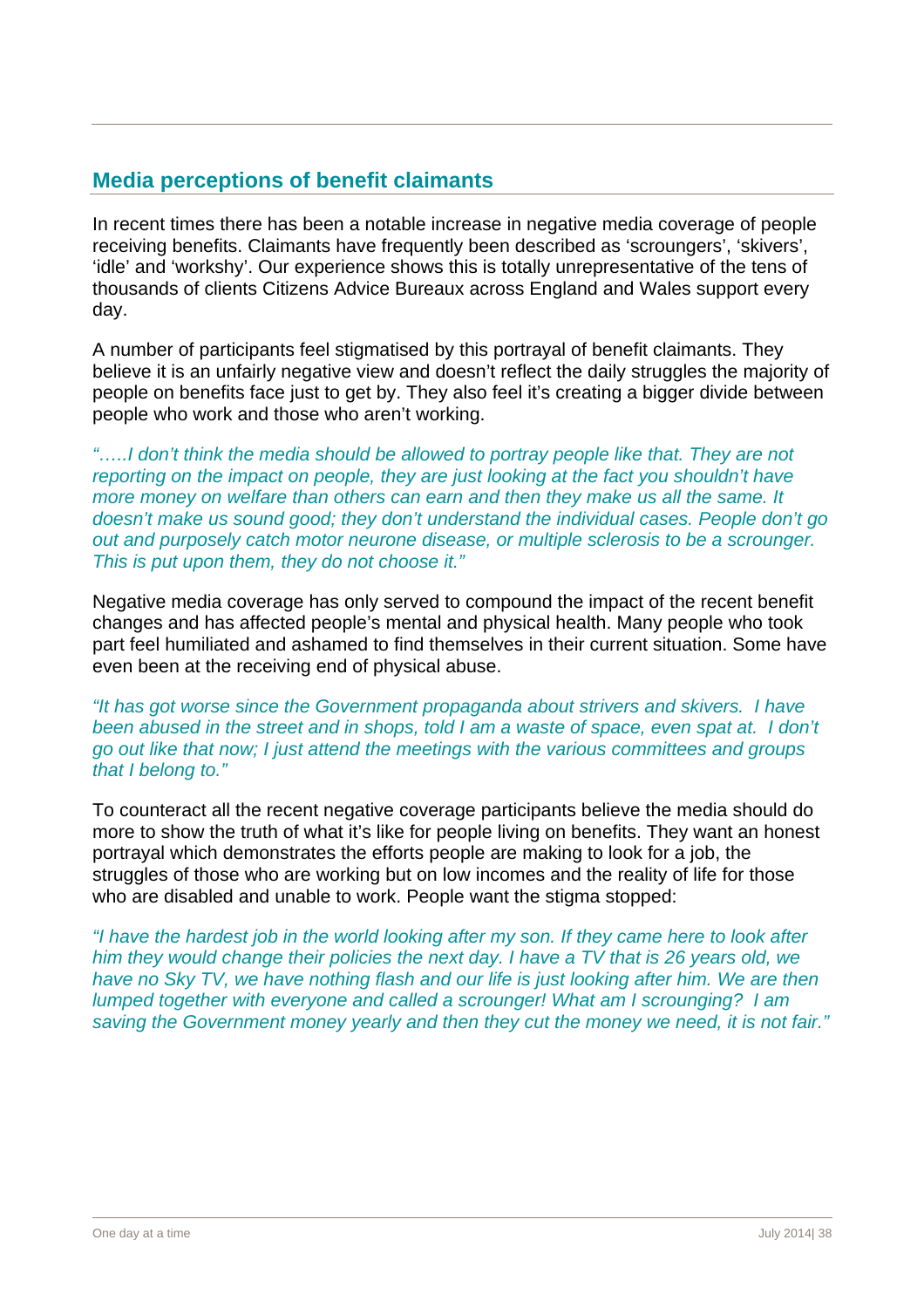## Media perceptions of benefit claimants

In recent times there has been a notable increase in negative media coverage of people receiving benefits. Claimants have frequently been described as 'scroungers', 'skivers', 'idle' and 'workshy'. Our experience shows this is totally unrepresentative of the tens of thousands of clients Citizens Advice Bureaux across England and Wales support every day.

A number of participants feel stigmatised by this portrayal of benefit claimants. They believe it is an unfairly negative view and doesn't reflect the daily struggles the majority of people on benefits face just to get by. They also feel it's creating a bigger divide between people who work and those who aren't working.

*"…..I don't think the media should be allowed to portray people like that. They are not reporting on the impact on people, they are just looking at the fact you shouldn't have more money on welfare than others can earn and then they make us all the same. It doesn't make us sound good; they don't understand the individual cases. People don't go out and purposely catch motor neurone disease, or multiple sclerosis to be a scrounger. This is put upon them, they do not choose it."*

Negative media coverage has only served to compound the impact of the recent benefit changes and has affected people's mental and physical health. Many people who took part feel humiliated and ashamed to find themselves in their current situation. Some have even been at the receiving end of physical abuse.

*"It has got worse since the Government propaganda about strivers and skivers. I have been abused in the street and in shops, told I am a waste of space, even spat at. I don't go out like that now; I just attend the meetings with the various committees and groups that I belong to."*

To counteract all the recent negative coverage participants believe the media should do more to show the truth of what it's like for people living on benefits. They want an honest portrayal which demonstrates the efforts people are making to look for a job, the struggles of those who are working but on low incomes and the reality of life for those who are disabled and unable to work. People want the stigma stopped:

*"I have the hardest job in the world looking after my son. If they came here to look after him they would change their policies the next day. I have a TV that is 26 years old, we have no Sky TV, we have nothing flash and our life is just looking after him. We are then lumped together with everyone and called a scrounger! What am I scrounging? I am saving the Government money yearly and then they cut the money we need, it is not fair."*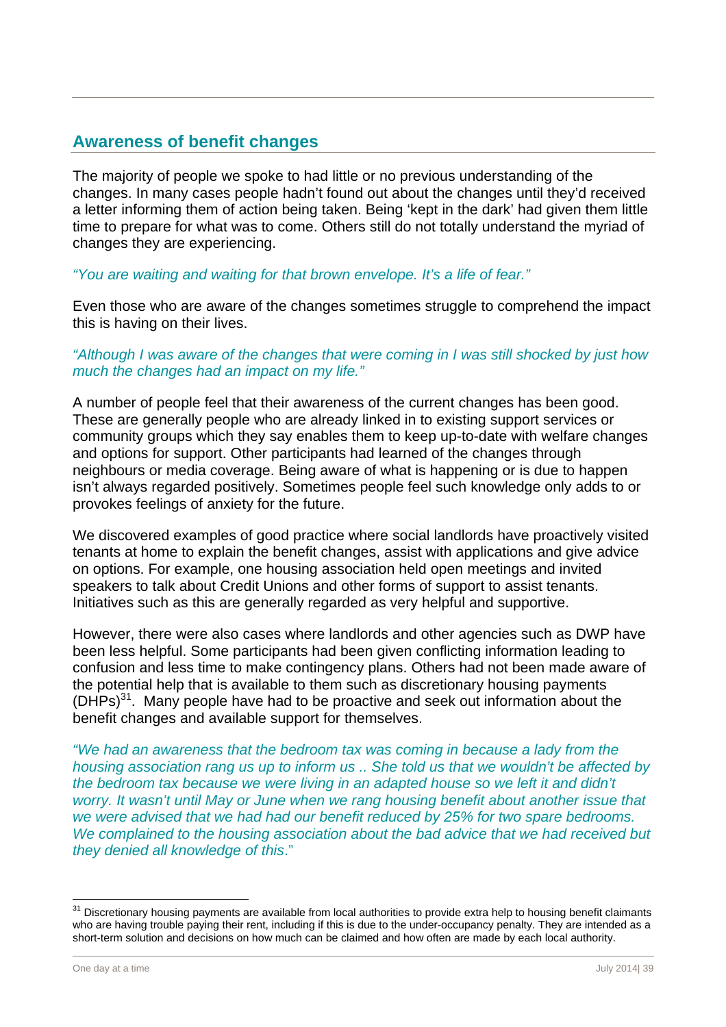## Awareness of benefit changes

The majority of people we spoke to had little or no previous understanding of the changes. In many cases people hadn't found out about the changes until they'd received a letter informing them of action being taken. Being 'kept in the dark' had given them little time to prepare for what was to come. Others still do not totally understand the myriad of changes they are experiencing.

*"You are waiting and waiting for that brown envelope. It's a life of fear."*

Even those who are aware of the changes sometimes struggle to comprehend the impact this is having on their lives.

*"Although I was aware of the changes that were coming in I was still shocked by just how much the changes had an impact on my life."*

A number of people feel that their awareness of the current changes has been good. These are generally people who are already linked in to existing support services or community groups which they say enables them to keep up-to-date with welfare changes and options for support. Other participants had learned of the changes through neighbours or media coverage. Being aware of what is happening or is due to happen isn't always regarded positively. Sometimes people feel such knowledge only adds to or provokes feelings of anxiety for the future.

We discovered examples of good practice where social landlords have proactively visited tenants at home to explain the benefit changes, assist with applications and give advice on options. For example, one housing association held open meetings and invited speakers to talk about Credit Unions and other forms of support to assist tenants. Initiatives such as this are generally regarded as very helpful and supportive.

However, there were also cases where landlords and other agencies such as DWP have been less helpful. Some participants had been given conflicting information leading to confusion and less time to make contingency plans. Others had not been made aware of the potential help that is available to them such as discretionary housing payments (DHPs)[31]. Many people have had to be proactive and seek out information about the benefit changes and available support for themselves.

*"We had an awareness that the bedroom tax was coming in because a lady from the housing association rang us up to inform us .. She told us that we wouldn't be affected by the bedroom tax because we were living in an adapted house so we left it and didn't worry. It wasn't until May or June when we rang housing benefit about another issue that we were advised that we had had our benefit reduced by 25% for two spare bedrooms. We complained to the housing association about the bad advice that we had received but they denied all knowledge of this*."

[31] Discretionary housing payments are available from local authorities to provide extra help to housing benefit claimants who are having trouble paying their rent, including if this is due to the under-occupancy penalty. They are intended as a short-term solution and decisions on how much can be claimed and how often are made by each local authority.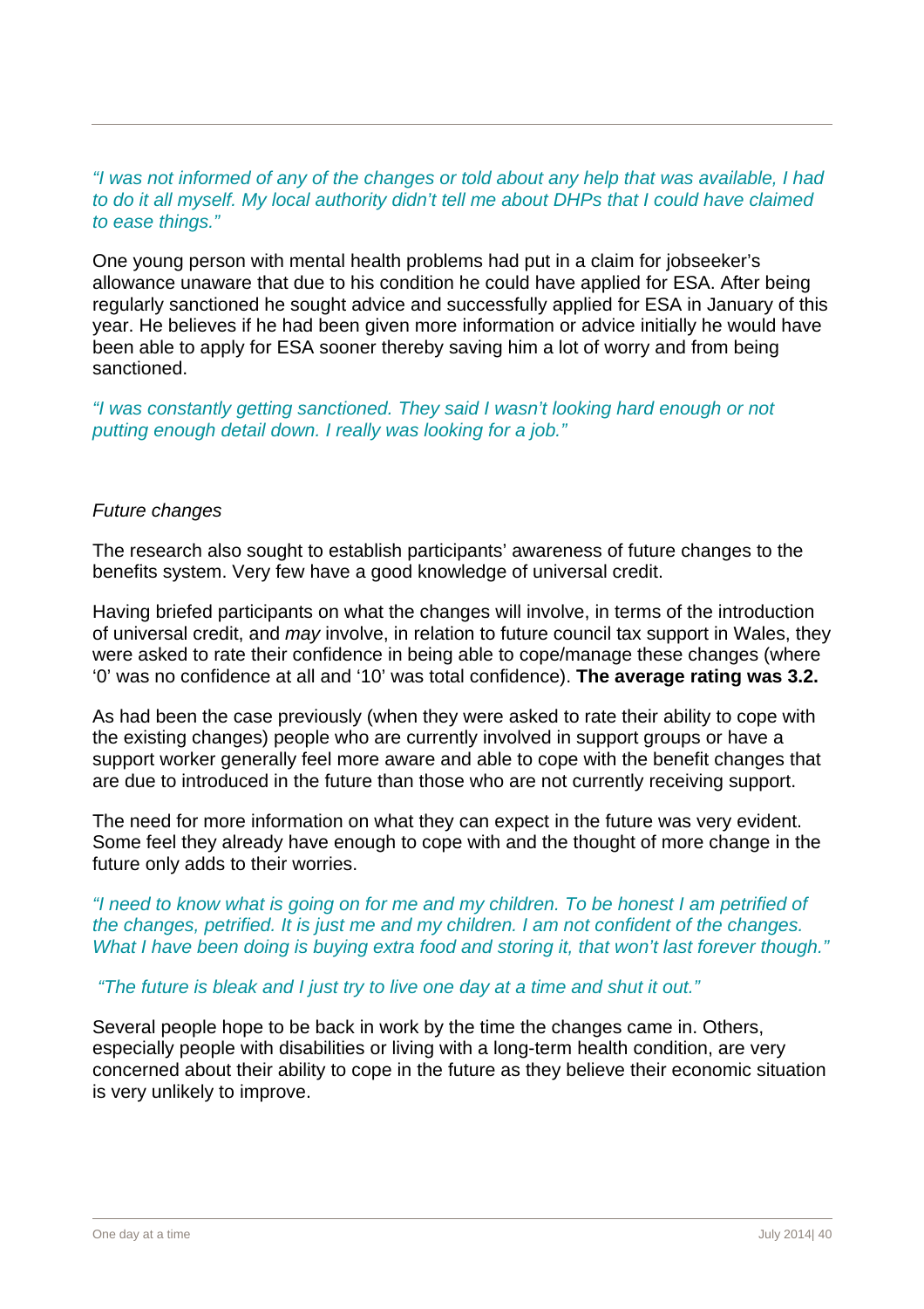*"I was not informed of any of the changes or told about any help that was available, I had to do it all myself. My local authority didn't tell me about DHPs that I could have claimed to ease things."*

One young person with mental health problems had put in a claim for jobseeker's allowance unaware that due to his condition he could have applied for ESA. After being regularly sanctioned he sought advice and successfully applied for ESA in January of this year. He believes if he had been given more information or advice initially he would have been able to apply for ESA sooner thereby saving him a lot of worry and from being sanctioned.

*"I was constantly getting sanctioned. They said I wasn't looking hard enough or not putting enough detail down. I really was looking for a job."*

*Future changes*

The research also sought to establish participants' awareness of future changes to the benefits system. Very few have a good knowledge of universal credit.

Having briefed participants on what the changes will involve, in terms of the introduction of universal credit, and *may* involve, in relation to future council tax support in Wales, they were asked to rate their confidence in being able to cope/manage these changes (where '0' was no confidence at all and '10' was total confidence). **The average rating was 3.2.**

As had been the case previously (when they were asked to rate their ability to cope with the existing changes) people who are currently involved in support groups or have a support worker generally feel more aware and able to cope with the benefit changes that are due to introduced in the future than those who are not currently receiving support.

The need for more information on what they can expect in the future was very evident. Some feel they already have enough to cope with and the thought of more change in the future only adds to their worries.

*"I need to know what is going on for me and my children. To be honest I am petrified of the changes, petrified. It is just me and my children. I am not confident of the changes. What I have been doing is buying extra food and storing it, that won't last forever though."*

*"The future is bleak and I just try to live one day at a time and shut it out."*

Several people hope to be back in work by the time the changes came in. Others, especially people with disabilities or living with a long-term health condition, are very concerned about their ability to cope in the future as they believe their economic situation is very unlikely to improve.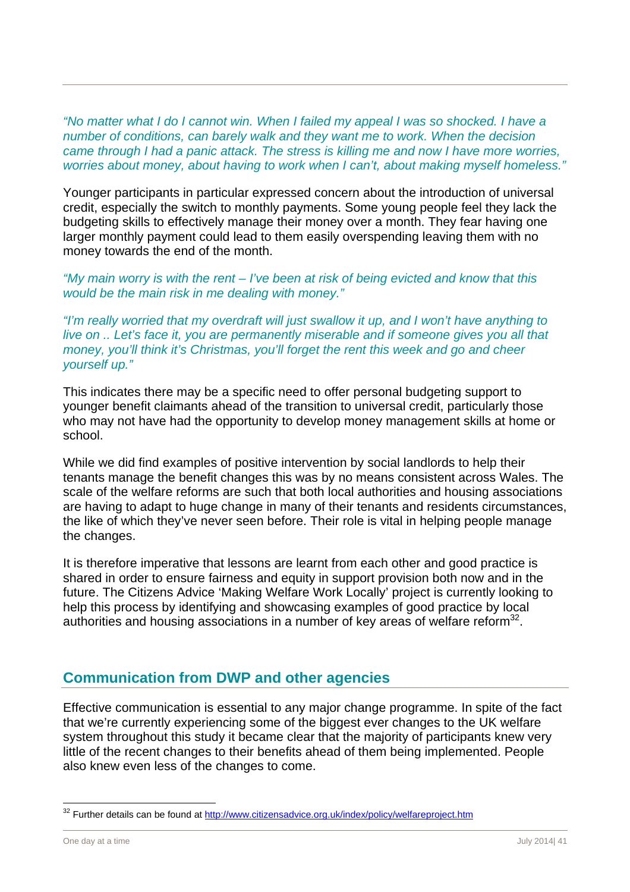*"No matter what I do I cannot win. When I failed my appeal I was so shocked. I have a number of conditions, can barely walk and they want me to work. When the decision came through I had a panic attack. The stress is killing me and now I have more worries, worries about money, about having to work when I can't, about making myself homeless."*

Younger participants in particular expressed concern about the introduction of universal credit, especially the switch to monthly payments. Some young people feel they lack the budgeting skills to effectively manage their money over a month. They fear having one larger monthly payment could lead to them easily overspending leaving them with no money towards the end of the month.

*"My main worry is with the rent – I've been at risk of being evicted and know that this would be the main risk in me dealing with money."*

*"I'm really worried that my overdraft will just swallow it up, and I won't have anything to live on .. Let's face it, you are permanently miserable and if someone gives you all that money, you'll think it's Christmas, you'll forget the rent this week and go and cheer yourself up."*

This indicates there may be a specific need to offer personal budgeting support to younger benefit claimants ahead of the transition to universal credit, particularly those who may not have had the opportunity to develop money management skills at home or school.

While we did find examples of positive intervention by social landlords to help their tenants manage the benefit changes this was by no means consistent across Wales. The scale of the welfare reforms are such that both local authorities and housing associations are having to adapt to huge change in many of their tenants and residents circumstances, the like of which they've never seen before. Their role is vital in helping people manage the changes.

It is therefore imperative that lessons are learnt from each other and good practice is shared in order to ensure fairness and equity in support provision both now and in the future. The Citizens Advice 'Making Welfare Work Locally' project is currently looking to help this process by identifying and showcasing examples of good practice by local authorities and housing associations in a number of key areas of welfare reform[32].

## Communication from DWP and other agencies

Effective communication is essential to any major change programme. In spite of the fact that we're currently experiencing some of the biggest ever changes to the UK welfare system throughout this study it became clear that the majority of participants knew very little of the recent changes to their benefits ahead of them being implemented. People also knew even less of the changes to come.

[32] Further details can be found at http://www.citizensadvice.org.uk/index/policy/welfareproject.htm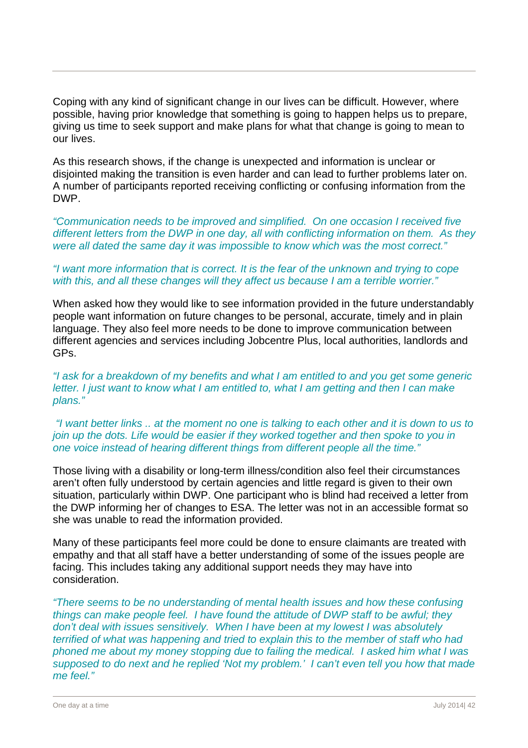Coping with any kind of significant change in our lives can be difficult. However, where possible, having prior knowledge that something is going to happen helps us to prepare, giving us time to seek support and make plans for what that change is going to mean to our lives.

As this research shows, if the change is unexpected and information is unclear or disjointed making the transition is even harder and can lead to further problems later on. A number of participants reported receiving conflicting or confusing information from the DWP.

*"Communication needs to be improved and simplified. On one occasion I received five different letters from the DWP in one day, all with conflicting information on them. As they were all dated the same day it was impossible to know which was the most correct."*

*"I want more information that is correct. It is the fear of the unknown and trying to cope with this, and all these changes will they affect us because I am a terrible worrier."*

When asked how they would like to see information provided in the future understandably people want information on future changes to be personal, accurate, timely and in plain language. They also feel more needs to be done to improve communication between different agencies and services including Jobcentre Plus, local authorities, landlords and GPs.

*"I ask for a breakdown of my benefits and what I am entitled to and you get some generic letter. I just want to know what I am entitled to, what I am getting and then I can make plans."*

*"I want better links .. at the moment no one is talking to each other and it is down to us to join up the dots. Life would be easier if they worked together and then spoke to you in one voice instead of hearing different things from different people all the time."*

Those living with a disability or long-term illness/condition also feel their circumstances aren't often fully understood by certain agencies and little regard is given to their own situation, particularly within DWP. One participant who is blind had received a letter from the DWP informing her of changes to ESA. The letter was not in an accessible format so she was unable to read the information provided.

Many of these participants feel more could be done to ensure claimants are treated with empathy and that all staff have a better understanding of some of the issues people are facing. This includes taking any additional support needs they may have into consideration.

*"There seems to be no understanding of mental health issues and how these confusing things can make people feel. I have found the attitude of DWP staff to be awful; they don't deal with issues sensitively. When I have been at my lowest I was absolutely terrified of what was happening and tried to explain this to the member of staff who had phoned me about my money stopping due to failing the medical. I asked him what I was supposed to do next and he replied 'Not my problem.' I can't even tell you how that made me feel."*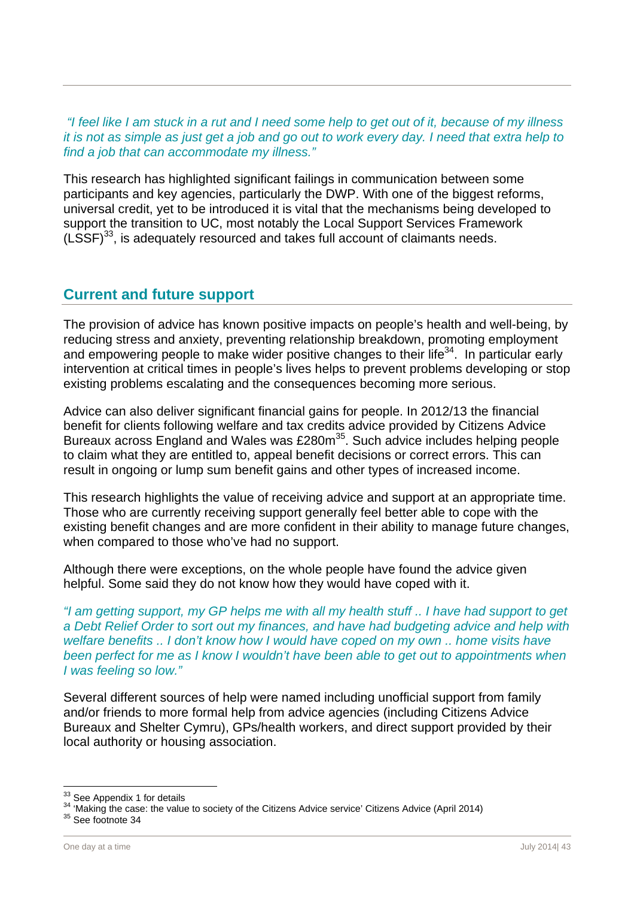*"I feel like I am stuck in a rut and I need some help to get out of it, because of my illness it is not as simple as just get a job and go out to work every day. I need that extra help to find a job that can accommodate my illness."*

This research has highlighted significant failings in communication between some participants and key agencies, particularly the DWP. With one of the biggest reforms, universal credit, yet to be introduced it is vital that the mechanisms being developed to support the transition to UC, most notably the Local Support Services Framework (LSSF)[33], is adequately resourced and takes full account of claimants needs.

## Current and future support

The provision of advice has known positive impacts on people's health and well-being, by reducing stress and anxiety, preventing relationship breakdown, promoting employment and empowering people to make wider positive changes to their life[34]. In particular early intervention at critical times in people's lives helps to prevent problems developing or stop existing problems escalating and the consequences becoming more serious.

Advice can also deliver significant financial gains for people. In 2012/13 the financial benefit for clients following welfare and tax credits advice provided by Citizens Advice Bureaux across England and Wales was £280m[35]. Such advice includes helping people to claim what they are entitled to, appeal benefit decisions or correct errors. This can result in ongoing or lump sum benefit gains and other types of increased income.

This research highlights the value of receiving advice and support at an appropriate time. Those who are currently receiving support generally feel better able to cope with the existing benefit changes and are more confident in their ability to manage future changes, when compared to those who've had no support.

Although there were exceptions, on the whole people have found the advice given helpful. Some said they do not know how they would have coped with it.

*"I am getting support, my GP helps me with all my health stuff .. I have had support to get a Debt Relief Order to sort out my finances, and have had budgeting advice and help with welfare benefits .. I don't know how I would have coped on my own .. home visits have been perfect for me as I know I wouldn't have been able to get out to appointments when I was feeling so low."*

Several different sources of help were named including unofficial support from family and/or friends to more formal help from advice agencies (including Citizens Advice Bureaux and Shelter Cymru), GPs/health workers, and direct support provided by their local authority or housing association.

---

[33] See Appendix 1 for details

[34] 'Making the case: the value to society of the Citizens Advice service' Citizens Advice (April 2014)

[35] See footnote 34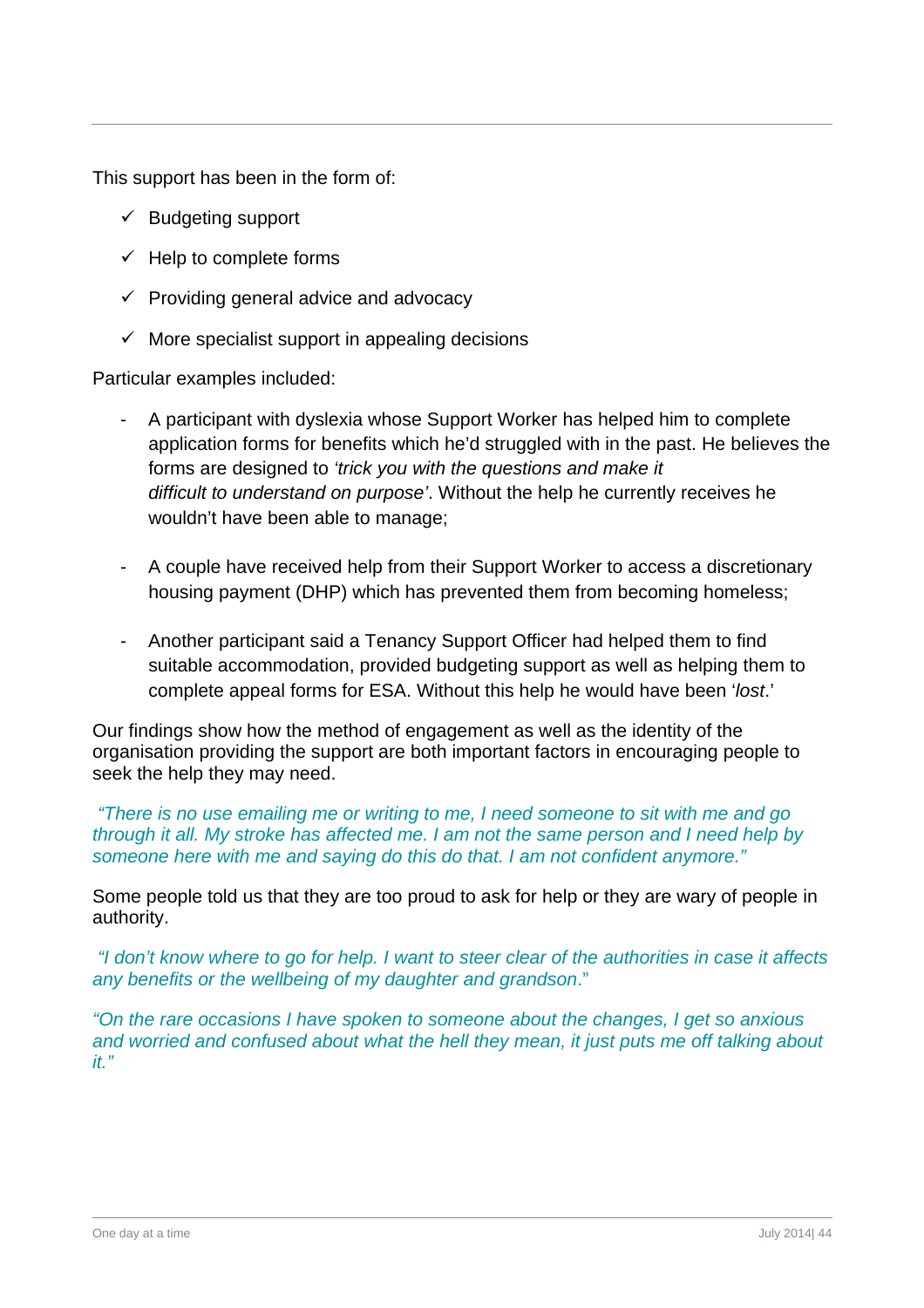This support has been in the form of:

- ✓ Budgeting support
- ✓ Help to complete forms
- ✓ Providing general advice and advocacy
- ✓ More specialist support in appealing decisions

Particular examples included:

- A participant with dyslexia whose Support Worker has helped him to complete application forms for benefits which he'd struggled with in the past. He believes the forms are designed to *'trick you with the questions and make it difficult to understand on purpose'*. Without the help he currently receives he wouldn't have been able to manage;

- A couple have received help from their Support Worker to access a discretionary housing payment (DHP) which has prevented them from becoming homeless;

- Another participant said a Tenancy Support Officer had helped them to find suitable accommodation, provided budgeting support as well as helping them to complete appeal forms for ESA. Without this help he would have been '*lost*.'

Our findings show how the method of engagement as well as the identity of the organisation providing the support are both important factors in encouraging people to seek the help they may need.

*"There is no use emailing me or writing to me, I need someone to sit with me and go through it all. My stroke has affected me. I am not the same person and I need help by someone here with me and saying do this do that. I am not confident anymore."*

Some people told us that they are too proud to ask for help or they are wary of people in authority.

*"I don't know where to go for help. I want to steer clear of the authorities in case it affects any benefits or the wellbeing of my daughter and grandson."*

*"On the rare occasions I have spoken to someone about the changes, I get so anxious and worried and confused about what the hell they mean, it just puts me off talking about it."*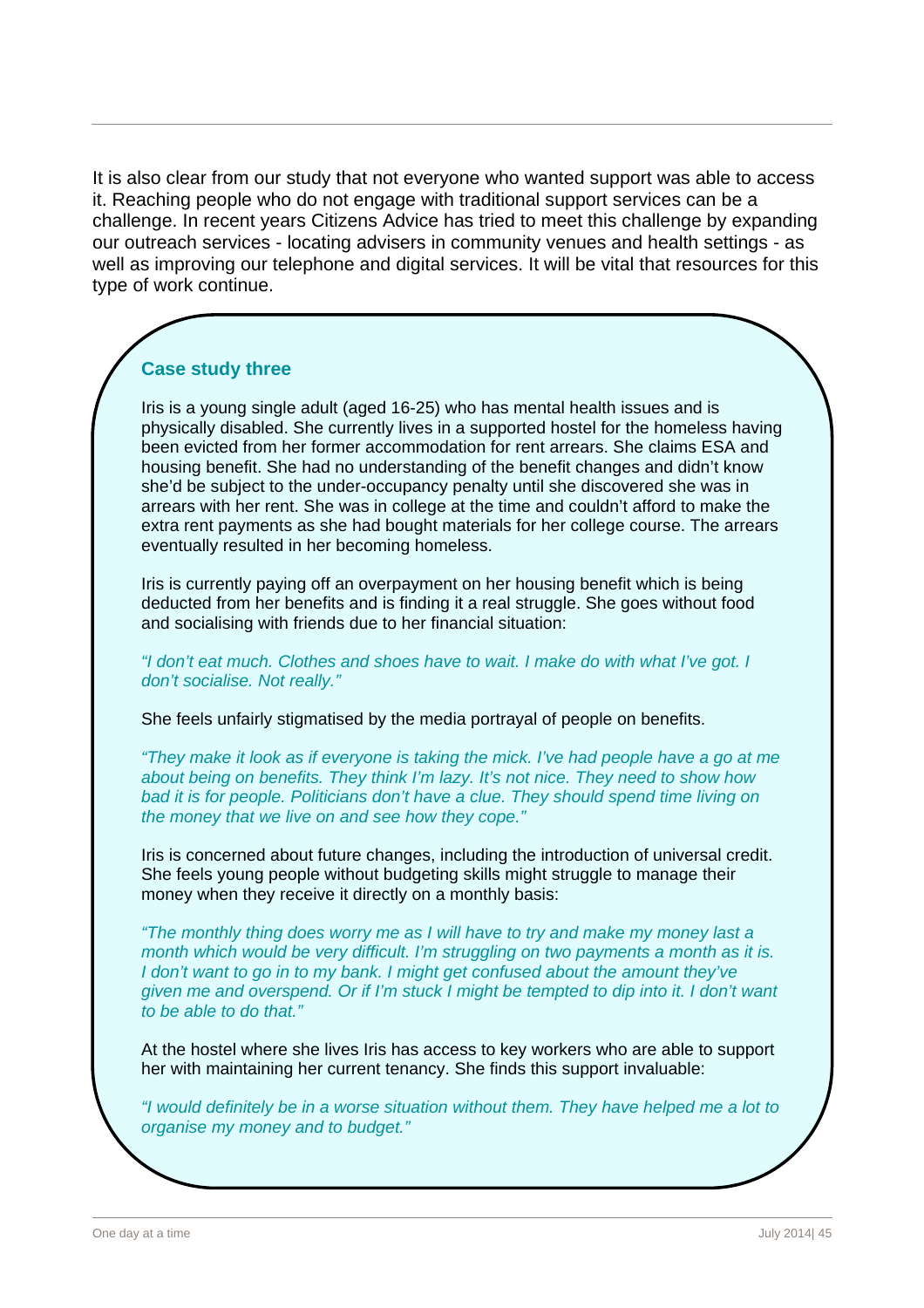It is also clear from our study that not everyone who wanted support was able to access it. Reaching people who do not engage with traditional support services can be a challenge. In recent years Citizens Advice has tried to meet this challenge by expanding our outreach services - locating advisers in community venues and health settings - as well as improving our telephone and digital services. It will be vital that resources for this type of work continue.

### Case study three

Iris is a young single adult (aged 16-25) who has mental health issues and is physically disabled. She currently lives in a supported hostel for the homeless having been evicted from her former accommodation for rent arrears. She claims ESA and housing benefit. She had no understanding of the benefit changes and didn't know she'd be subject to the under-occupancy penalty until she discovered she was in arrears with her rent. She was in college at the time and couldn't afford to make the extra rent payments as she had bought materials for her college course. The arrears eventually resulted in her becoming homeless.

Iris is currently paying off an overpayment on her housing benefit which is being deducted from her benefits and is finding it a real struggle. She goes without food and socialising with friends due to her financial situation:

*"I don't eat much. Clothes and shoes have to wait. I make do with what I've got. I don't socialise. Not really."*

She feels unfairly stigmatised by the media portrayal of people on benefits.

*"They make it look as if everyone is taking the mick. I've had people have a go at me about being on benefits. They think I'm lazy. It's not nice. They need to show how bad it is for people. Politicians don't have a clue. They should spend time living on the money that we live on and see how they cope."*

Iris is concerned about future changes, including the introduction of universal credit. She feels young people without budgeting skills might struggle to manage their money when they receive it directly on a monthly basis:

*"The monthly thing does worry me as I will have to try and make my money last a month which would be very difficult. I'm struggling on two payments a month as it is. I don't want to go in to my bank. I might get confused about the amount they've given me and overspend. Or if I'm stuck I might be tempted to dip into it. I don't want to be able to do that."*

At the hostel where she lives Iris has access to key workers who are able to support her with maintaining her current tenancy. She finds this support invaluable:

*"I would definitely be in a worse situation without them. They have helped me a lot to organise my money and to budget."*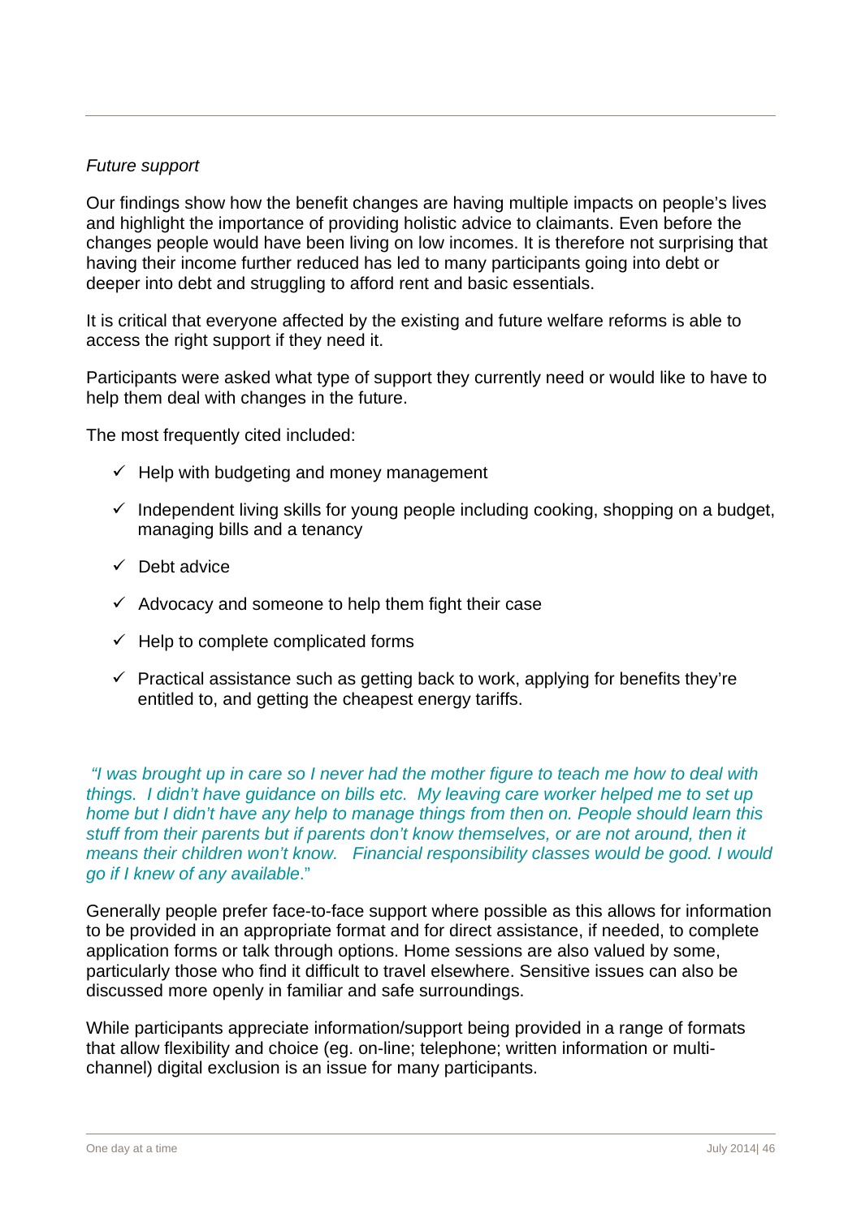*Future support*

Our findings show how the benefit changes are having multiple impacts on people's lives and highlight the importance of providing holistic advice to claimants. Even before the changes people would have been living on low incomes. It is therefore not surprising that having their income further reduced has led to many participants going into debt or deeper into debt and struggling to afford rent and basic essentials.

It is critical that everyone affected by the existing and future welfare reforms is able to access the right support if they need it.

Participants were asked what type of support they currently need or would like to have to help them deal with changes in the future.

The most frequently cited included:

- ✓ Help with budgeting and money management
- ✓ Independent living skills for young people including cooking, shopping on a budget, managing bills and a tenancy
- ✓ Debt advice
- ✓ Advocacy and someone to help them fight their case
- ✓ Help to complete complicated forms
- ✓ Practical assistance such as getting back to work, applying for benefits they're entitled to, and getting the cheapest energy tariffs.

*"I was brought up in care so I never had the mother figure to teach me how to deal with things. I didn't have guidance on bills etc. My leaving care worker helped me to set up home but I didn't have any help to manage things from then on. People should learn this stuff from their parents but if parents don't know themselves, or are not around, then it means their children won't know. Financial responsibility classes would be good. I would go if I knew of any available."*

Generally people prefer face-to-face support where possible as this allows for information to be provided in an appropriate format and for direct assistance, if needed, to complete application forms or talk through options. Home sessions are also valued by some, particularly those who find it difficult to travel elsewhere. Sensitive issues can also be discussed more openly in familiar and safe surroundings.

While participants appreciate information/support being provided in a range of formats that allow flexibility and choice (eg. on-line; telephone; written information or multi-channel) digital exclusion is an issue for many participants.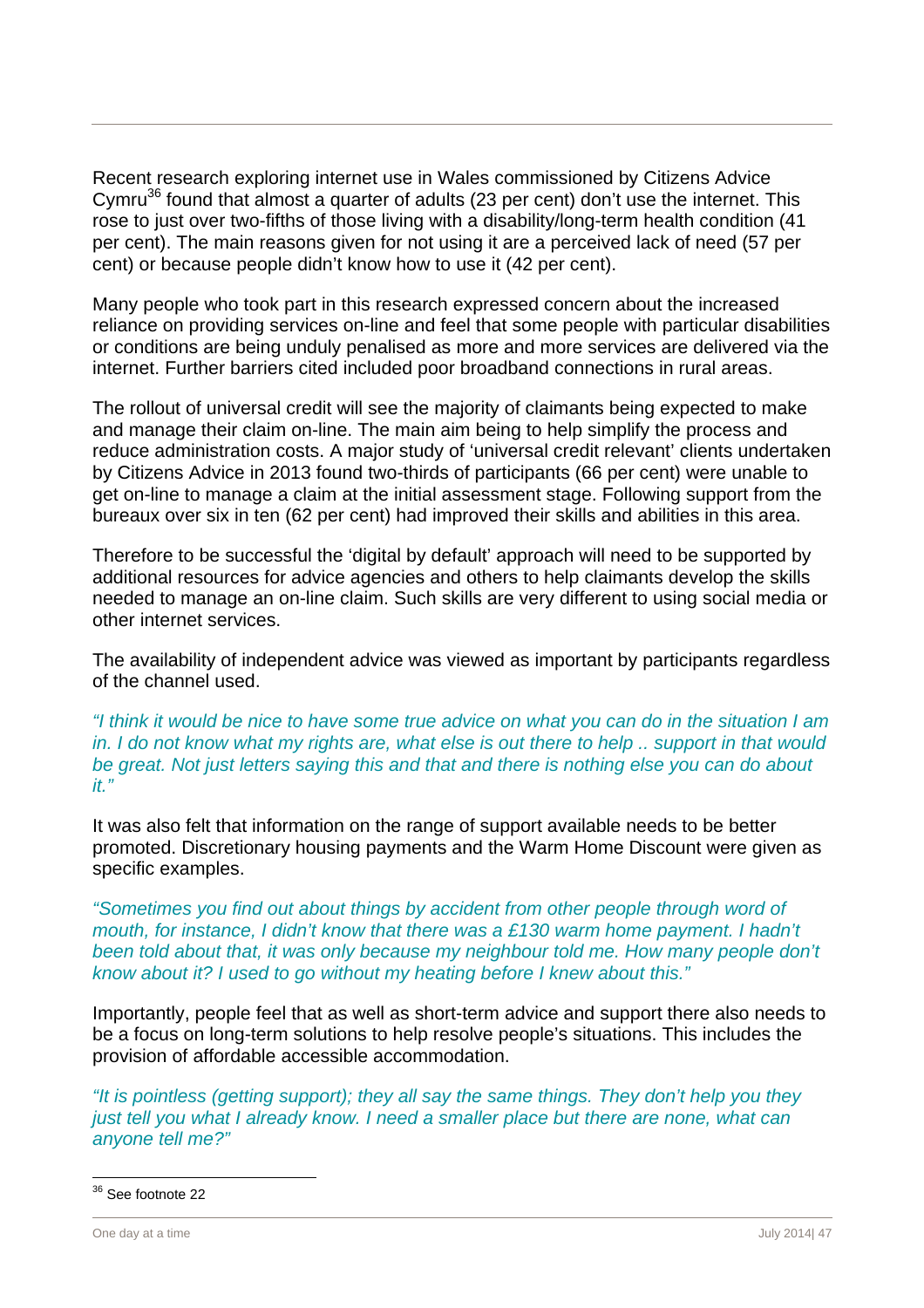Recent research exploring internet use in Wales commissioned by Citizens Advice Cymru[36] found that almost a quarter of adults (23 per cent) don't use the internet. This rose to just over two-fifths of those living with a disability/long-term health condition (41 per cent). The main reasons given for not using it are a perceived lack of need (57 per cent) or because people didn't know how to use it (42 per cent).

Many people who took part in this research expressed concern about the increased reliance on providing services on-line and feel that some people with particular disabilities or conditions are being unduly penalised as more and more services are delivered via the internet. Further barriers cited included poor broadband connections in rural areas.

The rollout of universal credit will see the majority of claimants being expected to make and manage their claim on-line. The main aim being to help simplify the process and reduce administration costs. A major study of 'universal credit relevant' clients undertaken by Citizens Advice in 2013 found two-thirds of participants (66 per cent) were unable to get on-line to manage a claim at the initial assessment stage. Following support from the bureaux over six in ten (62 per cent) had improved their skills and abilities in this area.

Therefore to be successful the 'digital by default' approach will need to be supported by additional resources for advice agencies and others to help claimants develop the skills needed to manage an on-line claim. Such skills are very different to using social media or other internet services.

The availability of independent advice was viewed as important by participants regardless of the channel used.

*"I think it would be nice to have some true advice on what you can do in the situation I am in. I do not know what my rights are, what else is out there to help .. support in that would be great. Not just letters saying this and that and there is nothing else you can do about it."*

It was also felt that information on the range of support available needs to be better promoted. Discretionary housing payments and the Warm Home Discount were given as specific examples.

*"Sometimes you find out about things by accident from other people through word of mouth, for instance, I didn't know that there was a £130 warm home payment. I hadn't been told about that, it was only because my neighbour told me. How many people don't know about it? I used to go without my heating before I knew about this."*

Importantly, people feel that as well as short-term advice and support there also needs to be a focus on long-term solutions to help resolve people's situations. This includes the provision of affordable accessible accommodation.

*"It is pointless (getting support); they all say the same things. They don't help you they just tell you what I already know. I need a smaller place but there are none, what can anyone tell me?"*

[36] See footnote 22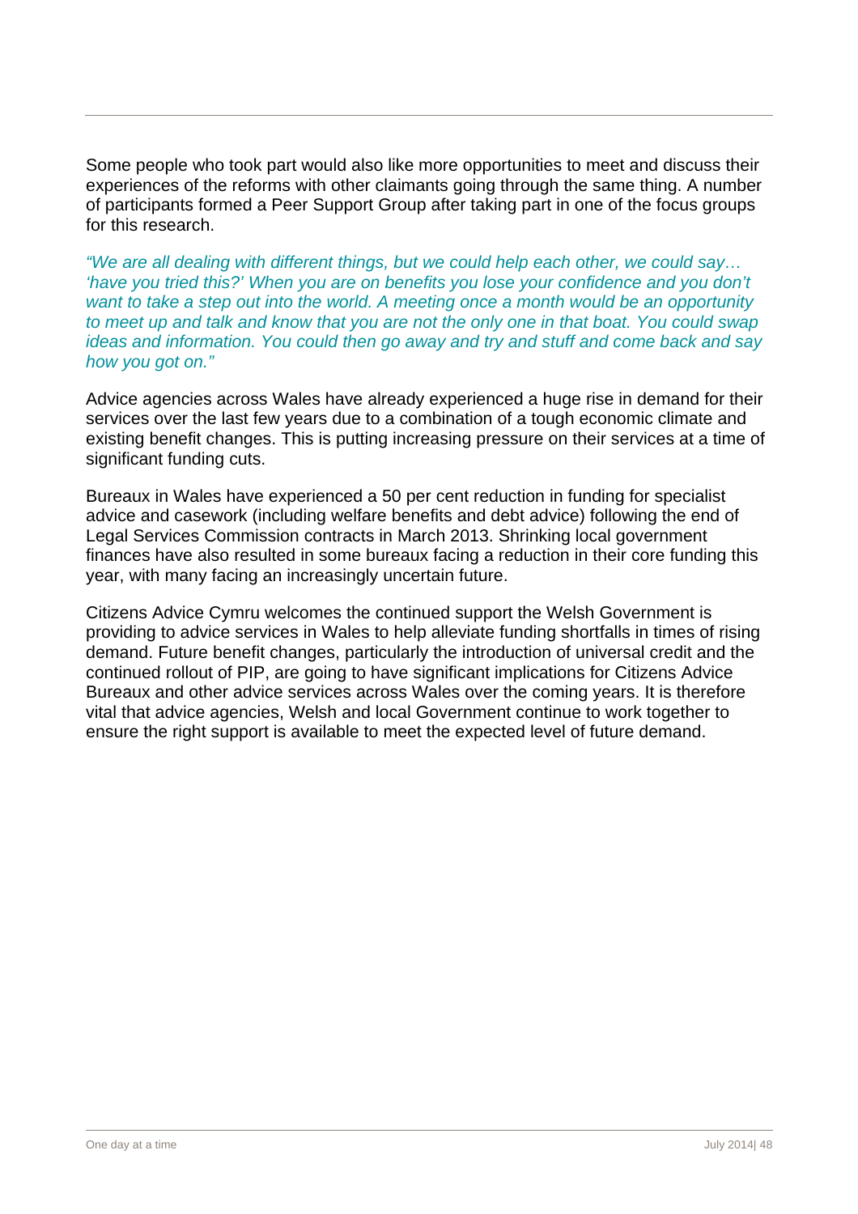Some people who took part would also like more opportunities to meet and discuss their experiences of the reforms with other claimants going through the same thing. A number of participants formed a Peer Support Group after taking part in one of the focus groups for this research.

*"We are all dealing with different things, but we could help each other, we could say… 'have you tried this?' When you are on benefits you lose your confidence and you don't want to take a step out into the world. A meeting once a month would be an opportunity to meet up and talk and know that you are not the only one in that boat. You could swap ideas and information. You could then go away and try and stuff and come back and say how you got on."*

Advice agencies across Wales have already experienced a huge rise in demand for their services over the last few years due to a combination of a tough economic climate and existing benefit changes. This is putting increasing pressure on their services at a time of significant funding cuts.

Bureaux in Wales have experienced a 50 per cent reduction in funding for specialist advice and casework (including welfare benefits and debt advice) following the end of Legal Services Commission contracts in March 2013. Shrinking local government finances have also resulted in some bureaux facing a reduction in their core funding this year, with many facing an increasingly uncertain future.

Citizens Advice Cymru welcomes the continued support the Welsh Government is providing to advice services in Wales to help alleviate funding shortfalls in times of rising demand. Future benefit changes, particularly the introduction of universal credit and the continued rollout of PIP, are going to have significant implications for Citizens Advice Bureaux and other advice services across Wales over the coming years. It is therefore vital that advice agencies, Welsh and local Government continue to work together to ensure the right support is available to meet the expected level of future demand.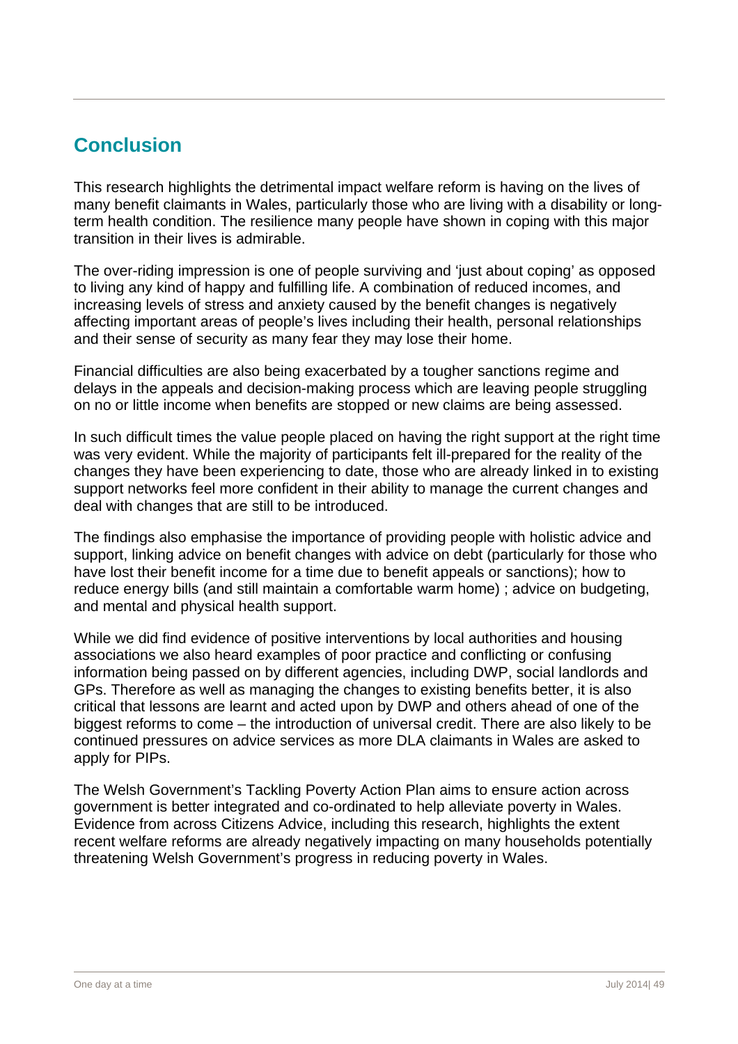## Conclusion

This research highlights the detrimental impact welfare reform is having on the lives of many benefit claimants in Wales, particularly those who are living with a disability or long-term health condition. The resilience many people have shown in coping with this major transition in their lives is admirable.

The over-riding impression is one of people surviving and 'just about coping' as opposed to living any kind of happy and fulfilling life. A combination of reduced incomes, and increasing levels of stress and anxiety caused by the benefit changes is negatively affecting important areas of people's lives including their health, personal relationships and their sense of security as many fear they may lose their home.

Financial difficulties are also being exacerbated by a tougher sanctions regime and delays in the appeals and decision-making process which are leaving people struggling on no or little income when benefits are stopped or new claims are being assessed.

In such difficult times the value people placed on having the right support at the right time was very evident. While the majority of participants felt ill-prepared for the reality of the changes they have been experiencing to date, those who are already linked in to existing support networks feel more confident in their ability to manage the current changes and deal with changes that are still to be introduced.

The findings also emphasise the importance of providing people with holistic advice and support, linking advice on benefit changes with advice on debt (particularly for those who have lost their benefit income for a time due to benefit appeals or sanctions); how to reduce energy bills (and still maintain a comfortable warm home) ; advice on budgeting, and mental and physical health support.

While we did find evidence of positive interventions by local authorities and housing associations we also heard examples of poor practice and conflicting or confusing information being passed on by different agencies, including DWP, social landlords and GPs. Therefore as well as managing the changes to existing benefits better, it is also critical that lessons are learnt and acted upon by DWP and others ahead of one of the biggest reforms to come – the introduction of universal credit. There are also likely to be continued pressures on advice services as more DLA claimants in Wales are asked to apply for PIPs.

The Welsh Government's Tackling Poverty Action Plan aims to ensure action across government is better integrated and co-ordinated to help alleviate poverty in Wales. Evidence from across Citizens Advice, including this research, highlights the extent recent welfare reforms are already negatively impacting on many households potentially threatening Welsh Government's progress in reducing poverty in Wales.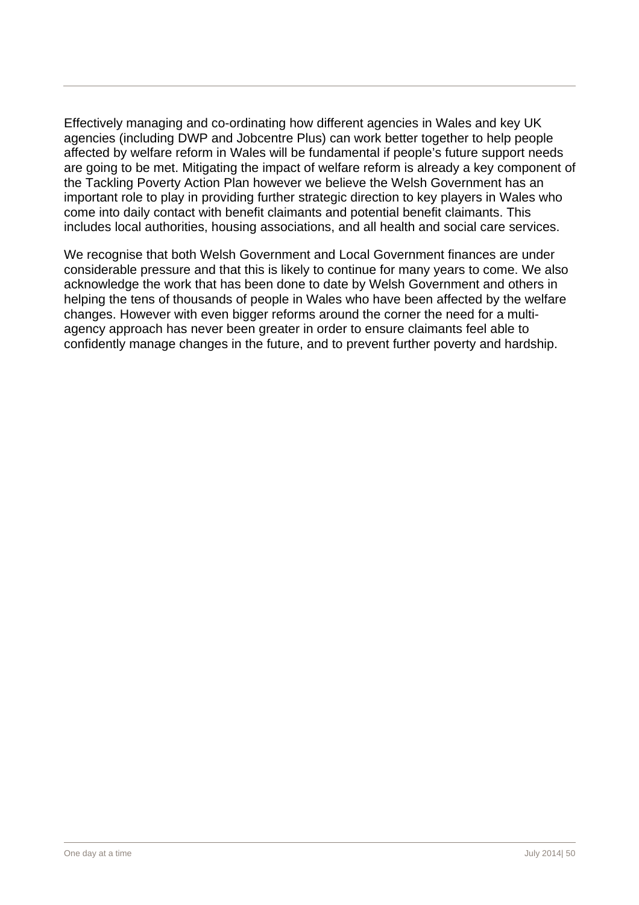Effectively managing and co-ordinating how different agencies in Wales and key UK agencies (including DWP and Jobcentre Plus) can work better together to help people affected by welfare reform in Wales will be fundamental if people's future support needs are going to be met. Mitigating the impact of welfare reform is already a key component of the Tackling Poverty Action Plan however we believe the Welsh Government has an important role to play in providing further strategic direction to key players in Wales who come into daily contact with benefit claimants and potential benefit claimants. This includes local authorities, housing associations, and all health and social care services.

We recognise that both Welsh Government and Local Government finances are under considerable pressure and that this is likely to continue for many years to come. We also acknowledge the work that has been done to date by Welsh Government and others in helping the tens of thousands of people in Wales who have been affected by the welfare changes. However with even bigger reforms around the corner the need for a multi-agency approach has never been greater in order to ensure claimants feel able to confidently manage changes in the future, and to prevent further poverty and hardship.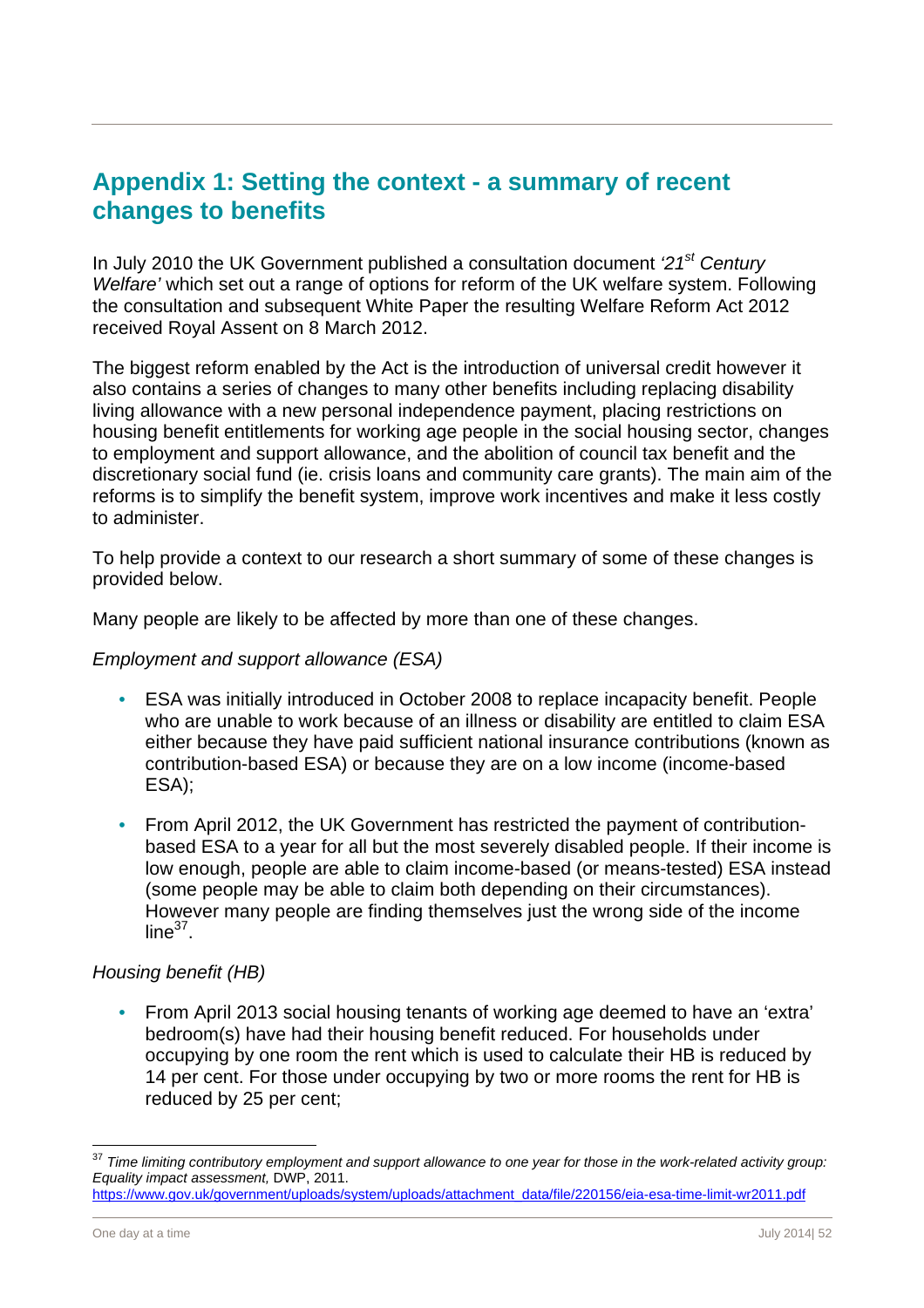## Appendix 1: Setting the context - a summary of recent changes to benefits

In July 2010 the UK Government published a consultation document *'21st Century Welfare'* which set out a range of options for reform of the UK welfare system. Following the consultation and subsequent White Paper the resulting Welfare Reform Act 2012 received Royal Assent on 8 March 2012.

The biggest reform enabled by the Act is the introduction of universal credit however it also contains a series of changes to many other benefits including replacing disability living allowance with a new personal independence payment, placing restrictions on housing benefit entitlements for working age people in the social housing sector, changes to employment and support allowance, and the abolition of council tax benefit and the discretionary social fund (ie. crisis loans and community care grants). The main aim of the reforms is to simplify the benefit system, improve work incentives and make it less costly to administer.

To help provide a context to our research a short summary of some of these changes is provided below.

Many people are likely to be affected by more than one of these changes.

*Employment and support allowance (ESA)*

- ESA was initially introduced in October 2008 to replace incapacity benefit. People who are unable to work because of an illness or disability are entitled to claim ESA either because they have paid sufficient national insurance contributions (known as contribution-based ESA) or because they are on a low income (income-based ESA);
- From April 2012, the UK Government has restricted the payment of contribution-based ESA to a year for all but the most severely disabled people. If their income is low enough, people are able to claim income-based (or means-tested) ESA instead (some people may be able to claim both depending on their circumstances). However many people are finding themselves just the wrong side of the income line[37].

*Housing benefit (HB)*

- From April 2013 social housing tenants of working age deemed to have an 'extra' bedroom(s) have had their housing benefit reduced. For households under occupying by one room the rent which is used to calculate their HB is reduced by 14 per cent. For those under occupying by two or more rooms the rent for HB is reduced by 25 per cent;

---

[37] *Time limiting contributory employment and support allowance to one year for those in the work-related activity group: Equality impact assessment,* DWP, 2011. https://www.gov.uk/government/uploads/system/uploads/attachment_data/file/220156/eia-esa-time-limit-wr2011.pdf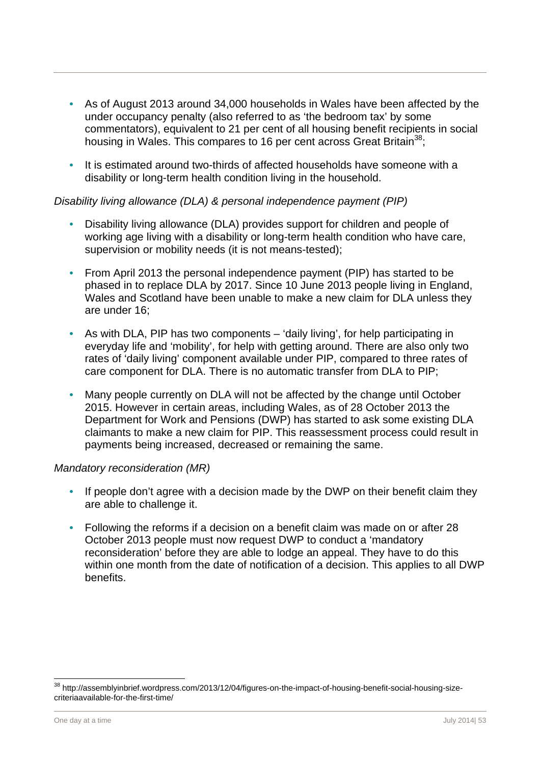- As of August 2013 around 34,000 households in Wales have been affected by the under occupancy penalty (also referred to as 'the bedroom tax' by some commentators), equivalent to 21 per cent of all housing benefit recipients in social housing in Wales. This compares to 16 per cent across Great Britain[38];
- It is estimated around two-thirds of affected households have someone with a disability or long-term health condition living in the household.

*Disability living allowance (DLA) & personal independence payment (PIP)*

- Disability living allowance (DLA) provides support for children and people of working age living with a disability or long-term health condition who have care, supervision or mobility needs (it is not means-tested);
- From April 2013 the personal independence payment (PIP) has started to be phased in to replace DLA by 2017. Since 10 June 2013 people living in England, Wales and Scotland have been unable to make a new claim for DLA unless they are under 16;
- As with DLA, PIP has two components – 'daily living', for help participating in everyday life and 'mobility', for help with getting around. There are also only two rates of 'daily living' component available under PIP, compared to three rates of care component for DLA. There is no automatic transfer from DLA to PIP;
- Many people currently on DLA will not be affected by the change until October 2015. However in certain areas, including Wales, as of 28 October 2013 the Department for Work and Pensions (DWP) has started to ask some existing DLA claimants to make a new claim for PIP. This reassessment process could result in payments being increased, decreased or remaining the same.

*Mandatory reconsideration (MR)*

- If people don't agree with a decision made by the DWP on their benefit claim they are able to challenge it.
- Following the reforms if a decision on a benefit claim was made on or after 28 October 2013 people must now request DWP to conduct a 'mandatory reconsideration' before they are able to lodge an appeal. They have to do this within one month from the date of notification of a decision. This applies to all DWP benefits.

[38] http://assemblyinbrief.wordpress.com/2013/12/04/figures-on-the-impact-of-housing-benefit-social-housing-size-criteriaavailable-for-the-first-time/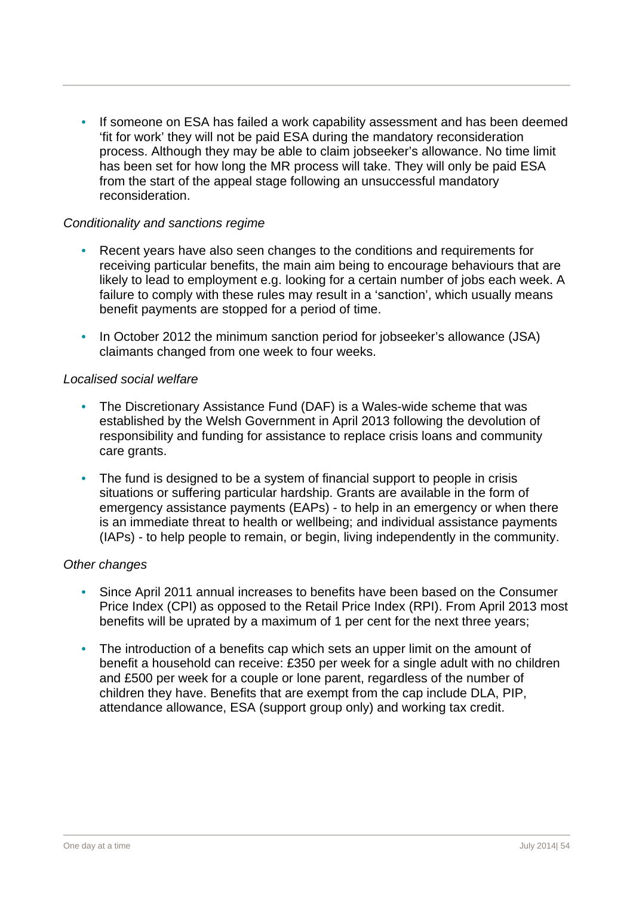- If someone on ESA has failed a work capability assessment and has been deemed 'fit for work' they will not be paid ESA during the mandatory reconsideration process. Although they may be able to claim jobseeker's allowance. No time limit has been set for how long the MR process will take. They will only be paid ESA from the start of the appeal stage following an unsuccessful mandatory reconsideration.

*Conditionality and sanctions regime*

- Recent years have also seen changes to the conditions and requirements for receiving particular benefits, the main aim being to encourage behaviours that are likely to lead to employment e.g. looking for a certain number of jobs each week. A failure to comply with these rules may result in a 'sanction', which usually means benefit payments are stopped for a period of time.
- In October 2012 the minimum sanction period for jobseeker's allowance (JSA) claimants changed from one week to four weeks.

*Localised social welfare*

- The Discretionary Assistance Fund (DAF) is a Wales-wide scheme that was established by the Welsh Government in April 2013 following the devolution of responsibility and funding for assistance to replace crisis loans and community care grants.
- The fund is designed to be a system of financial support to people in crisis situations or suffering particular hardship. Grants are available in the form of emergency assistance payments (EAPs) - to help in an emergency or when there is an immediate threat to health or wellbeing; and individual assistance payments (IAPs) - to help people to remain, or begin, living independently in the community.

*Other changes*

- Since April 2011 annual increases to benefits have been based on the Consumer Price Index (CPI) as opposed to the Retail Price Index (RPI). From April 2013 most benefits will be uprated by a maximum of 1 per cent for the next three years;
- The introduction of a benefits cap which sets an upper limit on the amount of benefit a household can receive: £350 per week for a single adult with no children and £500 per week for a couple or lone parent, regardless of the number of children they have. Benefits that are exempt from the cap include DLA, PIP, attendance allowance, ESA (support group only) and working tax credit.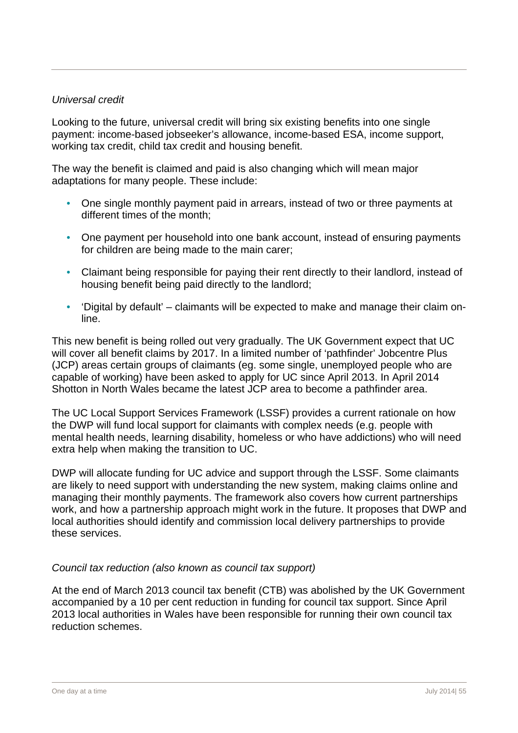*Universal credit*

Looking to the future, universal credit will bring six existing benefits into one single payment: income-based jobseeker's allowance, income-based ESA, income support, working tax credit, child tax credit and housing benefit.

The way the benefit is claimed and paid is also changing which will mean major adaptations for many people. These include:

- One single monthly payment paid in arrears, instead of two or three payments at different times of the month;
- One payment per household into one bank account, instead of ensuring payments for children are being made to the main carer;
- Claimant being responsible for paying their rent directly to their landlord, instead of housing benefit being paid directly to the landlord;
- 'Digital by default' – claimants will be expected to make and manage their claim on-line.

This new benefit is being rolled out very gradually. The UK Government expect that UC will cover all benefit claims by 2017. In a limited number of 'pathfinder' Jobcentre Plus (JCP) areas certain groups of claimants (eg. some single, unemployed people who are capable of working) have been asked to apply for UC since April 2013. In April 2014 Shotton in North Wales became the latest JCP area to become a pathfinder area.

The UC Local Support Services Framework (LSSF) provides a current rationale on how the DWP will fund local support for claimants with complex needs (e.g. people with mental health needs, learning disability, homeless or who have addictions) who will need extra help when making the transition to UC.

DWP will allocate funding for UC advice and support through the LSSF. Some claimants are likely to need support with understanding the new system, making claims online and managing their monthly payments. The framework also covers how current partnerships work, and how a partnership approach might work in the future. It proposes that DWP and local authorities should identify and commission local delivery partnerships to provide these services.

*Council tax reduction (also known as council tax support)*

At the end of March 2013 council tax benefit (CTB) was abolished by the UK Government accompanied by a 10 per cent reduction in funding for council tax support. Since April 2013 local authorities in Wales have been responsible for running their own council tax reduction schemes.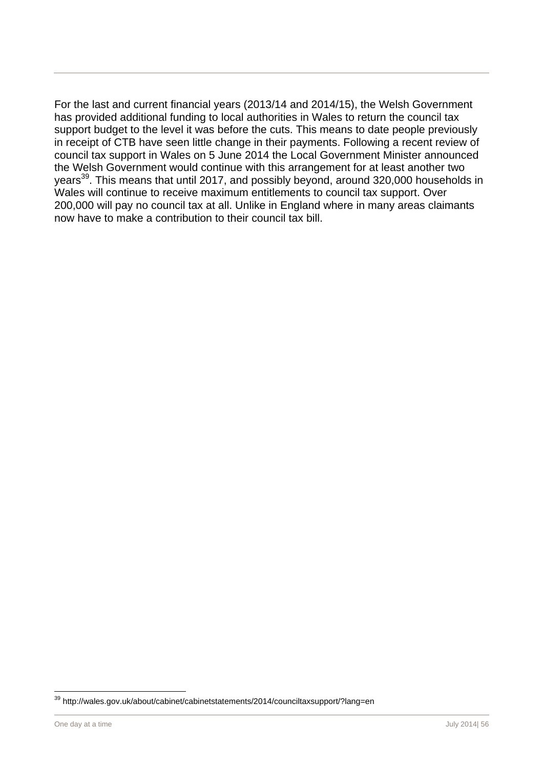For the last and current financial years (2013/14 and 2014/15), the Welsh Government has provided additional funding to local authorities in Wales to return the council tax support budget to the level it was before the cuts. This means to date people previously in receipt of CTB have seen little change in their payments. Following a recent review of council tax support in Wales on 5 June 2014 the Local Government Minister announced the Welsh Government would continue with this arrangement for at least another two years[39]. This means that until 2017, and possibly beyond, around 320,000 households in Wales will continue to receive maximum entitlements to council tax support. Over 200,000 will pay no council tax at all. Unlike in England where in many areas claimants now have to make a contribution to their council tax bill.

[39] http://wales.gov.uk/about/cabinet/cabinetstatements/2014/counciltaxsupport/?lang=en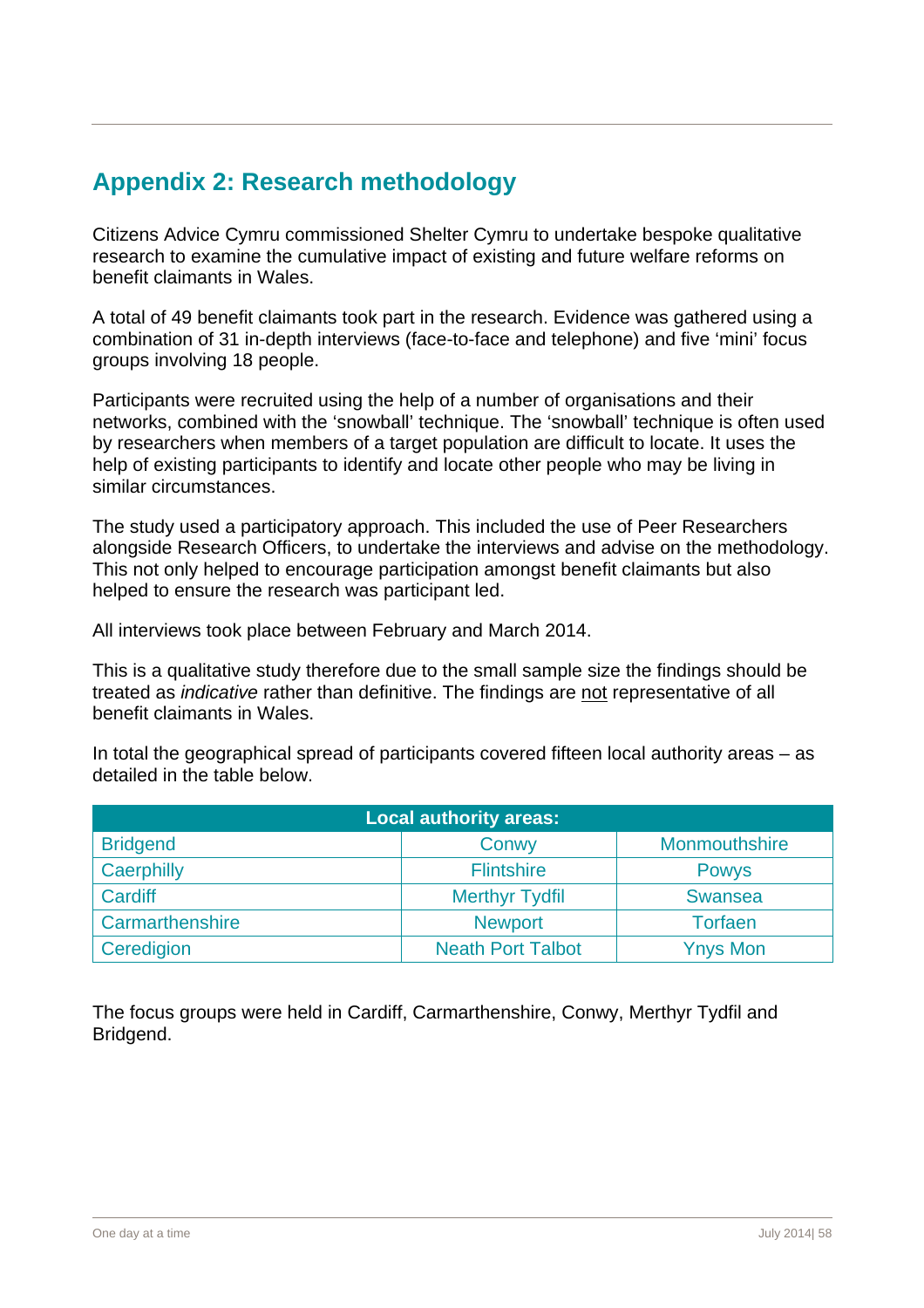## Appendix 2: Research methodology

Citizens Advice Cymru commissioned Shelter Cymru to undertake bespoke qualitative research to examine the cumulative impact of existing and future welfare reforms on benefit claimants in Wales.

A total of 49 benefit claimants took part in the research. Evidence was gathered using a combination of 31 in-depth interviews (face-to-face and telephone) and five 'mini' focus groups involving 18 people.

Participants were recruited using the help of a number of organisations and their networks, combined with the 'snowball' technique. The 'snowball' technique is often used by researchers when members of a target population are difficult to locate. It uses the help of existing participants to identify and locate other people who may be living in similar circumstances.

The study used a participatory approach. This included the use of Peer Researchers alongside Research Officers, to undertake the interviews and advise on the methodology. This not only helped to encourage participation amongst benefit claimants but also helped to ensure the research was participant led.

All interviews took place between February and March 2014.

This is a qualitative study therefore due to the small sample size the findings should be treated as *indicative* rather than definitive. The findings are <u>not</u> representative of all benefit claimants in Wales.

In total the geographical spread of participants covered fifteen local authority areas – as detailed in the table below.

| Local authority areas: | | |
|---|---|---|
| Bridgend | Conwy | Monmouthshire |
| Caerphilly | Flintshire | Powys |
| Cardiff | Merthyr Tydfil | Swansea |
| Carmarthenshire | Newport | Torfaen |
| Ceredigion | Neath Port Talbot | Ynys Mon |

The focus groups were held in Cardiff, Carmarthenshire, Conwy, Merthyr Tydfil and Bridgend.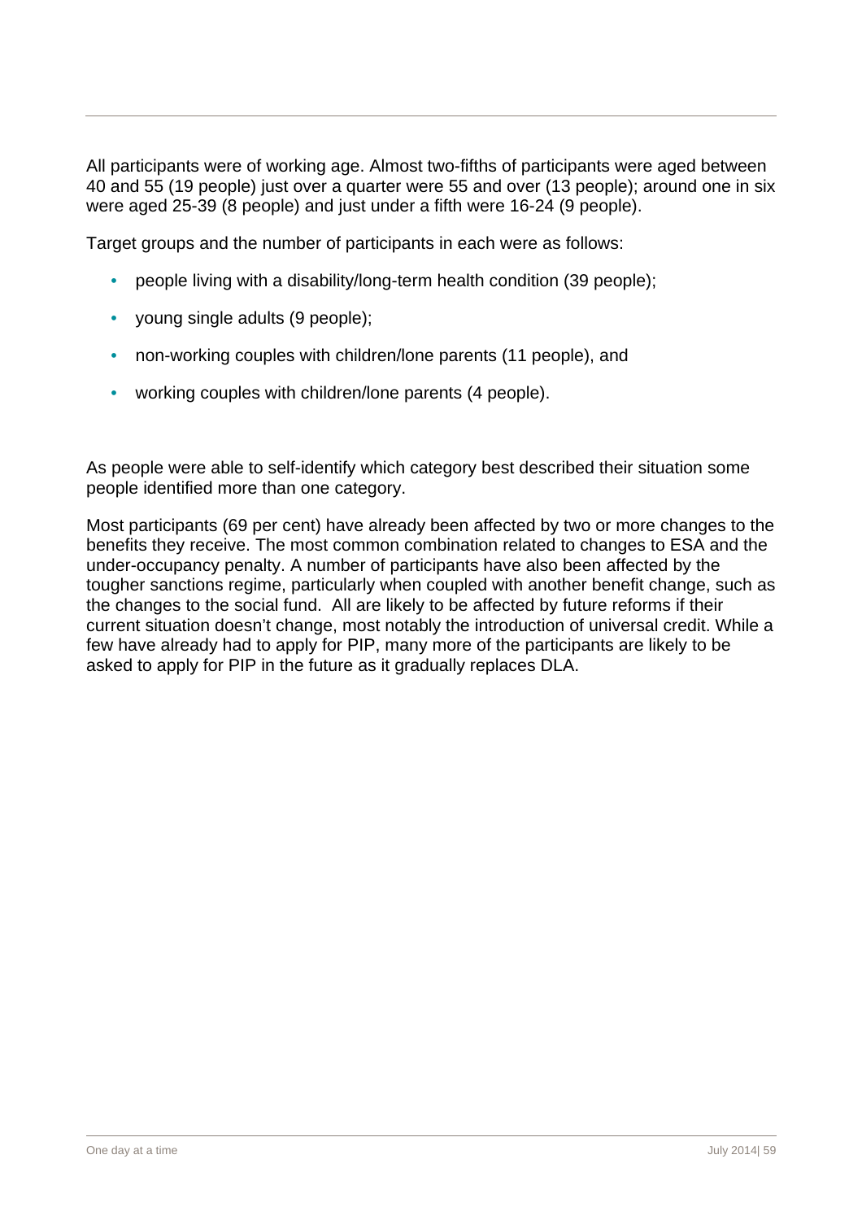All participants were of working age. Almost two-fifths of participants were aged between 40 and 55 (19 people) just over a quarter were 55 and over (13 people); around one in six were aged 25-39 (8 people) and just under a fifth were 16-24 (9 people).

Target groups and the number of participants in each were as follows:

- people living with a disability/long-term health condition (39 people);
- young single adults (9 people);
- non-working couples with children/lone parents (11 people), and
- working couples with children/lone parents (4 people).

As people were able to self-identify which category best described their situation some people identified more than one category.

Most participants (69 per cent) have already been affected by two or more changes to the benefits they receive. The most common combination related to changes to ESA and the under-occupancy penalty. A number of participants have also been affected by the tougher sanctions regime, particularly when coupled with another benefit change, such as the changes to the social fund. All are likely to be affected by future reforms if their current situation doesn't change, most notably the introduction of universal credit. While a few have already had to apply for PIP, many more of the participants are likely to be asked to apply for PIP in the future as it gradually replaces DLA.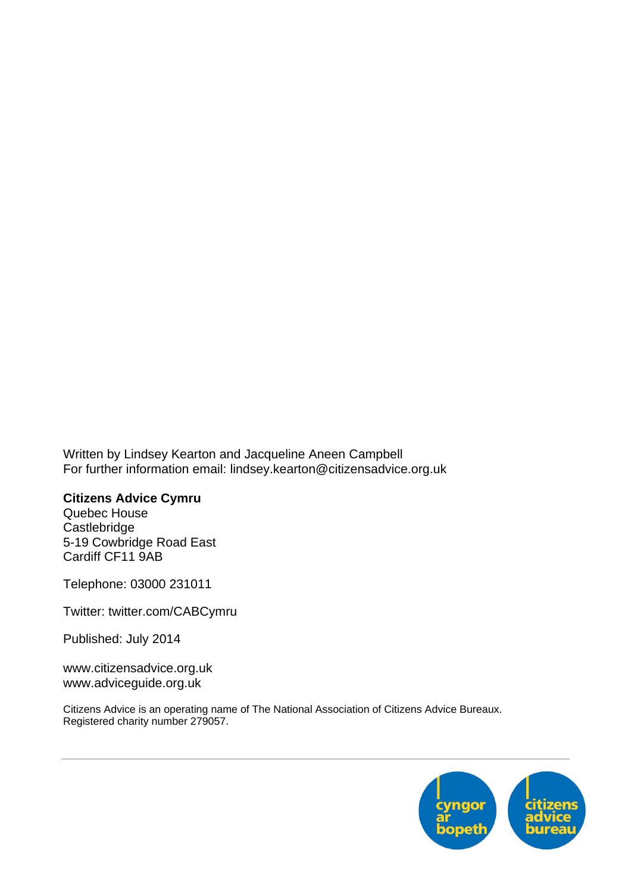Written by Lindsey Kearton and Jacqueline Aneen Campbell
For further information email: lindsey.kearton@citizensadvice.org.uk

**Citizens Advice Cymru**
Quebec House
Castlebridge
5-19 Cowbridge Road East
Cardiff CF11 9AB

Telephone: 03000 231011

Twitter: twitter.com/CABCymru

Published: July 2014

www.citizensadvice.org.uk
www.adviceguide.org.uk

Citizens Advice is an operating name of The National Association of Citizens Advice Bureaux.
Registered charity number 279057.

cyngor ar bopeth

citizens advice bureau